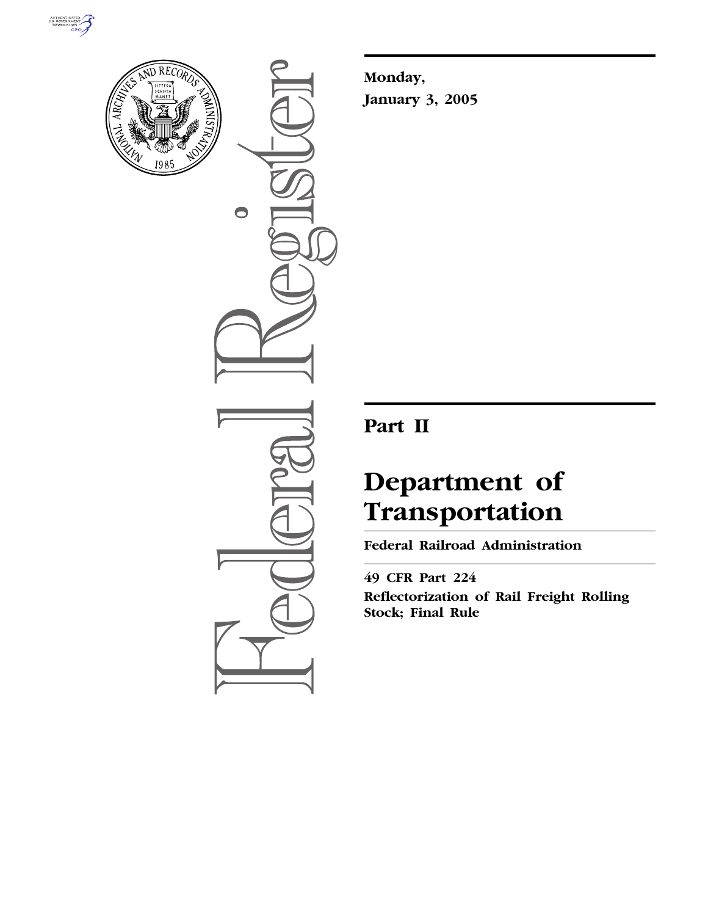**Monday,**

**January 3, 2005**

# Part II

# Department of Transportation

## Federal Railroad Administration

**49 CFR Part 224**

**Reflectorization of Rail Freight Rolling Stock; Final Rule**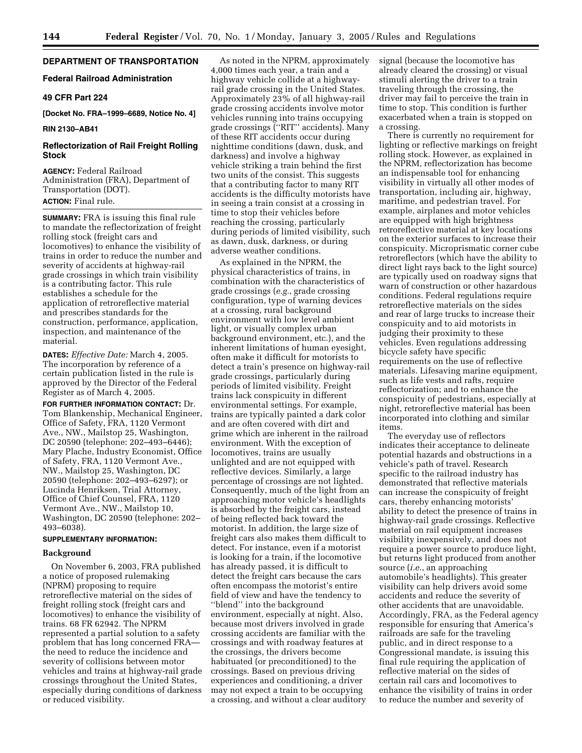## DEPARTMENT OF TRANSPORTATION

### Federal Railroad Administration

### 49 CFR Part 224

**[Docket No. FRA–1999–6689, Notice No. 4]**

**RIN 2130–AB41**

### Reflectorization of Rail Freight Rolling Stock

**AGENCY:** Federal Railroad Administration (FRA), Department of Transportation (DOT).

**ACTION:** Final rule.

**SUMMARY:** FRA is issuing this final rule to mandate the reflectorization of freight rolling stock (freight cars and locomotives) to enhance the visibility of trains in order to reduce the number and severity of accidents at highway-rail grade crossings in which train visibility is a contributing factor. This rule establishes a schedule for the application of retroreflective material and prescribes standards for the construction, performance, application, inspection, and maintenance of the material.

**DATES:** *Effective Date:* March 4, 2005. The incorporation by reference of a certain publication listed in the rule is approved by the Director of the Federal Register as of March 4, 2005.

**FOR FURTHER INFORMATION CONTACT:** Dr. Tom Blankenship, Mechanical Engineer, Office of Safety, FRA, 1120 Vermont Ave., NW., Mailstop 25, Washington, DC 20590 (telephone: 202–493–6446); Mary Plache, Industry Economist, Office of Safety, FRA, 1120 Vermont Ave., NW., Mailstop 25, Washington, DC 20590 (telephone: 202–493–6297); or Lucinda Henriksen, Trial Attorney, Office of Chief Counsel, FRA, 1120 Vermont Ave., NW., Mailstop 10, Washington, DC 20590 (telephone: 202–493–6038).

**SUPPLEMENTARY INFORMATION:**

### Background

On November 6, 2003, FRA published a notice of proposed rulemaking (NPRM) proposing to require retroreflective material on the sides of freight rolling stock (freight cars and locomotives) to enhance the visibility of trains. 68 FR 62942. The NPRM represented a partial solution to a safety problem that has long concerned FRA—the need to reduce the incidence and severity of collisions between motor vehicles and trains at highway-rail grade crossings throughout the United States, especially during conditions of darkness or reduced visibility.

As noted in the NPRM, approximately 4,000 times each year, a train and a highway vehicle collide at a highway-rail grade crossing in the United States. Approximately 23% of all highway-rail grade crossing accidents involve motor vehicles running into trains occupying grade crossings (''RIT'' accidents). Many of these RIT accidents occur during nighttime conditions (dawn, dusk, and darkness) and involve a highway vehicle striking a train behind the first two units of the consist. This suggests that a contributing factor to many RIT accidents is the difficulty motorists have in seeing a train consist at a crossing in time to stop their vehicles before reaching the crossing, particularly during periods of limited visibility, such as dawn, dusk, darkness, or during adverse weather conditions.

As explained in the NPRM, the physical characteristics of trains, in combination with the characteristics of grade crossings (*e.g.*, grade crossing configuration, type of warning devices at a crossing, rural background environment with low level ambient light, or visually complex urban background environment, etc.), and the inherent limitations of human eyesight, often make it difficult for motorists to detect a train's presence on highway-rail grade crossings, particularly during periods of limited visibility. Freight trains lack conspicuity in different environmental settings. For example, trains are typically painted a dark color and are often covered with dirt and grime which are inherent in the railroad environment. With the exception of locomotives, trains are usually unlighted and are not equipped with reflective devices. Similarly, a large percentage of crossings are not lighted. Consequently, much of the light from an approaching motor vehicle's headlights is absorbed by the freight cars, instead of being reflected back toward the motorist. In addition, the large size of freight cars also makes them difficult to detect. For instance, even if a motorist is looking for a train, if the locomotive has already passed, it is difficult to detect the freight cars because the cars often encompass the motorist's entire field of view and have the tendency to ''blend'' into the background environment, especially at night. Also, because most drivers involved in grade crossing accidents are familiar with the crossings and with roadway features at the crossings, the drivers become habituated (or preconditioned) to the crossings. Based on previous driving experiences and conditioning, a driver may not expect a train to be occupying a crossing, and without a clear auditory signal (because the locomotive has already cleared the crossing) or visual stimuli alerting the driver to a train traveling through the crossing, the driver may fail to perceive the train in time to stop. This condition is further exacerbated when a train is stopped on a crossing.

There is currently no requirement for lighting or reflective markings on freight rolling stock. However, as explained in the NPRM, reflectorization has become an indispensable tool for enhancing visibility in virtually all other modes of transportation, including air, highway, maritime, and pedestrian travel. For example, airplanes and motor vehicles are equipped with high brightness retroreflective material at key locations on the exterior surfaces to increase their conspicuity. Microprismatic corner cube retroreflectors (which have the ability to direct light rays back to the light source) are typically used on roadway signs that warn of construction or other hazardous conditions. Federal regulations require retroreflective materials on the sides and rear of large trucks to increase their conspicuity and to aid motorists in judging their proximity to these vehicles. Even regulations addressing bicycle safety have specific requirements on the use of reflective materials. Lifesaving marine equipment, such as life vests and rafts, require reflectorization; and to enhance the conspicuity of pedestrians, especially at night, retroreflective material has been incorporated into clothing and similar items.

The everyday use of reflectors indicates their acceptance to delineate potential hazards and obstructions in a vehicle's path of travel. Research specific to the railroad industry has demonstrated that reflective materials can increase the conspicuity of freight cars, thereby enhancing motorists' ability to detect the presence of trains in highway-rail grade crossings. Reflective material on rail equipment increases visibility inexpensively, and does not require a power source to produce light, but returns light produced from another source (*i.e.*, an approaching automobile's headlights). This greater visibility can help drivers avoid some accidents and reduce the severity of other accidents that are unavoidable. Accordingly, FRA, as the Federal agency responsible for ensuring that America's railroads are safe for the traveling public, and in direct response to a Congressional mandate, is issuing this final rule requiring the application of reflective material on the sides of certain rail cars and locomotives to enhance the visibility of trains in order to reduce the number and severity of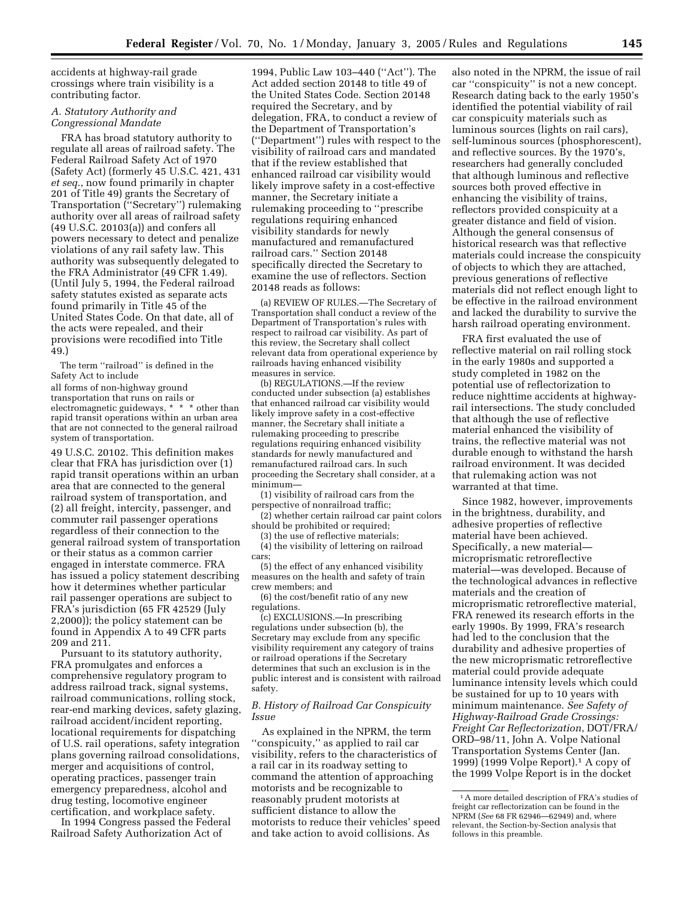accidents at highway-rail grade crossings where train visibility is a contributing factor.

### A. Statutory Authority and Congressional Mandate

FRA has broad statutory authority to regulate all areas of railroad safety. The Federal Railroad Safety Act of 1970 (Safety Act) (formerly 45 U.S.C. 421, 431 *et seq.*, now found primarily in chapter 201 of Title 49) grants the Secretary of Transportation (''Secretary'') rulemaking authority over all areas of railroad safety (49 U.S.C. 20103(a)) and confers all powers necessary to detect and penalize violations of any rail safety law. This authority was subsequently delegated to the FRA Administrator (49 CFR 1.49). (Until July 5, 1994, the Federal railroad safety statutes existed as separate acts found primarily in Title 45 of the United States Code. On that date, all of the acts were repealed, and their provisions were recodified into Title 49.)

The term ''railroad'' is defined in the Safety Act to include

> all forms of non-highway ground transportation that runs on rails or electromagnetic guideways, * * * other than rapid transit operations within an urban area that are not connected to the general railroad system of transportation.

49 U.S.C. 20102. This definition makes clear that FRA has jurisdiction over (1) rapid transit operations within an urban area that are connected to the general railroad system of transportation, and (2) all freight, intercity, passenger, and commuter rail passenger operations regardless of their connection to the general railroad system of transportation or their status as a common carrier engaged in interstate commerce. FRA has issued a policy statement describing how it determines whether particular rail passenger operations are subject to FRA's jurisdiction (65 FR 42529 (July 2,2000)); the policy statement can be found in Appendix A to 49 CFR parts 209 and 211.

Pursuant to its statutory authority, FRA promulgates and enforces a comprehensive regulatory program to address railroad track, signal systems, railroad communications, rolling stock, rear-end marking devices, safety glazing, railroad accident/incident reporting, locational requirements for dispatching of U.S. rail operations, safety integration plans governing railroad consolidations, merger and acquisitions of control, operating practices, passenger train emergency preparedness, alcohol and drug testing, locomotive engineer certification, and workplace safety.

In 1994 Congress passed the Federal Railroad Safety Authorization Act of 1994, Public Law 103–440 (''Act''). The Act added section 20148 to title 49 of the United States Code. Section 20148 required the Secretary, and by delegation, FRA, to conduct a review of the Department of Transportation's (''Department'') rules with respect to the visibility of railroad cars and mandated that if the review established that enhanced railroad car visibility would likely improve safety in a cost-effective manner, the Secretary initiate a rulemaking proceeding to ''prescribe regulations requiring enhanced visibility standards for newly manufactured and remanufactured railroad cars.'' Section 20148 specifically directed the Secretary to examine the use of reflectors. Section 20148 reads as follows:

> (a) REVIEW OF RULES.—The Secretary of Transportation shall conduct a review of the Department of Transportation's rules with respect to railroad car visibility. As part of this review, the Secretary shall collect relevant data from operational experience by railroads having enhanced visibility measures in service.
>
> (b) REGULATIONS.—If the review conducted under subsection (a) establishes that enhanced railroad car visibility would likely improve safety in a cost-effective manner, the Secretary shall initiate a rulemaking proceeding to prescribe regulations requiring enhanced visibility standards for newly manufactured and remanufactured railroad cars. In such proceeding the Secretary shall consider, at a minimum—
>
> (1) visibility of railroad cars from the perspective of nonrailroad traffic;
>
> (2) whether certain railroad car paint colors should be prohibited or required;
>
> (3) the use of reflective materials;
>
> (4) the visibility of lettering on railroad cars;
>
> (5) the effect of any enhanced visibility measures on the health and safety of train crew members; and
>
> (6) the cost/benefit ratio of any new regulations.
>
> (c) EXCLUSIONS.—In prescribing regulations under subsection (b), the Secretary may exclude from any specific visibility requirement any category of trains or railroad operations if the Secretary determines that such an exclusion is in the public interest and is consistent with railroad safety.

### B. History of Railroad Car Conspicuity Issue

As explained in the NPRM, the term ''conspicuity,'' as applied to rail car visibility, refers to the characteristics of a rail car in its roadway setting to command the attention of approaching motorists and be recognizable to reasonably prudent motorists at sufficient distance to allow the motorists to reduce their vehicles' speed and take action to avoid collisions. As also noted in the NPRM, the issue of rail car ''conspicuity'' is not a new concept. Research dating back to the early 1950's identified the potential viability of rail car conspicuity materials such as luminous sources (lights on rail cars), self-luminous sources (phosphorescent), and reflective sources. By the 1970's, researchers had generally concluded that although luminous and reflective sources both proved effective in enhancing the visibility of trains, reflectors provided conspicuity at a greater distance and field of vision. Although the general consensus of historical research was that reflective materials could increase the conspicuity of objects to which they are attached, previous generations of reflective materials did not reflect enough light to be effective in the railroad environment and lacked the durability to survive the harsh railroad operating environment.

FRA first evaluated the use of reflective material on rail rolling stock in the early 1980s and supported a study completed in 1982 on the potential use of reflectorization to reduce nighttime accidents at highway-rail intersections. The study concluded that although the use of reflective material enhanced the visibility of trains, the reflective material was not durable enough to withstand the harsh railroad environment. It was decided that rulemaking action was not warranted at that time.

Since 1982, however, improvements in the brightness, durability, and adhesive properties of reflective material have been achieved. Specifically, a new material—microprismatic retroreflective material—was developed. Because of the technological advances in reflective materials and the creation of microprismatic retroreflective material, FRA renewed its research efforts in the early 1990s. By 1999, FRA's research had led to the conclusion that the durability and adhesive properties of the new microprismatic retroreflective material could provide adequate luminance intensity levels which could be sustained for up to 10 years with minimum maintenance. *See Safety of Highway-Railroad Grade Crossings: Freight Car Reflectorization*, DOT/FRA/ORD–98/11, John A. Volpe National Transportation Systems Center (Jan. 1999) (1999 Volpe Report).[1] A copy of the 1999 Volpe Report is in the docket

[1] A more detailed description of FRA's studies of freight car reflectorization can be found in the NPRM (*See* 68 FR 62946—62949) and, where relevant, the Section-by-Section analysis that follows in this preamble.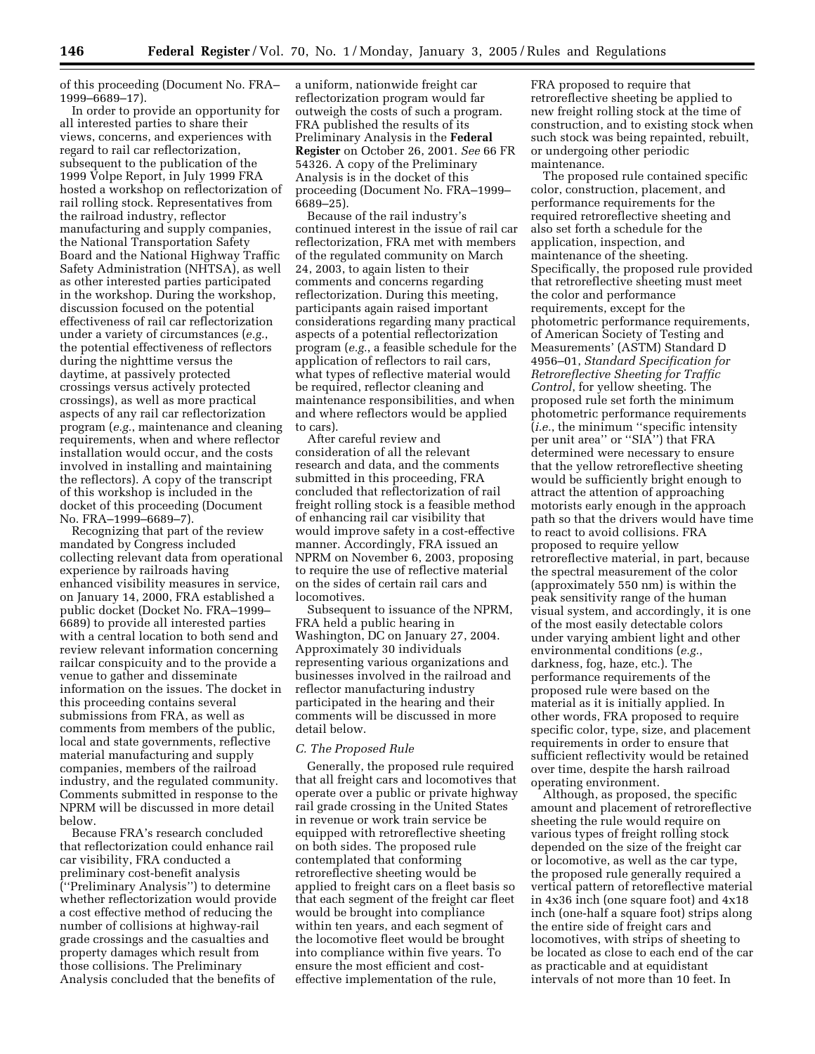of this proceeding (Document No. FRA–1999–6689–17).

In order to provide an opportunity for all interested parties to share their views, concerns, and experiences with regard to rail car reflectorization, subsequent to the publication of the 1999 Volpe Report, in July 1999 FRA hosted a workshop on reflectorization of rail rolling stock. Representatives from the railroad industry, reflector manufacturing and supply companies, the National Transportation Safety Board and the National Highway Traffic Safety Administration (NHTSA), as well as other interested parties participated in the workshop. During the workshop, discussion focused on the potential effectiveness of rail car reflectorization under a variety of circumstances (*e.g.*, the potential effectiveness of reflectors during the nighttime versus the daytime, at passively protected crossings versus actively protected crossings), as well as more practical aspects of any rail car reflectorization program (*e.g.*, maintenance and cleaning requirements, when and where reflector installation would occur, and the costs involved in installing and maintaining the reflectors). A copy of the transcript of this workshop is included in the docket of this proceeding (Document No. FRA–1999–6689–7).

Recognizing that part of the review mandated by Congress included collecting relevant data from operational experience by railroads having enhanced visibility measures in service, on January 14, 2000, FRA established a public docket (Docket No. FRA–1999–6689) to provide all interested parties with a central location to both send and review relevant information concerning railcar conspicuity and to the provide a venue to gather and disseminate information on the issues. The docket in this proceeding contains several submissions from FRA, as well as comments from members of the public, local and state governments, reflective material manufacturing and supply companies, members of the railroad industry, and the regulated community. Comments submitted in response to the NPRM will be discussed in more detail below.

Because FRA's research concluded that reflectorization could enhance rail car visibility, FRA conducted a preliminary cost-benefit analysis (''Preliminary Analysis'') to determine whether reflectorization would provide a cost effective method of reducing the number of collisions at highway-rail grade crossings and the casualties and property damages which result from those collisions. The Preliminary Analysis concluded that the benefits of a uniform, nationwide freight car reflectorization program would far outweigh the costs of such a program. FRA published the results of its Preliminary Analysis in the **Federal Register** on October 26, 2001. *See* 66 FR 54326. A copy of the Preliminary Analysis is in the docket of this proceeding (Document No. FRA–1999–6689–25).

Because of the rail industry's continued interest in the issue of rail car reflectorization, FRA met with members of the regulated community on March 24, 2003, to again listen to their comments and concerns regarding reflectorization. During this meeting, participants again raised important considerations regarding many practical aspects of a potential reflectorization program (*e.g.*, a feasible schedule for the application of reflectors to rail cars, what types of reflective material would be required, reflector cleaning and maintenance responsibilities, and when and where reflectors would be applied to cars).

After careful review and consideration of all the relevant research and data, and the comments submitted in this proceeding, FRA concluded that reflectorization of rail freight rolling stock is a feasible method of enhancing rail car visibility that would improve safety in a cost-effective manner. Accordingly, FRA issued an NPRM on November 6, 2003, proposing to require the use of reflective material on the sides of certain rail cars and locomotives.

Subsequent to issuance of the NPRM, FRA held a public hearing in Washington, DC on January 27, 2004. Approximately 30 individuals representing various organizations and businesses involved in the railroad and reflector manufacturing industry participated in the hearing and their comments will be discussed in more detail below.

### *C. The Proposed Rule*

Generally, the proposed rule required that all freight cars and locomotives that operate over a public or private highway rail grade crossing in the United States in revenue or work train service be equipped with retroreflective sheeting on both sides. The proposed rule contemplated that conforming retroreflective sheeting would be applied to freight cars on a fleet basis so that each segment of the freight car fleet would be brought into compliance within ten years, and each segment of the locomotive fleet would be brought into compliance within five years. To ensure the most efficient and cost-effective implementation of the rule, FRA proposed to require that retroreflective sheeting be applied to new freight rolling stock at the time of construction, and to existing stock when such stock was being repainted, rebuilt, or undergoing other periodic maintenance.

The proposed rule contained specific color, construction, placement, and performance requirements for the required retroreflective sheeting and also set forth a schedule for the application, inspection, and maintenance of the sheeting. Specifically, the proposed rule provided that retroreflective sheeting must meet the color and performance requirements, except for the photometric performance requirements, of American Society of Testing and Measurements' (ASTM) Standard D 4956–01, *Standard Specification for Retroreflective Sheeting for Traffic Control*, for yellow sheeting. The proposed rule set forth the minimum photometric performance requirements (*i.e.*, the minimum ''specific intensity per unit area'' or ''SIA'') that FRA determined were necessary to ensure that the yellow retroreflective sheeting would be sufficiently bright enough to attract the attention of approaching motorists early enough in the approach path so that the drivers would have time to react to avoid collisions. FRA proposed to require yellow retroreflective material, in part, because the spectral measurement of the color (approximately 550 nm) is within the peak sensitivity range of the human visual system, and accordingly, it is one of the most easily detectable colors under varying ambient light and other environmental conditions (*e.g.*, darkness, fog, haze, etc.). The performance requirements of the proposed rule were based on the material as it is initially applied. In other words, FRA proposed to require specific color, type, size, and placement requirements in order to ensure that sufficient reflectivity would be retained over time, despite the harsh railroad operating environment.

Although, as proposed, the specific amount and placement of retroreflective sheeting the rule would require on various types of freight rolling stock depended on the size of the freight car or locomotive, as well as the car type, the proposed rule generally required a vertical pattern of retoreflective material in 4x36 inch (one square foot) and 4x18 inch (one-half a square foot) strips along the entire side of freight cars and locomotives, with strips of sheeting to be located as close to each end of the car as practicable and at equidistant intervals of not more than 10 feet. In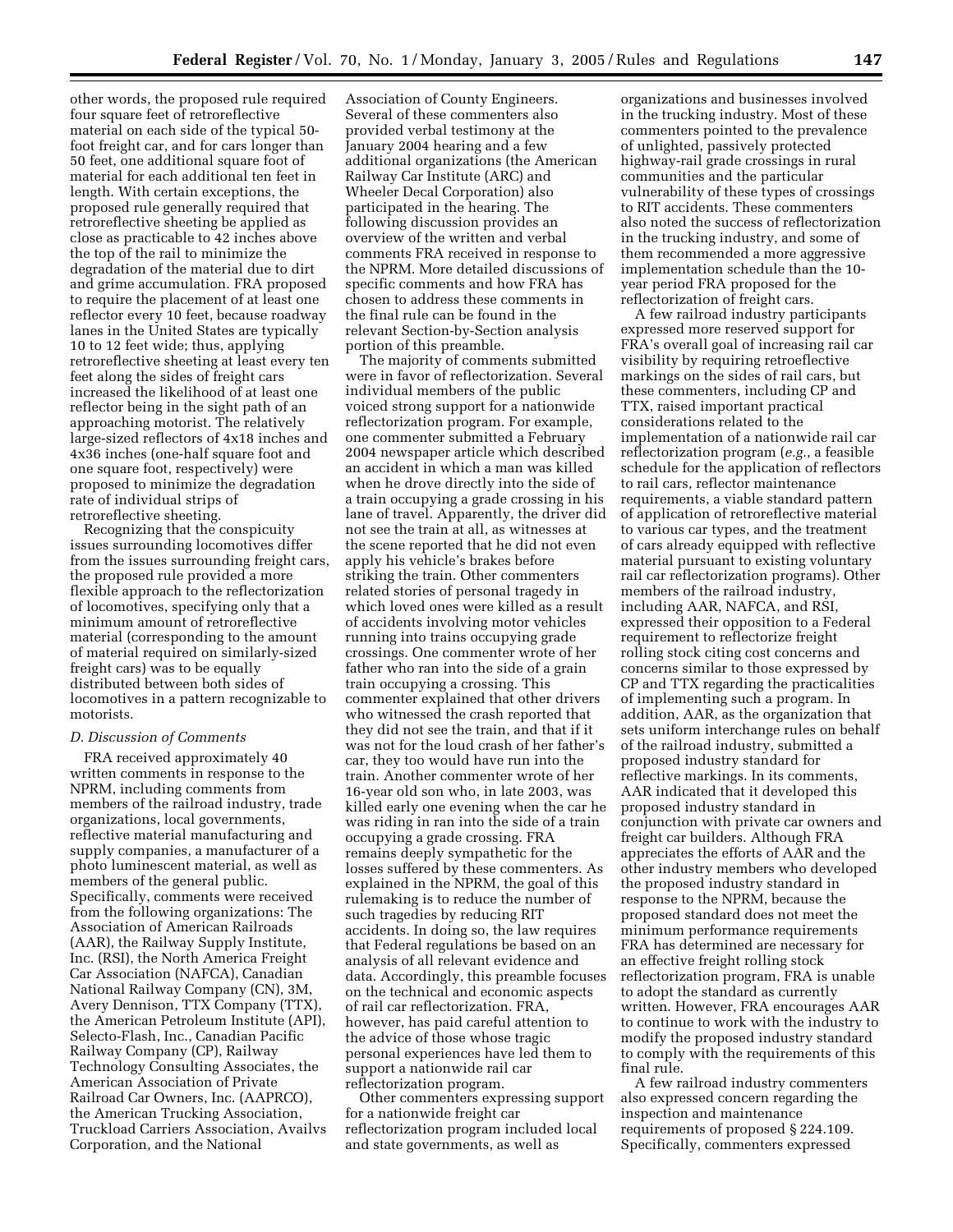other words, the proposed rule required four square feet of retroreflective material on each side of the typical 50-foot freight car, and for cars longer than 50 feet, one additional square foot of material for each additional ten feet in length. With certain exceptions, the proposed rule generally required that retroreflective sheeting be applied as close as practicable to 42 inches above the top of the rail to minimize the degradation of the material due to dirt and grime accumulation. FRA proposed to require the placement of at least one reflector every 10 feet, because roadway lanes in the United States are typically 10 to 12 feet wide; thus, applying retroreflective sheeting at least every ten feet along the sides of freight cars increased the likelihood of at least one reflector being in the sight path of an approaching motorist. The relatively large-sized reflectors of 4x18 inches and 4x36 inches (one-half square foot and one square foot, respectively) were proposed to minimize the degradation rate of individual strips of retroreflective sheeting.

Recognizing that the conspicuity issues surrounding locomotives differ from the issues surrounding freight cars, the proposed rule provided a more flexible approach to the reflectorization of locomotives, specifying only that a minimum amount of retroreflective material (corresponding to the amount of material required on similarly-sized freight cars) was to be equally distributed between both sides of locomotives in a pattern recognizable to motorists.

### D. Discussion of Comments

FRA received approximately 40 written comments in response to the NPRM, including comments from members of the railroad industry, trade organizations, local governments, reflective material manufacturing and supply companies, a manufacturer of a photo luminescent material, as well as members of the general public. Specifically, comments were received from the following organizations: The Association of American Railroads (AAR), the Railway Supply Institute, Inc. (RSI), the North America Freight Car Association (NAFCA), Canadian National Railway Company (CN), 3M, Avery Dennison, TTX Company (TTX), the American Petroleum Institute (API), Selecto-Flash, Inc., Canadian Pacific Railway Company (CP), Railway Technology Consulting Associates, the American Association of Private Railroad Car Owners, Inc. (AAPRCO), the American Trucking Association, Truckload Carriers Association, Availvs Corporation, and the National Association of County Engineers. Several of these commenters also provided verbal testimony at the January 2004 hearing and a few additional organizations (the American Railway Car Institute (ARC) and Wheeler Decal Corporation) also participated in the hearing. The following discussion provides an overview of the written and verbal comments FRA received in response to the NPRM. More detailed discussions of specific comments and how FRA has chosen to address these comments in the final rule can be found in the relevant Section-by-Section analysis portion of this preamble.

The majority of comments submitted were in favor of reflectorization. Several individual members of the public voiced strong support for a nationwide reflectorization program. For example, one commenter submitted a February 2004 newspaper article which described an accident in which a man was killed when he drove directly into the side of a train occupying a grade crossing in his lane of travel. Apparently, the driver did not see the train at all, as witnesses at the scene reported that he did not even apply his vehicle's brakes before striking the train. Other commenters related stories of personal tragedy in which loved ones were killed as a result of accidents involving motor vehicles running into trains occupying grade crossings. One commenter wrote of her father who ran into the side of a grain train occupying a crossing. This commenter explained that other drivers who witnessed the crash reported that they did not see the train, and that if it was not for the loud crash of her father's car, they too would have run into the train. Another commenter wrote of her 16-year old son who, in late 2003, was killed early one evening when the car he was riding in ran into the side of a train occupying a grade crossing. FRA remains deeply sympathetic for the losses suffered by these commenters. As explained in the NPRM, the goal of this rulemaking is to reduce the number of such tragedies by reducing RIT accidents. In doing so, the law requires that Federal regulations be based on an analysis of all relevant evidence and data. Accordingly, this preamble focuses on the technical and economic aspects of rail car reflectorization. FRA, however, has paid careful attention to the advice of those whose tragic personal experiences have led them to support a nationwide rail car reflectorization program.

Other commenters expressing support for a nationwide freight car reflectorization program included local and state governments, as well as organizations and businesses involved in the trucking industry. Most of these commenters pointed to the prevalence of unlighted, passively protected highway-rail grade crossings in rural communities and the particular vulnerability of these types of crossings to RIT accidents. These commenters also noted the success of reflectorization in the trucking industry, and some of them recommended a more aggressive implementation schedule than the 10-year period FRA proposed for the reflectorization of freight cars.

A few railroad industry participants expressed more reserved support for FRA's overall goal of increasing rail car visibility by requiring retroeflective markings on the sides of rail cars, but these commenters, including CP and TTX, raised important practical considerations related to the implementation of a nationwide rail car reflectorization program (*e.g.*, a feasible schedule for the application of reflectors to rail cars, reflector maintenance requirements, a viable standard pattern of application of retroreflective material to various car types, and the treatment of cars already equipped with reflective material pursuant to existing voluntary rail car reflectorization programs). Other members of the railroad industry, including AAR, NAFCA, and RSI, expressed their opposition to a Federal requirement to reflectorize freight rolling stock citing cost concerns and concerns similar to those expressed by CP and TTX regarding the practicalities of implementing such a program. In addition, AAR, as the organization that sets uniform interchange rules on behalf of the railroad industry, submitted a proposed industry standard for reflective markings. In its comments, AAR indicated that it developed this proposed industry standard in conjunction with private car owners and freight car builders. Although FRA appreciates the efforts of AAR and the other industry members who developed the proposed industry standard in response to the NPRM, because the proposed standard does not meet the minimum performance requirements FRA has determined are necessary for an effective freight rolling stock reflectorization program, FRA is unable to adopt the standard as currently written. However, FRA encourages AAR to continue to work with the industry to modify the proposed industry standard to comply with the requirements of this final rule.

A few railroad industry commenters also expressed concern regarding the inspection and maintenance requirements of proposed § 224.109. Specifically, commenters expressed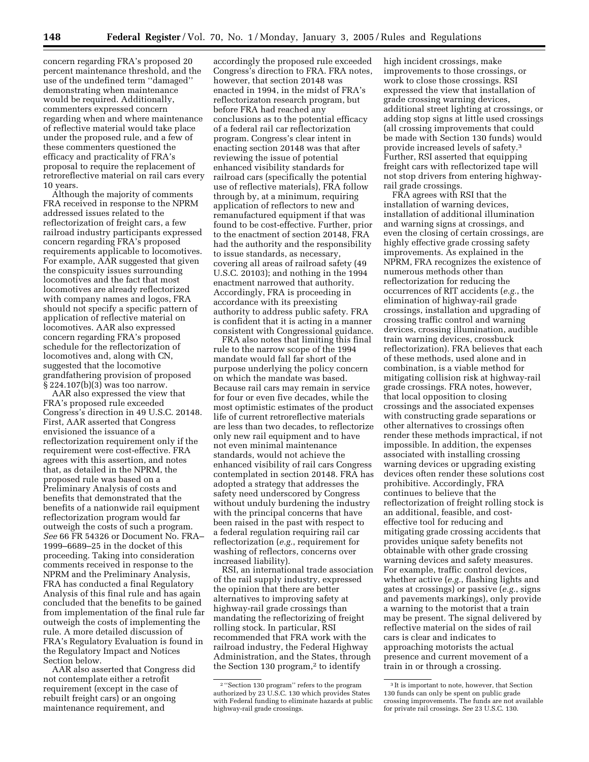concern regarding FRA's proposed 20 percent maintenance threshold, and the use of the undefined term ''damaged'' demonstrating when maintenance would be required. Additionally, commenters expressed concern regarding when and where maintenance of reflective material would take place under the proposed rule, and a few of these commenters questioned the efficacy and practicality of FRA's proposal to require the replacement of retroreflective material on rail cars every 10 years.

Although the majority of comments FRA received in response to the NPRM addressed issues related to the reflectorization of freight cars, a few railroad industry participants expressed concern regarding FRA's proposed requirements applicable to locomotives. For example, AAR suggested that given the conspicuity issues surrounding locomotives and the fact that most locomotives are already reflectorized with company names and logos, FRA should not specify a specific pattern of application of reflective material on locomotives. AAR also expressed concern regarding FRA's proposed schedule for the reflectorization of locomotives and, along with CN, suggested that the locomotive grandfathering provision of proposed § 224.107(b)(3) was too narrow.

AAR also expressed the view that FRA's proposed rule exceeded Congress's direction in 49 U.S.C. 20148. First, AAR asserted that Congress envisioned the issuance of a reflectorization requirement only if the requirement were cost-effective. FRA agrees with this assertion, and notes that, as detailed in the NPRM, the proposed rule was based on a Preliminary Analysis of costs and benefits that demonstrated that the benefits of a nationwide rail equipment reflectorization program would far outweigh the costs of such a program. *See* 66 FR 54326 or Document No. FRA–1999–6689–25 in the docket of this proceeding. Taking into consideration comments received in response to the NPRM and the Preliminary Analysis, FRA has conducted a final Regulatory Analysis of this final rule and has again concluded that the benefits to be gained from implementation of the final rule far outweigh the costs of implementing the rule. A more detailed discussion of FRA's Regulatory Evaluation is found in the Regulatory Impact and Notices Section below.

AAR also asserted that Congress did not contemplate either a retrofit requirement (except in the case of rebuilt freight cars) or an ongoing maintenance requirement, and accordingly the proposed rule exceeded Congress's direction to FRA. FRA notes, however, that section 20148 was enacted in 1994, in the midst of FRA's reflectorizaton research program, but before FRA had reached any conclusions as to the potential efficacy of a federal rail car reflectorization program. Congress's clear intent in enacting section 20148 was that after reviewing the issue of potential enhanced visibility standards for railroad cars (specifically the potential use of reflective materials), FRA follow through by, at a minimum, requiring application of reflectors to new and remanufactured equipment if that was found to be cost-effective. Further, prior to the enactment of section 20148, FRA had the authority and the responsibility to issue standards, as necessary, covering all areas of railroad safety (49 U.S.C. 20103); and nothing in the 1994 enactment narrowed that authority. Accordingly, FRA is proceeding in accordance with its preexisting authority to address public safety. FRA is confident that it is acting in a manner consistent with Congressional guidance.

FRA also notes that limiting this final rule to the narrow scope of the 1994 mandate would fall far short of the purpose underlying the policy concern on which the mandate was based. Because rail cars may remain in service for four or even five decades, while the most optimistic estimates of the product life of current retroreflective materials are less than two decades, to reflectorize only new rail equipment and to have not even minimal maintenance standards, would not achieve the enhanced visibility of rail cars Congress contemplated in section 20148. FRA has adopted a strategy that addresses the safety need underscored by Congress without unduly burdening the industry with the principal concerns that have been raised in the past with respect to a federal regulation requiring rail car reflectorization (*e.g.*, requirement for washing of reflectors, concerns over increased liability).

RSI, an international trade association of the rail supply industry, expressed the opinion that there are better alternatives to improving safety at highway-rail grade crossings than mandating the reflectorizing of freight rolling stock. In particular, RSI recommended that FRA work with the railroad industry, the Federal Highway Administration, and the States, through the Section 130 program,[2] to identify high incident crossings, make improvements to those crossings, or work to close those crossings. RSI expressed the view that installation of grade crossing warning devices, additional street lighting at crossings, or adding stop signs at little used crossings (all crossing improvements that could be made with Section 130 funds) would provide increased levels of safety.[3] Further, RSI asserted that equipping freight cars with reflectorized tape will not stop drivers from entering highway-rail grade crossings.

FRA agrees with RSI that the installation of warning devices, installation of additional illumination and warning signs at crossings, and even the closing of certain crossings, are highly effective grade crossing safety improvements. As explained in the NPRM, FRA recognizes the existence of numerous methods other than reflectorization for reducing the occurrences of RIT accidents (*e.g.*, the elimination of highway-rail grade crossings, installation and upgrading of crossing traffic control and warning devices, crossing illumination, audible train warning devices, crossbuck reflectorization). FRA believes that each of these methods, used alone and in combination, is a viable method for mitigating collision risk at highway-rail grade crossings. FRA notes, however, that local opposition to closing crossings and the associated expenses with constructing grade separations or other alternatives to crossings often render these methods impractical, if not impossible. In addition, the expenses associated with installing crossing warning devices or upgrading existing devices often render these solutions cost prohibitive. Accordingly, FRA continues to believe that the reflectorization of freight rolling stock is an additional, feasible, and cost-effective tool for reducing and mitigating grade crossing accidents that provides unique safety benefits not obtainable with other grade crossing warning devices and safety measures. For example, traffic control devices, whether active (*e.g.*, flashing lights and gates at crossings) or passive (*e.g.*, signs and pavements markings), only provide a warning to the motorist that a train may be present. The signal delivered by reflective material on the sides of rail cars is clear and indicates to approaching motorists the actual presence and current movement of a train in or through a crossing.

[2] ''Section 130 program'' refers to the program authorized by 23 U.S.C. 130 which provides States with Federal funding to eliminate hazards at public highway-rail grade crossings.

[3] It is important to note, however, that Section 130 funds can only be spent on public grade crossing improvements. The funds are not available for private rail crossings. *See* 23 U.S.C. 130.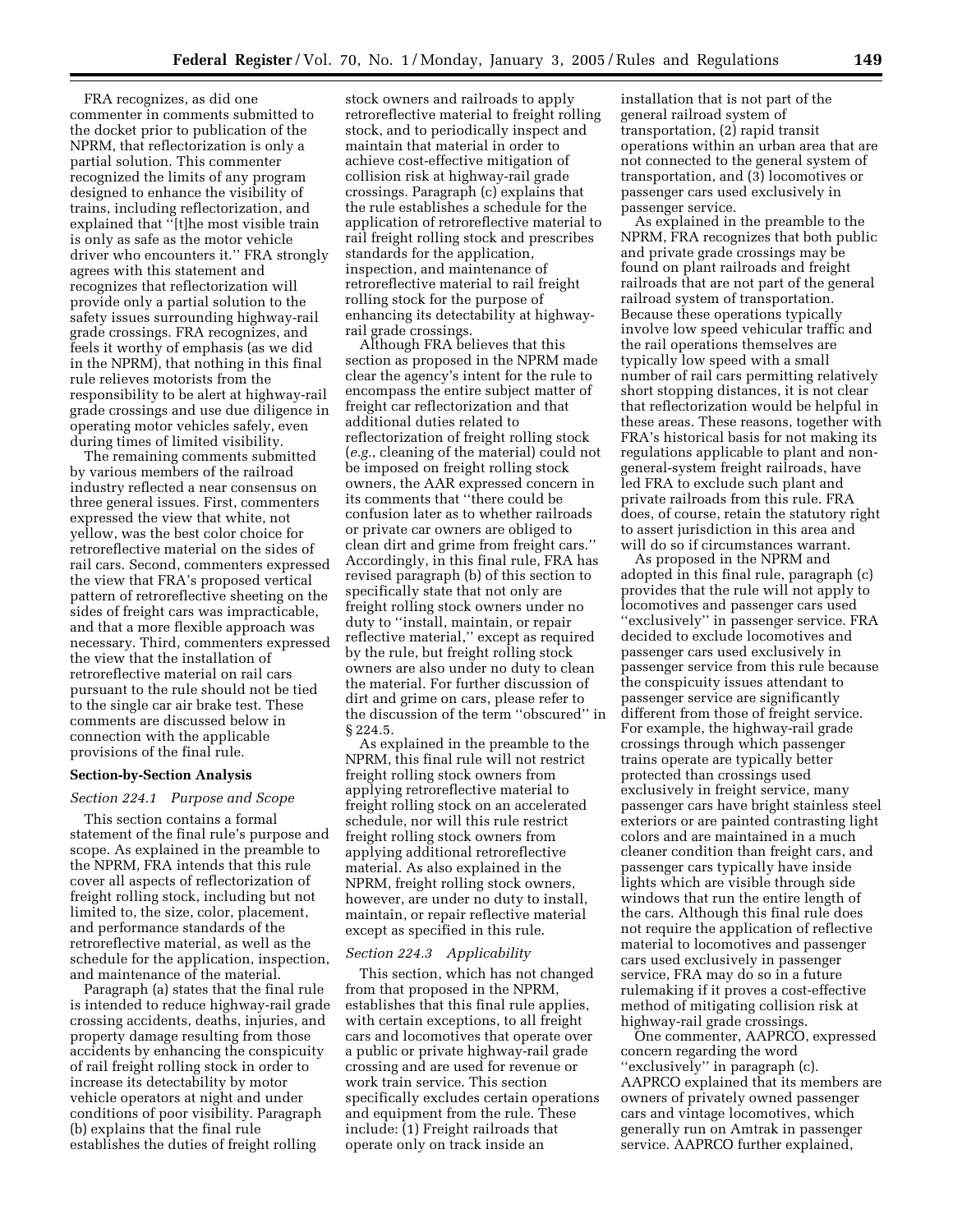FRA recognizes, as did one commenter in comments submitted to the docket prior to publication of the NPRM, that reflectorization is only a partial solution. This commenter recognized the limits of any program designed to enhance the visibility of trains, including reflectorization, and explained that "[t]he most visible train is only as safe as the motor vehicle driver who encounters it." FRA strongly agrees with this statement and recognizes that reflectorization will provide only a partial solution to the safety issues surrounding highway-rail grade crossings. FRA recognizes, and feels it worthy of emphasis (as we did in the NPRM), that nothing in this final rule relieves motorists from the responsibility to be alert at highway-rail grade crossings and use due diligence in operating motor vehicles safely, even during times of limited visibility.

The remaining comments submitted by various members of the railroad industry reflected a near consensus on three general issues. First, commenters expressed the view that white, not yellow, was the best color choice for retroreflective material on the sides of rail cars. Second, commenters expressed the view that FRA's proposed vertical pattern of retroreflective sheeting on the sides of freight cars was impracticable, and that a more flexible approach was necessary. Third, commenters expressed the view that the installation of retroreflective material on rail cars pursuant to the rule should not be tied to the single car air brake test. These comments are discussed below in connection with the applicable provisions of the final rule.

**Section-by-Section Analysis**

*Section 224.1 Purpose and Scope*

This section contains a formal statement of the final rule's purpose and scope. As explained in the preamble to the NPRM, FRA intends that this rule cover all aspects of reflectorization of freight rolling stock, including but not limited to, the size, color, placement, and performance standards of the retroreflective material, as well as the schedule for the application, inspection, and maintenance of the material.

Paragraph (a) states that the final rule is intended to reduce highway-rail grade crossing accidents, deaths, injuries, and property damage resulting from those accidents by enhancing the conspicuity of rail freight rolling stock in order to increase its detectability by motor vehicle operators at night and under conditions of poor visibility. Paragraph (b) explains that the final rule establishes the duties of freight rolling stock owners and railroads to apply retroreflective material to freight rolling stock, and to periodically inspect and maintain that material in order to achieve cost-effective mitigation of collision risk at highway-rail grade crossings. Paragraph (c) explains that the rule establishes a schedule for the application of retroreflective material to rail freight rolling stock and prescribes standards for the application, inspection, and maintenance of retroreflective material to rail freight rolling stock for the purpose of enhancing its detectability at highway-rail grade crossings.

Although FRA believes that this section as proposed in the NPRM made clear the agency's intent for the rule to encompass the entire subject matter of freight car reflectorization and that additional duties related to reflectorization of freight rolling stock (*e.g.*, cleaning of the material) could not be imposed on freight rolling stock owners, the AAR expressed concern in its comments that "there could be confusion later as to whether railroads or private car owners are obliged to clean dirt and grime from freight cars." Accordingly, in this final rule, FRA has revised paragraph (b) of this section to specifically state that not only are freight rolling stock owners under no duty to "install, maintain, or repair reflective material," except as required by the rule, but freight rolling stock owners are also under no duty to clean the material. For further discussion of dirt and grime on cars, please refer to the discussion of the term "obscured" in § 224.5.

As explained in the preamble to the NPRM, this final rule will not restrict freight rolling stock owners from applying retroreflective material to freight rolling stock on an accelerated schedule, nor will this rule restrict freight rolling stock owners from applying additional retroreflective material. As also explained in the NPRM, freight rolling stock owners, however, are under no duty to install, maintain, or repair reflective material except as specified in this rule.

*Section 224.3 Applicability*

This section, which has not changed from that proposed in the NPRM, establishes that this final rule applies, with certain exceptions, to all freight cars and locomotives that operate over a public or private highway-rail grade crossing and are used for revenue or work train service. This section specifically excludes certain operations and equipment from the rule. These include: (1) Freight railroads that operate only on track inside an installation that is not part of the general railroad system of transportation, (2) rapid transit operations within an urban area that are not connected to the general system of transportation, and (3) locomotives or passenger cars used exclusively in passenger service.

As explained in the preamble to the NPRM, FRA recognizes that both public and private grade crossings may be found on plant railroads and freight railroads that are not part of the general railroad system of transportation. Because these operations typically involve low speed vehicular traffic and the rail operations themselves are typically low speed with a small number of rail cars permitting relatively short stopping distances, it is not clear that reflectorization would be helpful in these areas. These reasons, together with FRA's historical basis for not making its regulations applicable to plant and non-general-system freight railroads, have led FRA to exclude such plant and private railroads from this rule. FRA does, of course, retain the statutory right to assert jurisdiction in this area and will do so if circumstances warrant.

As proposed in the NPRM and adopted in this final rule, paragraph (c) provides that the rule will not apply to locomotives and passenger cars used "exclusively" in passenger service. FRA decided to exclude locomotives and passenger cars used exclusively in passenger service from this rule because the conspicuity issues attendant to passenger service are significantly different from those of freight service. For example, the highway-rail grade crossings through which passenger trains operate are typically better protected than crossings used exclusively in freight service, many passenger cars have bright stainless steel exteriors or are painted contrasting light colors and are maintained in a much cleaner condition than freight cars, and passenger cars typically have inside lights which are visible through side windows that run the entire length of the cars. Although this final rule does not require the application of reflective material to locomotives and passenger cars used exclusively in passenger service, FRA may do so in a future rulemaking if it proves a cost-effective method of mitigating collision risk at highway-rail grade crossings.

One commenter, AAPRCO, expressed concern regarding the word "exclusively" in paragraph (c). AAPRCO explained that its members are owners of privately owned passenger cars and vintage locomotives, which generally run on Amtrak in passenger service. AAPRCO further explained,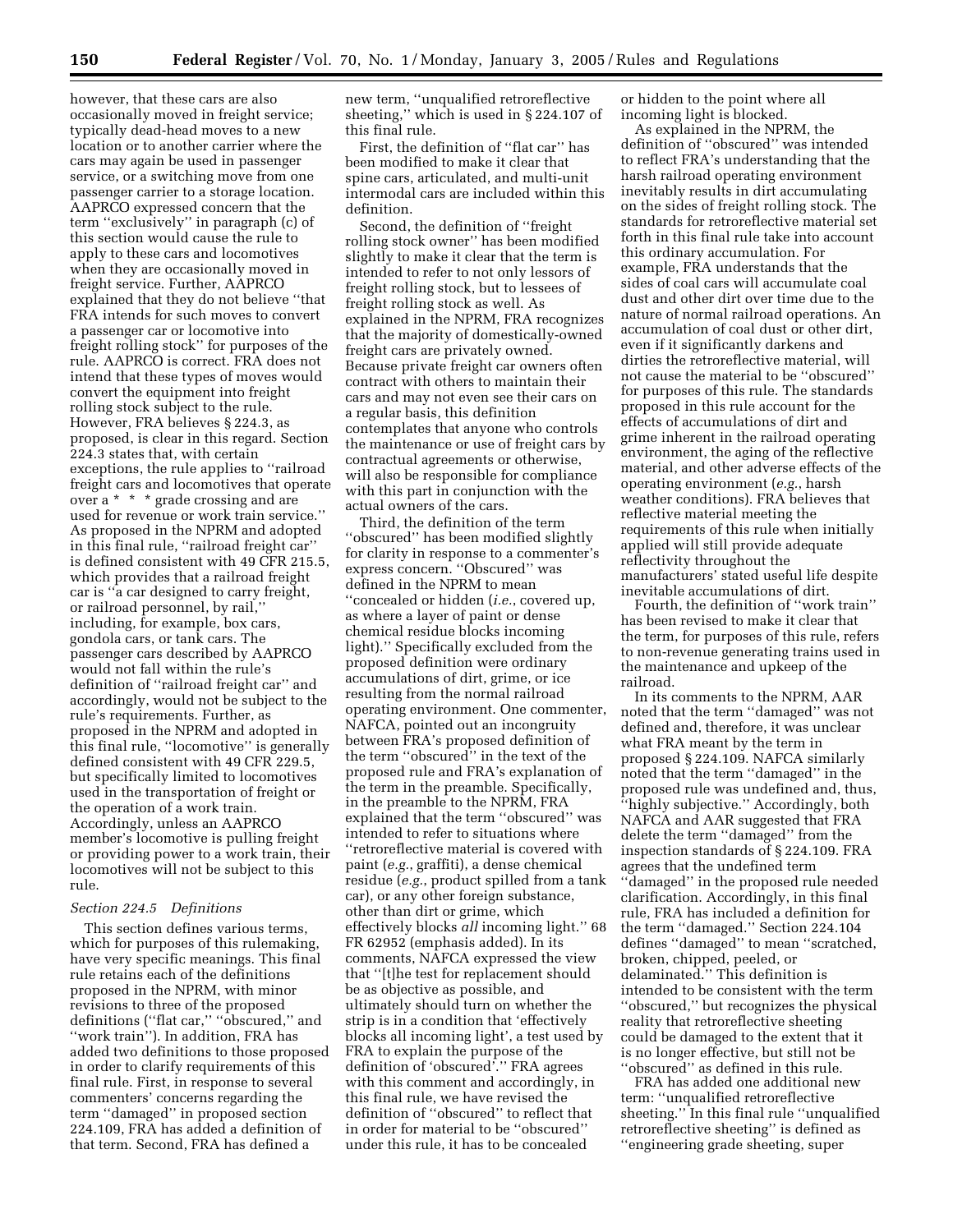however, that these cars are also occasionally moved in freight service; typically dead-head moves to a new location or to another carrier where the cars may again be used in passenger service, or a switching move from one passenger carrier to a storage location. AAPRCO expressed concern that the term ''exclusively'' in paragraph (c) of this section would cause the rule to apply to these cars and locomotives when they are occasionally moved in freight service. Further, AAPRCO explained that they do not believe ''that FRA intends for such moves to convert a passenger car or locomotive into freight rolling stock'' for purposes of the rule. AAPRCO is correct. FRA does not intend that these types of moves would convert the equipment into freight rolling stock subject to the rule. However, FRA believes § 224.3, as proposed, is clear in this regard. Section 224.3 states that, with certain exceptions, the rule applies to ''railroad freight cars and locomotives that operate over a * * * grade crossing and are used for revenue or work train service.'' As proposed in the NPRM and adopted in this final rule, ''railroad freight car'' is defined consistent with 49 CFR 215.5, which provides that a railroad freight car is ''a car designed to carry freight, or railroad personnel, by rail,'' including, for example, box cars, gondola cars, or tank cars. The passenger cars described by AAPRCO would not fall within the rule's definition of ''railroad freight car'' and accordingly, would not be subject to the rule's requirements. Further, as proposed in the NPRM and adopted in this final rule, ''locomotive'' is generally defined consistent with 49 CFR 229.5, but specifically limited to locomotives used in the transportation of freight or the operation of a work train. Accordingly, unless an AAPRCO member's locomotive is pulling freight or providing power to a work train, their locomotives will not be subject to this rule.

*Section 224.5 Definitions*

This section defines various terms, which for purposes of this rulemaking, have very specific meanings. This final rule retains each of the definitions proposed in the NPRM, with minor revisions to three of the proposed definitions (''flat car,'' ''obscured,'' and ''work train''). In addition, FRA has added two definitions to those proposed in order to clarify requirements of this final rule. First, in response to several commenters' concerns regarding the term ''damaged'' in proposed section 224.109, FRA has added a definition of that term. Second, FRA has defined a new term, ''unqualified retroreflective sheeting,'' which is used in § 224.107 of this final rule.

First, the definition of ''flat car'' has been modified to make it clear that spine cars, articulated, and multi-unit intermodal cars are included within this definition.

Second, the definition of ''freight rolling stock owner'' has been modified slightly to make it clear that the term is intended to refer to not only lessors of freight rolling stock, but to lessees of freight rolling stock as well. As explained in the NPRM, FRA recognizes that the majority of domestically-owned freight cars are privately owned. Because private freight car owners often contract with others to maintain their cars and may not even see their cars on a regular basis, this definition contemplates that anyone who controls the maintenance or use of freight cars by contractual agreements or otherwise, will also be responsible for compliance with this part in conjunction with the actual owners of the cars.

Third, the definition of the term ''obscured'' has been modified slightly for clarity in response to a commenter's express concern. ''Obscured'' was defined in the NPRM to mean ''concealed or hidden (*i.e.*, covered up, as where a layer of paint or dense chemical residue blocks incoming light).'' Specifically excluded from the proposed definition were ordinary accumulations of dirt, grime, or ice resulting from the normal railroad operating environment. One commenter, NAFCA, pointed out an incongruity between FRA's proposed definition of the term ''obscured'' in the text of the proposed rule and FRA's explanation of the term in the preamble. Specifically, in the preamble to the NPRM, FRA explained that the term ''obscured'' was intended to refer to situations where ''retroreflective material is covered with paint (*e.g.*, graffiti), a dense chemical residue (*e.g.*, product spilled from a tank car), or any other foreign substance, other than dirt or grime, which effectively blocks *all* incoming light.'' 68 FR 62952 (emphasis added). In its comments, NAFCA expressed the view that ''[t]he test for replacement should be as objective as possible, and ultimately should turn on whether the strip is in a condition that 'effectively blocks all incoming light', a test used by FRA to explain the purpose of the definition of 'obscured'.'' FRA agrees with this comment and accordingly, in this final rule, we have revised the definition of ''obscured'' to reflect that in order for material to be ''obscured'' under this rule, it has to be concealed or hidden to the point where all incoming light is blocked.

As explained in the NPRM, the definition of ''obscured'' was intended to reflect FRA's understanding that the harsh railroad operating environment inevitably results in dirt accumulating on the sides of freight rolling stock. The standards for retroreflective material set forth in this final rule take into account this ordinary accumulation. For example, FRA understands that the sides of coal cars will accumulate coal dust and other dirt over time due to the nature of normal railroad operations. An accumulation of coal dust or other dirt, even if it significantly darkens and dirties the retroreflective material, will not cause the material to be ''obscured'' for purposes of this rule. The standards proposed in this rule account for the effects of accumulations of dirt and grime inherent in the railroad operating environment, the aging of the reflective material, and other adverse effects of the operating environment (*e.g.*, harsh weather conditions). FRA believes that reflective material meeting the requirements of this rule when initially applied will still provide adequate reflectivity throughout the manufacturers' stated useful life despite inevitable accumulations of dirt.

Fourth, the definition of ''work train'' has been revised to make it clear that the term, for purposes of this rule, refers to non-revenue generating trains used in the maintenance and upkeep of the railroad.

In its comments to the NPRM, AAR noted that the term ''damaged'' was not defined and, therefore, it was unclear what FRA meant by the term in proposed § 224.109. NAFCA similarly noted that the term ''damaged'' in the proposed rule was undefined and, thus, ''highly subjective.'' Accordingly, both NAFCA and AAR suggested that FRA delete the term ''damaged'' from the inspection standards of § 224.109. FRA agrees that the undefined term ''damaged'' in the proposed rule needed clarification. Accordingly, in this final rule, FRA has included a definition for the term ''damaged.'' Section 224.104 defines ''damaged'' to mean ''scratched, broken, chipped, peeled, or delaminated.'' This definition is intended to be consistent with the term ''obscured,'' but recognizes the physical reality that retroreflective sheeting could be damaged to the extent that it is no longer effective, but still not be ''obscured'' as defined in this rule.

FRA has added one additional new term: ''unqualified retroreflective sheeting.'' In this final rule ''unqualified retroreflective sheeting'' is defined as ''engineering grade sheeting, super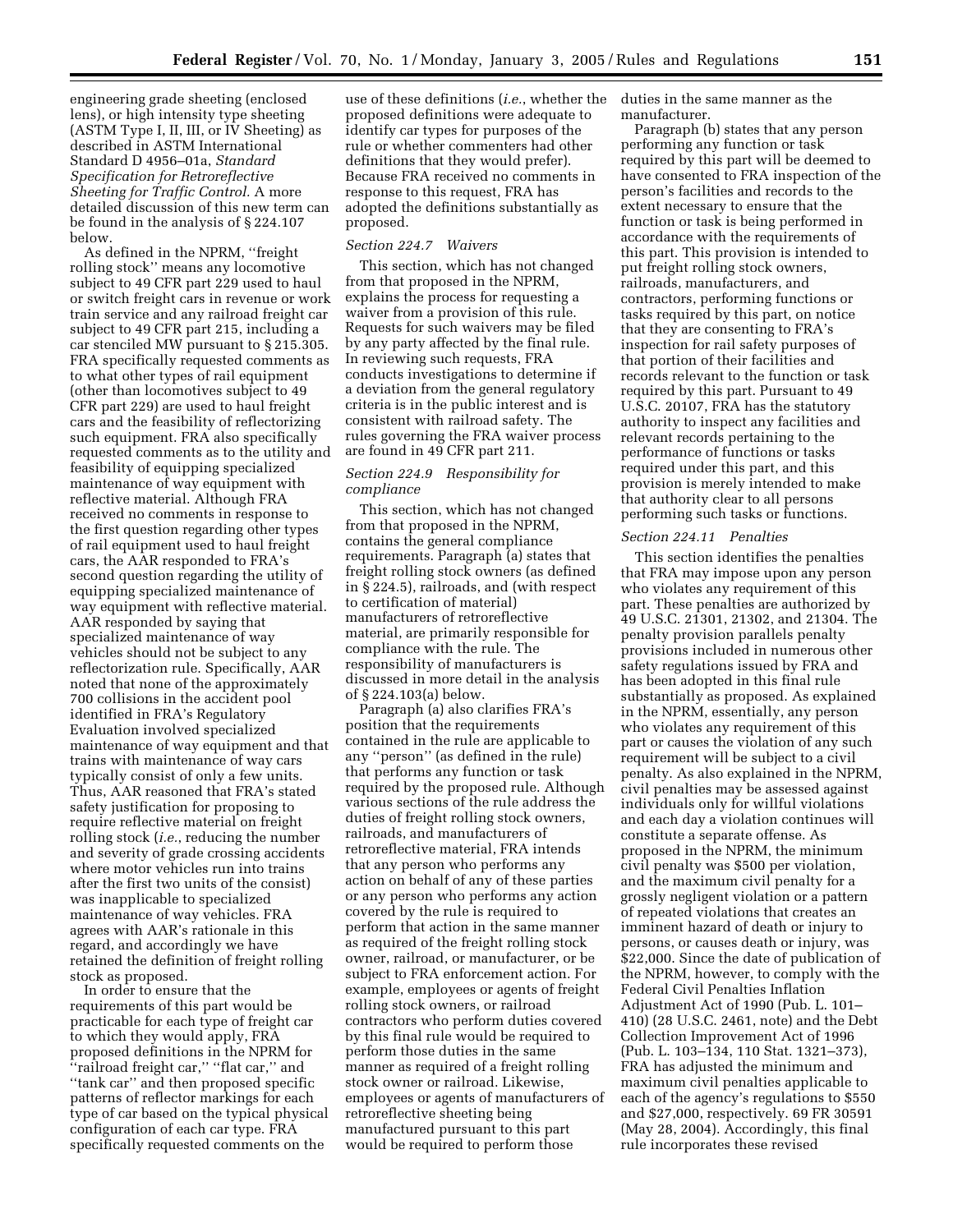engineering grade sheeting (enclosed lens), or high intensity type sheeting (ASTM Type I, II, III, or IV Sheeting) as described in ASTM International Standard D 4956–01a, *Standard Specification for Retroreflective Sheeting for Traffic Control.* A more detailed discussion of this new term can be found in the analysis of § 224.107 below.

As defined in the NPRM, ''freight rolling stock'' means any locomotive subject to 49 CFR part 229 used to haul or switch freight cars in revenue or work train service and any railroad freight car subject to 49 CFR part 215, including a car stenciled MW pursuant to § 215.305. FRA specifically requested comments as to what other types of rail equipment (other than locomotives subject to 49 CFR part 229) are used to haul freight cars and the feasibility of reflectorizing such equipment. FRA also specifically requested comments as to the utility and feasibility of equipping specialized maintenance of way equipment with reflective material. Although FRA received no comments in response to the first question regarding other types of rail equipment used to haul freight cars, the AAR responded to FRA's second question regarding the utility of equipping specialized maintenance of way equipment with reflective material. AAR responded by saying that specialized maintenance of way vehicles should not be subject to any reflectorization rule. Specifically, AAR noted that none of the approximately 700 collisions in the accident pool identified in FRA's Regulatory Evaluation involved specialized maintenance of way equipment and that trains with maintenance of way cars typically consist of only a few units. Thus, AAR reasoned that FRA's stated safety justification for proposing to require reflective material on freight rolling stock (*i.e.*, reducing the number and severity of grade crossing accidents where motor vehicles run into trains after the first two units of the consist) was inapplicable to specialized maintenance of way vehicles. FRA agrees with AAR's rationale in this regard, and accordingly we have retained the definition of freight rolling stock as proposed.

In order to ensure that the requirements of this part would be practicable for each type of freight car to which they would apply, FRA proposed definitions in the NPRM for ''railroad freight car,'' ''flat car,'' and ''tank car'' and then proposed specific patterns of reflector markings for each type of car based on the typical physical configuration of each car type. FRA specifically requested comments on the use of these definitions (*i.e.*, whether the proposed definitions were adequate to identify car types for purposes of the rule or whether commenters had other definitions that they would prefer). Because FRA received no comments in response to this request, FRA has adopted the definitions substantially as proposed.

*Section 224.7 Waivers*

This section, which has not changed from that proposed in the NPRM, explains the process for requesting a waiver from a provision of this rule. Requests for such waivers may be filed by any party affected by the final rule. In reviewing such requests, FRA conducts investigations to determine if a deviation from the general regulatory criteria is in the public interest and is consistent with railroad safety. The rules governing the FRA waiver process are found in 49 CFR part 211.

*Section 224.9 Responsibility for compliance*

This section, which has not changed from that proposed in the NPRM, contains the general compliance requirements. Paragraph (a) states that freight rolling stock owners (as defined in § 224.5), railroads, and (with respect to certification of material) manufacturers of retroreflective material, are primarily responsible for compliance with the rule. The responsibility of manufacturers is discussed in more detail in the analysis of § 224.103(a) below.

Paragraph (a) also clarifies FRA's position that the requirements contained in the rule are applicable to any ''person'' (as defined in the rule) that performs any function or task required by the proposed rule. Although various sections of the rule address the duties of freight rolling stock owners, railroads, and manufacturers of retroreflective material, FRA intends that any person who performs any action on behalf of any of these parties or any person who performs any action covered by the rule is required to perform that action in the same manner as required of the freight rolling stock owner, railroad, or manufacturer, or be subject to FRA enforcement action. For example, employees or agents of freight rolling stock owners, or railroad contractors who perform duties covered by this final rule would be required to perform those duties in the same manner as required of a freight rolling stock owner or railroad. Likewise, employees or agents of manufacturers of retroreflective sheeting being manufactured pursuant to this part would be required to perform those duties in the same manner as the manufacturer.

Paragraph (b) states that any person performing any function or task required by this part will be deemed to have consented to FRA inspection of the person's facilities and records to the extent necessary to ensure that the function or task is being performed in accordance with the requirements of this part. This provision is intended to put freight rolling stock owners, railroads, manufacturers, and contractors, performing functions or tasks required by this part, on notice that they are consenting to FRA's inspection for rail safety purposes of that portion of their facilities and records relevant to the function or task required by this part. Pursuant to 49 U.S.C. 20107, FRA has the statutory authority to inspect any facilities and relevant records pertaining to the performance of functions or tasks required under this part, and this provision is merely intended to make that authority clear to all persons performing such tasks or functions.

*Section 224.11 Penalties*

This section identifies the penalties that FRA may impose upon any person who violates any requirement of this part. These penalties are authorized by 49 U.S.C. 21301, 21302, and 21304. The penalty provision parallels penalty provisions included in numerous other safety regulations issued by FRA and has been adopted in this final rule substantially as proposed. As explained in the NPRM, essentially, any person who violates any requirement of this part or causes the violation of any such requirement will be subject to a civil penalty. As also explained in the NPRM, civil penalties may be assessed against individuals only for willful violations and each day a violation continues will constitute a separate offense. As proposed in the NPRM, the minimum civil penalty was $500 per violation, and the maximum civil penalty for a grossly negligent violation or a pattern of repeated violations that creates an imminent hazard of death or injury to persons, or causes death or injury, was $22,000. Since the date of publication of the NPRM, however, to comply with the Federal Civil Penalties Inflation Adjustment Act of 1990 (Pub. L. 101–410) (28 U.S.C. 2461, note) and the Debt Collection Improvement Act of 1996 (Pub. L. 103–134, 110 Stat. 1321–373), FRA has adjusted the minimum and maximum civil penalties applicable to each of the agency's regulations to $550 and $27,000, respectively. 69 FR 30591 (May 28, 2004). Accordingly, this final rule incorporates these revised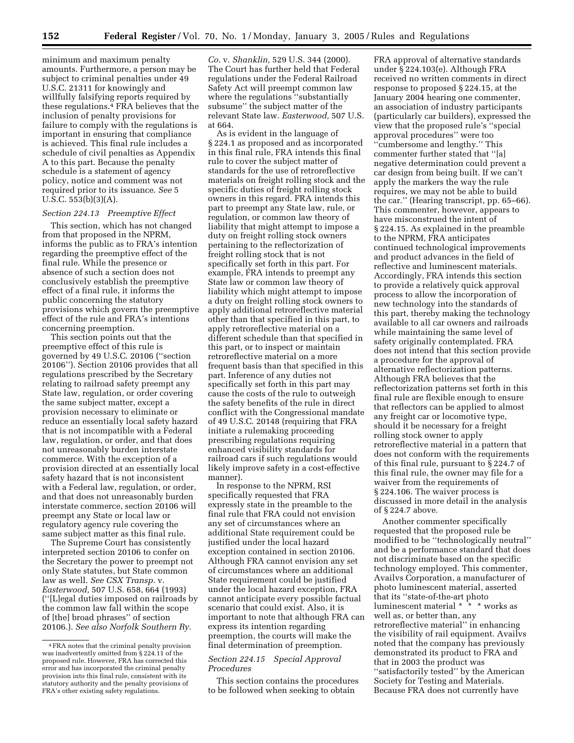minimum and maximum penalty amounts. Furthermore, a person may be subject to criminal penalties under 49 U.S.C. 21311 for knowingly and willfully falsifying reports required by these regulations.[4] FRA believes that the inclusion of penalty provisions for failure to comply with the regulations is important in ensuring that compliance is achieved. This final rule includes a schedule of civil penalties as Appendix A to this part. Because the penalty schedule is a statement of agency policy, notice and comment was not required prior to its issuance. *See* 5 U.S.C. 553(b)(3)(A).

*Section 224.13 Preemptive Effect*

This section, which has not changed from that proposed in the NPRM, informs the public as to FRA's intention regarding the preemptive effect of the final rule. While the presence or absence of such a section does not conclusively establish the preemptive effect of a final rule, it informs the public concerning the statutory provisions which govern the preemptive effect of the rule and FRA's intentions concerning preemption.

This section points out that the preemptive effect of this rule is governed by 49 U.S.C. 20106 (''section 20106''). Section 20106 provides that all regulations prescribed by the Secretary relating to railroad safety preempt any State law, regulation, or order covering the same subject matter, except a provision necessary to eliminate or reduce an essentially local safety hazard that is not incompatible with a Federal law, regulation, or order, and that does not unreasonably burden interstate commerce. With the exception of a provision directed at an essentially local safety hazard that is not inconsistent with a Federal law, regulation, or order, and that does not unreasonably burden interstate commerce, section 20106 will preempt any State or local law or regulatory agency rule covering the same subject matter as this final rule.

The Supreme Court has consistently interpreted section 20106 to confer on the Secretary the power to preempt not only State statutes, but State common law as well. *See CSX Transp.* v. *Easterwood,* 507 U.S. 658, 664 (1993) (''[L]egal duties imposed on railroads by the common law fall within the scope of [the] broad phrases'' of section 20106.). *See also Norfolk Southern Ry. Co.* v. *Shanklin,* 529 U.S. 344 (2000). The Court has further held that Federal regulations under the Federal Railroad Safety Act will preempt common law where the regulations ''substantially subsume'' the subject matter of the relevant State law. *Easterwood,* 507 U.S. at 664.

As is evident in the language of § 224.1 as proposed and as incorporated in this final rule, FRA intends this final rule to cover the subject matter of standards for the use of retroreflective materials on freight rolling stock and the specific duties of freight rolling stock owners in this regard. FRA intends this part to preempt any State law, rule, or regulation, or common law theory of liability that might attempt to impose a duty on freight rolling stock owners pertaining to the reflectorization of freight rolling stock that is not specifically set forth in this part. For example, FRA intends to preempt any State law or common law theory of liability which might attempt to impose a duty on freight rolling stock owners to apply additional retroreflective material other than that specified in this part, to apply retroreflective material on a different schedule than that specified in this part, or to inspect or maintain retroreflective material on a more frequent basis than that specified in this part. Inference of any duties not specifically set forth in this part may cause the costs of the rule to outweigh the safety benefits of the rule in direct conflict with the Congressional mandate of 49 U.S.C. 20148 (requiring that FRA initiate a rulemaking proceeding prescribing regulations requiring enhanced visibility standards for railroad cars if such regulations would likely improve safety in a cost-effective manner).

In response to the NPRM, RSI specifically requested that FRA expressly state in the preamble to the final rule that FRA could not envision any set of circumstances where an additional State requirement could be justified under the local hazard exception contained in section 20106. Although FRA cannot envision any set of circumstances where an additional State requirement could be justified under the local hazard exception, FRA cannot anticipate every possible factual scenario that could exist. Also, it is important to note that although FRA can express its intention regarding preemption, the courts will make the final determination of preemption.

*Section 224.15 Special Approval Procedures*

This section contains the procedures to be followed when seeking to obtain FRA approval of alternative standards under § 224.103(e). Although FRA received no written comments in direct response to proposed § 224.15, at the January 2004 hearing one commenter, an association of industry participants (particularly car builders), expressed the view that the proposed rule's ''special approval procedures'' were too ''cumbersome and lengthy.'' This commenter further stated that ''[a] negative determination could prevent a car design from being built. If we can't apply the markers the way the rule requires, we may not be able to build the car.'' (Hearing transcript, pp. 65–66). This commenter, however, appears to have misconstrued the intent of § 224.15. As explained in the preamble to the NPRM, FRA anticipates continued technological improvements and product advances in the field of reflective and luminescent materials. Accordingly, FRA intends this section to provide a relatively quick approval process to allow the incorporation of new technology into the standards of this part, thereby making the technology available to all car owners and railroads while maintaining the same level of safety originally contemplated. FRA does not intend that this section provide a procedure for the approval of alternative reflectorization patterns. Although FRA believes that the reflectorization patterns set forth in this final rule are flexible enough to ensure that reflectors can be applied to almost any freight car or locomotive type, should it be necessary for a freight rolling stock owner to apply retroreflective material in a pattern that does not conform with the requirements of this final rule, pursuant to § 224.7 of this final rule, the owner may file for a waiver from the requirements of § 224.106. The waiver process is discussed in more detail in the analysis of § 224.7 above.

Another commenter specifically requested that the proposed rule be modified to be ''technologically neutral'' and be a performance standard that does not discriminate based on the specific technology employed. This commenter, Availvs Corporation, a manufacturer of photo luminescent material, asserted that its ''state-of-the-art photo luminescent material * * * works as well as, or better than, any retroreflective material'' in enhancing the visibility of rail equipment. Availvs noted that the company has previously demonstrated its product to FRA and that in 2003 the product was ''satisfactorily tested'' by the American Society for Testing and Materials. Because FRA does not currently have

[4] FRA notes that the criminal penalty provision was inadvertently omitted from § 224.11 of the proposed rule. However, FRA has corrected this error and has incorporated the criminal penalty provision into this final rule, consistent with its statutory authority and the penalty provisions of FRA's other existing safety regulations.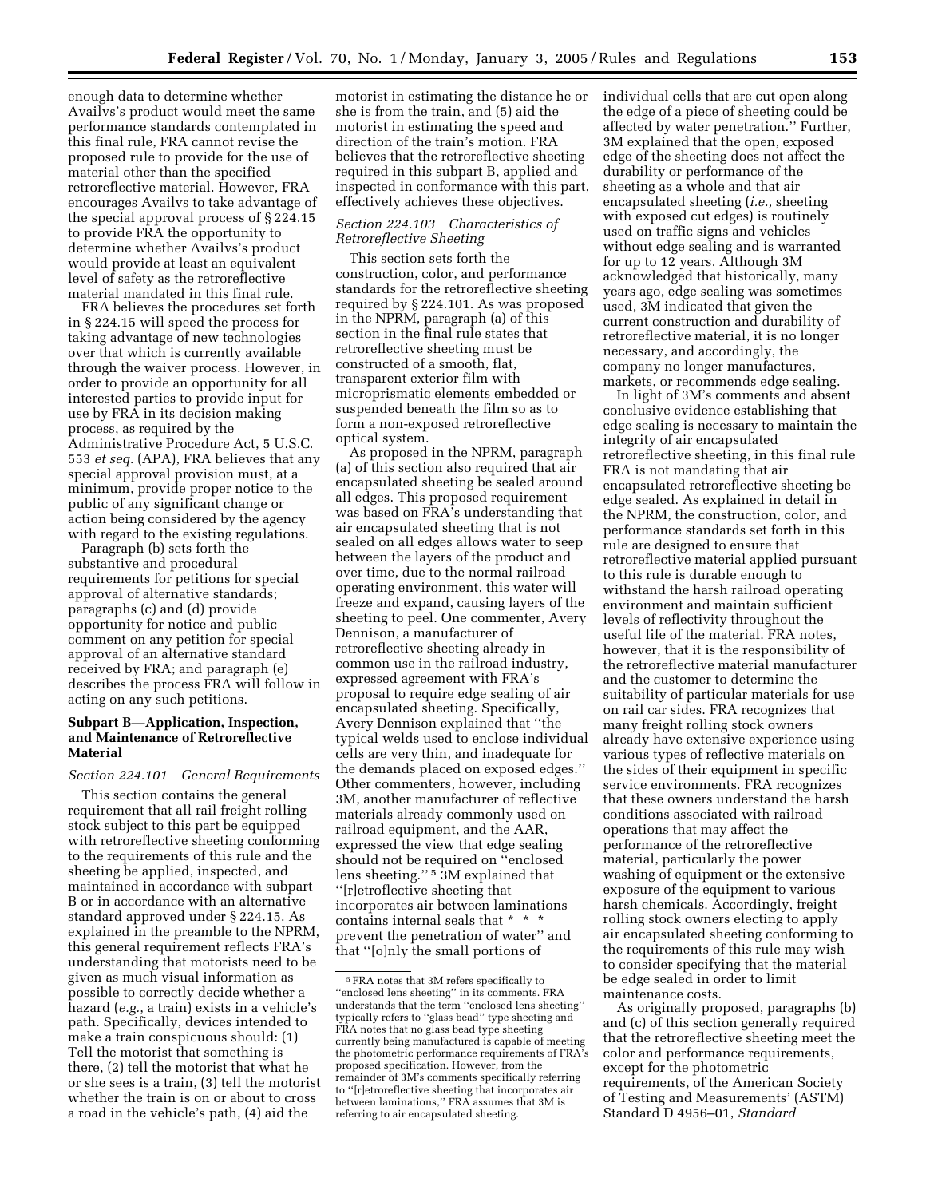enough data to determine whether Availvs's product would meet the same performance standards contemplated in this final rule, FRA cannot revise the proposed rule to provide for the use of material other than the specified retroreflective material. However, FRA encourages Availvs to take advantage of the special approval process of § 224.15 to provide FRA the opportunity to determine whether Availvs's product would provide at least an equivalent level of safety as the retroreflective material mandated in this final rule.

FRA believes the procedures set forth in § 224.15 will speed the process for taking advantage of new technologies over that which is currently available through the waiver process. However, in order to provide an opportunity for all interested parties to provide input for use by FRA in its decision making process, as required by the Administrative Procedure Act, 5 U.S.C. 553 *et seq.* (APA), FRA believes that any special approval provision must, at a minimum, provide proper notice to the public of any significant change or action being considered by the agency with regard to the existing regulations.

Paragraph (b) sets forth the substantive and procedural requirements for petitions for special approval of alternative standards; paragraphs (c) and (d) provide opportunity for notice and public comment on any petition for special approval of an alternative standard received by FRA; and paragraph (e) describes the process FRA will follow in acting on any such petitions.

## Subpart B—Application, Inspection, and Maintenance of Retroreflective Material

### *Section 224.101 General Requirements*

This section contains the general requirement that all rail freight rolling stock subject to this part be equipped with retroreflective sheeting conforming to the requirements of this rule and the sheeting be applied, inspected, and maintained in accordance with subpart B or in accordance with an alternative standard approved under § 224.15. As explained in the preamble to the NPRM, this general requirement reflects FRA's understanding that motorists need to be given as much visual information as possible to correctly decide whether a hazard (*e.g.*, a train) exists in a vehicle's path. Specifically, devices intended to make a train conspicuous should: (1) Tell the motorist that something is there, (2) tell the motorist that what he or she sees is a train, (3) tell the motorist whether the train is on or about to cross a road in the vehicle's path, (4) aid the motorist in estimating the distance he or she is from the train, and (5) aid the motorist in estimating the speed and direction of the train's motion. FRA believes that the retroreflective sheeting required in this subpart B, applied and inspected in conformance with this part, effectively achieves these objectives.

### *Section 224.103 Characteristics of Retroreflective Sheeting*

This section sets forth the construction, color, and performance standards for the retroreflective sheeting required by § 224.101. As was proposed in the NPRM, paragraph (a) of this section in the final rule states that retroreflective sheeting must be constructed of a smooth, flat, transparent exterior film with microprismatic elements embedded or suspended beneath the film so as to form a non-exposed retroreflective optical system.

As proposed in the NPRM, paragraph (a) of this section also required that air encapsulated sheeting be sealed around all edges. This proposed requirement was based on FRA's understanding that air encapsulated sheeting that is not sealed on all edges allows water to seep between the layers of the product and over time, due to the normal railroad operating environment, this water will freeze and expand, causing layers of the sheeting to peel. One commenter, Avery Dennison, a manufacturer of retroreflective sheeting already in common use in the railroad industry, expressed agreement with FRA's proposal to require edge sealing of air encapsulated sheeting. Specifically, Avery Dennison explained that ''the typical welds used to enclose individual cells are very thin, and inadequate for the demands placed on exposed edges.'' Other commenters, however, including 3M, another manufacturer of reflective materials already commonly used on railroad equipment, and the AAR, expressed the view that edge sealing should not be required on ''enclosed lens sheeting.''[5] 3M explained that ''[r]etroflective sheeting that incorporates air between laminations contains internal seals that * * * prevent the penetration of water'' and that ''[o]nly the small portions of individual cells that are cut open along the edge of a piece of sheeting could be affected by water penetration.'' Further, 3M explained that the open, exposed edge of the sheeting does not affect the durability or performance of the sheeting as a whole and that air encapsulated sheeting (*i.e.,* sheeting with exposed cut edges) is routinely used on traffic signs and vehicles without edge sealing and is warranted for up to 12 years. Although 3M acknowledged that historically, many years ago, edge sealing was sometimes used, 3M indicated that given the current construction and durability of retroreflective material, it is no longer necessary, and accordingly, the company no longer manufactures, markets, or recommends edge sealing.

In light of 3M's comments and absent conclusive evidence establishing that edge sealing is necessary to maintain the integrity of air encapsulated retroreflective sheeting, in this final rule FRA is not mandating that air encapsulated retroreflective sheeting be edge sealed. As explained in detail in the NPRM, the construction, color, and performance standards set forth in this rule are designed to ensure that retroreflective material applied pursuant to this rule is durable enough to withstand the harsh railroad operating environment and maintain sufficient levels of reflectivity throughout the useful life of the material. FRA notes, however, that it is the responsibility of the retroreflective material manufacturer and the customer to determine the suitability of particular materials for use on rail car sides. FRA recognizes that many freight rolling stock owners already have extensive experience using various types of reflective materials on the sides of their equipment in specific service environments. FRA recognizes that these owners understand the harsh conditions associated with railroad operations that may affect the performance of the retroreflective material, particularly the power washing of equipment or the extensive exposure of the equipment to various harsh chemicals. Accordingly, freight rolling stock owners electing to apply air encapsulated sheeting conforming to the requirements of this rule may wish to consider specifying that the material be edge sealed in order to limit maintenance costs.

As originally proposed, paragraphs (b) and (c) of this section generally required that the retroreflective sheeting meet the color and performance requirements, except for the photometric requirements, of the American Society of Testing and Measurements' (ASTM) Standard D 4956–01, *Standard*

[5] FRA notes that 3M refers specifically to ''enclosed lens sheeting'' in its comments. FRA understands that the term ''enclosed lens sheeting'' typically refers to ''glass bead'' type sheeting and FRA notes that no glass bead type sheeting currently being manufactured is capable of meeting the photometric performance requirements of FRA's proposed specification. However, from the remainder of 3M's comments specifically referring to ''[r]etroreflective sheeting that incorporates air between laminations,'' FRA assumes that 3M is referring to air encapsulated sheeting.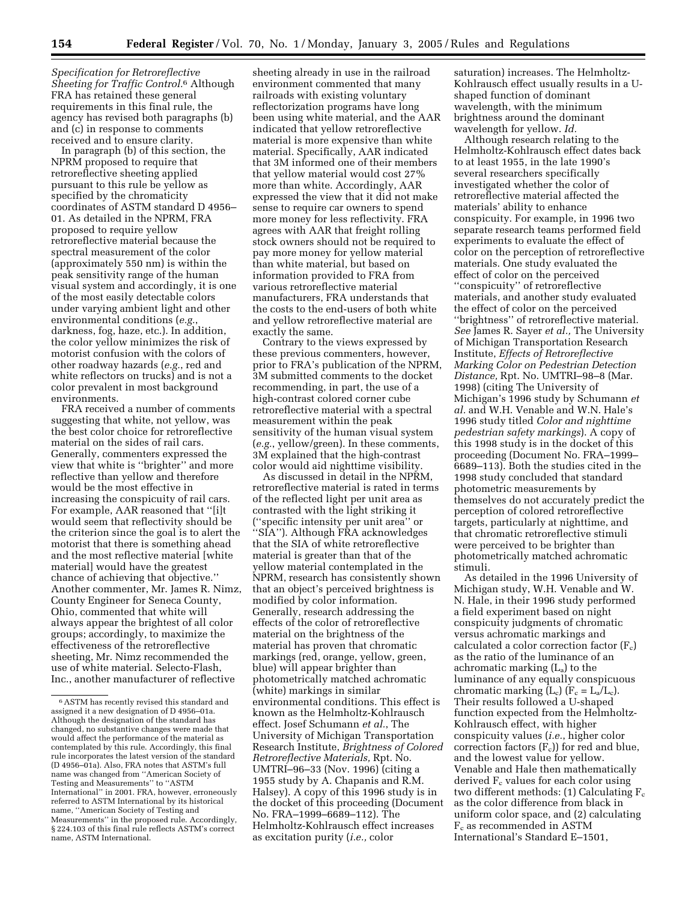*Specification for Retroreflective Sheeting for Traffic Control.*[6] Although FRA has retained these general requirements in this final rule, the agency has revised both paragraphs (b) and (c) in response to comments received and to ensure clarity.

In paragraph (b) of this section, the NPRM proposed to require that retroreflective sheeting applied pursuant to this rule be yellow as specified by the chromaticity coordinates of ASTM standard D 4956–01. As detailed in the NPRM, FRA proposed to require yellow retroreflective material because the spectral measurement of the color (approximately 550 nm) is within the peak sensitivity range of the human visual system and accordingly, it is one of the most easily detectable colors under varying ambient light and other environmental conditions (*e.g.*, darkness, fog, haze, etc.). In addition, the color yellow minimizes the risk of motorist confusion with the colors of other roadway hazards (*e.g.*, red and white reflectors on trucks) and is not a color prevalent in most background environments.

FRA received a number of comments suggesting that white, not yellow, was the best color choice for retroreflective material on the sides of rail cars. Generally, commenters expressed the view that white is ''brighter'' and more reflective than yellow and therefore would be the most effective in increasing the conspicuity of rail cars. For example, AAR reasoned that ''[i]t would seem that reflectivity should be the criterion since the goal is to alert the motorist that there is something ahead and the most reflective material [white material] would have the greatest chance of achieving that objective.'' Another commenter, Mr. James R. Nimz, County Engineer for Seneca County, Ohio, commented that white will always appear the brightest of all color groups; accordingly, to maximize the effectiveness of the retroreflective sheeting, Mr. Nimz recommended the use of white material. Selecto-Flash, Inc., another manufacturer of reflective sheeting already in use in the railroad environment commented that many railroads with existing voluntary reflectorization programs have long been using white material, and the AAR indicated that yellow retroreflective material is more expensive than white material. Specifically, AAR indicated that 3M informed one of their members that yellow material would cost 27% more than white. Accordingly, AAR expressed the view that it did not make sense to require car owners to spend more money for less reflectivity. FRA agrees with AAR that freight rolling stock owners should not be required to pay more money for yellow material than white material, but based on information provided to FRA from various retroreflective material manufacturers, FRA understands that the costs to the end-users of both white and yellow retroreflective material are exactly the same.

Contrary to the views expressed by these previous commenters, however, prior to FRA's publication of the NPRM, 3M submitted comments to the docket recommending, in part, the use of a high-contrast colored corner cube retroreflective material with a spectral measurement within the peak sensitivity of the human visual system (*e.g.*, yellow/green). In these comments, 3M explained that the high-contrast color would aid nighttime visibility.

As discussed in detail in the NPRM, retroreflective material is rated in terms of the reflected light per unit area as contrasted with the light striking it (''specific intensity per unit area'' or ''SIA''). Although FRA acknowledges that the SIA of white retroreflective material is greater than that of the yellow material contemplated in the NPRM, research has consistently shown that an object's perceived brightness is modified by color information. Generally, research addressing the effects of the color of retroreflective material on the brightness of the material has proven that chromatic markings (red, orange, yellow, green, blue) will appear brighter than photometrically matched achromatic (white) markings in similar environmental conditions. This effect is known as the Helmholtz-Kohlrausch effect. Josef Schumann *et al.*, The University of Michigan Transportation Research Institute, *Brightness of Colored Retroreflective Materials,* Rpt. No. UMTRI–96–33 (Nov. 1996) (citing a 1955 study by A. Chapanis and R.M. Halsey). A copy of this 1996 study is in the docket of this proceeding (Document No. FRA–1999–6689–112). The Helmholtz-Kohlrausch effect increases as excitation purity (*i.e.,* color saturation) increases. The Helmholtz-Kohlrausch effect usually results in a U-shaped function of dominant wavelength, with the minimum brightness around the dominant wavelength for yellow. *Id.*

Although research relating to the Helmholtz-Kohlrausch effect dates back to at least 1955, in the late 1990's several researchers specifically investigated whether the color of retroreflective material affected the materials' ability to enhance conspicuity. For example, in 1996 two separate research teams performed field experiments to evaluate the effect of color on the perception of retroreflective materials. One study evaluated the effect of color on the perceived ''conspicuity'' of retroreflective materials, and another study evaluated the effect of color on the perceived ''brightness'' of retroreflective material. *See* James R. Sayer *et al.,* The University of Michigan Transportation Research Institute, *Effects of Retroreflective Marking Color on Pedestrian Detection Distance,* Rpt. No. UMTRI–98–8 (Mar. 1998) (citing The University of Michigan's 1996 study by Schumann *et al.* and W.H. Venable and W.N. Hale's 1996 study titled *Color and nighttime pedestrian safety markings*). A copy of this 1998 study is in the docket of this proceeding (Document No. FRA–1999–6689–113). Both the studies cited in the 1998 study concluded that standard photometric measurements by themselves do not accurately predict the perception of colored retroreflective targets, particularly at nighttime, and that chromatic retroreflective stimuli were perceived to be brighter than photometrically matched achromatic stimuli.

As detailed in the 1996 University of Michigan study, W.H. Venable and W. N. Hale, in their 1996 study performed a field experiment based on night conspicuity judgments of chromatic versus achromatic markings and calculated a color correction factor ($F_c$) as the ratio of the luminance of an achromatic marking ($L_a$) to the luminance of any equally conspicuous chromatic marking ($L_c$) ($F_c = L_a/L_c$). Their results followed a U-shaped function expected from the Helmholtz-Kohlrausch effect, with higher conspicuity values (*i.e.*, higher color correction factors ($F_c$)) for red and blue, and the lowest value for yellow. Venable and Hale then mathematically derived $F_c$ values for each color using two different methods: (1) Calculating $F_c$ as the color difference from black in uniform color space, and (2) calculating $F_c$ as recommended in ASTM International's Standard E–1501,

[6] ASTM has recently revised this standard and assigned it a new designation of D 4956–01a. Although the designation of the standard has changed, no substantive changes were made that would affect the performance of the material as contemplated by this rule. Accordingly, this final rule incorporates the latest version of the standard (D 4956–01a). Also, FRA notes that ASTM's full name was changed from ''American Society of Testing and Measurements'' to ''ASTM International'' in 2001. FRA, however, erroneously referred to ASTM International by its historical name, ''American Society of Testing and Measurements'' in the proposed rule. Accordingly, § 224.103 of this final rule reflects ASTM's correct name, ASTM International.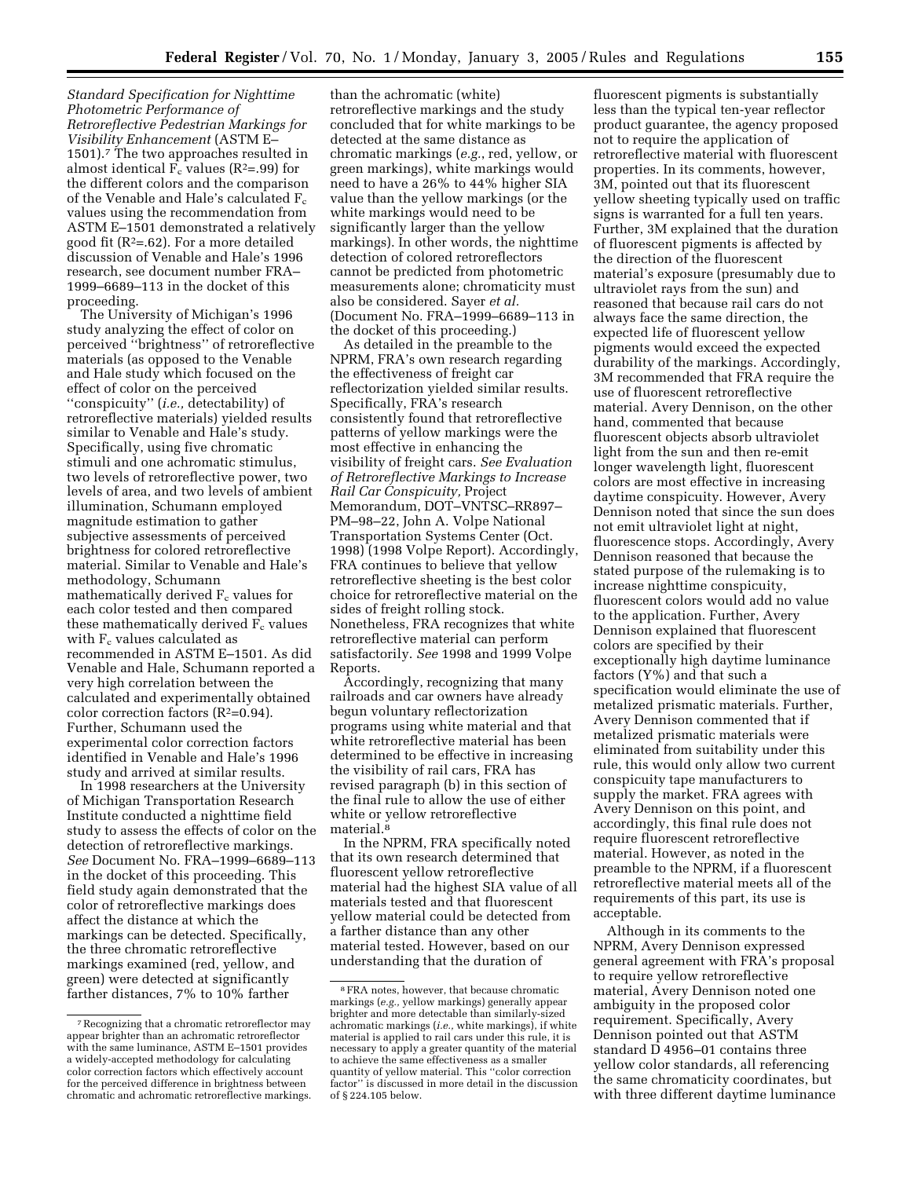*Standard Specification for Nighttime Photometric Performance of Retroreflective Pedestrian Markings for Visibility Enhancement* (ASTM E–1501).[7] The two approaches resulted in almost identical $F_c$ values ($R^2$=.99) for the different colors and the comparison of the Venable and Hale's calculated $F_c$ values using the recommendation from ASTM E–1501 demonstrated a relatively good fit ($R^2$=.62). For a more detailed discussion of Venable and Hale's 1996 research, see document number FRA–1999–6689–113 in the docket of this proceeding.

The University of Michigan's 1996 study analyzing the effect of color on perceived ''brightness'' of retroreflective materials (as opposed to the Venable and Hale study which focused on the effect of color on the perceived ''conspicuity'' (*i.e.,* detectability) of retroreflective materials) yielded results similar to Venable and Hale's study. Specifically, using five chromatic stimuli and one achromatic stimulus, two levels of retroreflective power, two levels of area, and two levels of ambient illumination, Schumann employed magnitude estimation to gather subjective assessments of perceived brightness for colored retroreflective material. Similar to Venable and Hale's methodology, Schumann mathematically derived $F_c$ values for each color tested and then compared these mathematically derived $F_c$ values with $F_c$ values calculated as recommended in ASTM E–1501. As did Venable and Hale, Schumann reported a very high correlation between the calculated and experimentally obtained color correction factors ($R^2$=0.94). Further, Schumann used the experimental color correction factors identified in Venable and Hale's 1996 study and arrived at similar results.

In 1998 researchers at the University of Michigan Transportation Research Institute conducted a nighttime field study to assess the effects of color on the detection of retroreflective markings. *See* Document No. FRA–1999–6689–113 in the docket of this proceeding. This field study again demonstrated that the color of retroreflective markings does affect the distance at which the markings can be detected. Specifically, the three chromatic retroreflective markings examined (red, yellow, and green) were detected at significantly farther distances, 7% to 10% farther than the achromatic (white) retroreflective markings and the study concluded that for white markings to be detected at the same distance as chromatic markings (*e.g.*, red, yellow, or green markings), white markings would need to have a 26% to 44% higher SIA value than the yellow markings (or the white markings would need to be significantly larger than the yellow markings). In other words, the nighttime detection of colored retroreflectors cannot be predicted from photometric measurements alone; chromaticity must also be considered. Sayer *et al.* (Document No. FRA–1999–6689–113 in the docket of this proceeding.)

As detailed in the preamble to the NPRM, FRA's own research regarding the effectiveness of freight car reflectorization yielded similar results. Specifically, FRA's research consistently found that retroreflective patterns of yellow markings were the most effective in enhancing the visibility of freight cars. *See Evaluation of Retroreflective Markings to Increase Rail Car Conspicuity,* Project Memorandum, DOT–VNTSC–RR897–PM–98–22, John A. Volpe National Transportation Systems Center (Oct. 1998) (1998 Volpe Report). Accordingly, FRA continues to believe that yellow retroreflective sheeting is the best color choice for retroreflective material on the sides of freight rolling stock. Nonetheless, FRA recognizes that white retroreflective material can perform satisfactorily. *See* 1998 and 1999 Volpe Reports.

Accordingly, recognizing that many railroads and car owners have already begun voluntary reflectorization programs using white material and that white retroreflective material has been determined to be effective in increasing the visibility of rail cars, FRA has revised paragraph (b) in this section of the final rule to allow the use of either white or yellow retroreflective material.[8]

In the NPRM, FRA specifically noted that its own research determined that fluorescent yellow retroreflective material had the highest SIA value of all materials tested and that fluorescent yellow material could be detected from a farther distance than any other material tested. However, based on our understanding that the duration of fluorescent pigments is substantially less than the typical ten-year reflector product guarantee, the agency proposed not to require the application of retroreflective material with fluorescent properties. In its comments, however, 3M, pointed out that its fluorescent yellow sheeting typically used on traffic signs is warranted for a full ten years. Further, 3M explained that the duration of fluorescent pigments is affected by the direction of the fluorescent material's exposure (presumably due to ultraviolet rays from the sun) and reasoned that because rail cars do not always face the same direction, the expected life of fluorescent yellow pigments would exceed the expected durability of the markings. Accordingly, 3M recommended that FRA require the use of fluorescent retroreflective material. Avery Dennison, on the other hand, commented that because fluorescent objects absorb ultraviolet light from the sun and then re-emit longer wavelength light, fluorescent colors are most effective in increasing daytime conspicuity. However, Avery Dennison noted that since the sun does not emit ultraviolet light at night, fluorescence stops. Accordingly, Avery Dennison reasoned that because the stated purpose of the rulemaking is to increase nighttime conspicuity, fluorescent colors would add no value to the application. Further, Avery Dennison explained that fluorescent colors are specified by their exceptionally high daytime luminance factors (Y%) and that such a specification would eliminate the use of metalized prismatic materials. Further, Avery Dennison commented that if metalized prismatic materials were eliminated from suitability under this rule, this would only allow two current conspicuity tape manufacturers to supply the market. FRA agrees with Avery Dennison on this point, and accordingly, this final rule does not require fluorescent retroreflective material. However, as noted in the preamble to the NPRM, if a fluorescent retroreflective material meets all of the requirements of this part, its use is acceptable.

Although in its comments to the NPRM, Avery Dennison expressed general agreement with FRA's proposal to require yellow retroreflective material, Avery Dennison noted one ambiguity in the proposed color requirement. Specifically, Avery Dennison pointed out that ASTM standard D 4956–01 contains three yellow color standards, all referencing the same chromaticity coordinates, but with three different daytime luminance

---

[7] Recognizing that a chromatic retroreflector may appear brighter than an achromatic retroreflector with the same luminance, ASTM E–1501 provides a widely-accepted methodology for calculating color correction factors which effectively account for the perceived difference in brightness between chromatic and achromatic retroreflective markings.

[8] FRA notes, however, that because chromatic markings (*e.g.*, yellow markings) generally appear brighter and more detectable than similarly-sized achromatic markings (*i.e.*, white markings), if white material is applied to rail cars under this rule, it is necessary to apply a greater quantity of the material to achieve the same effectiveness as a smaller quantity of yellow material. This ''color correction factor'' is discussed in more detail in the discussion of § 224.105 below.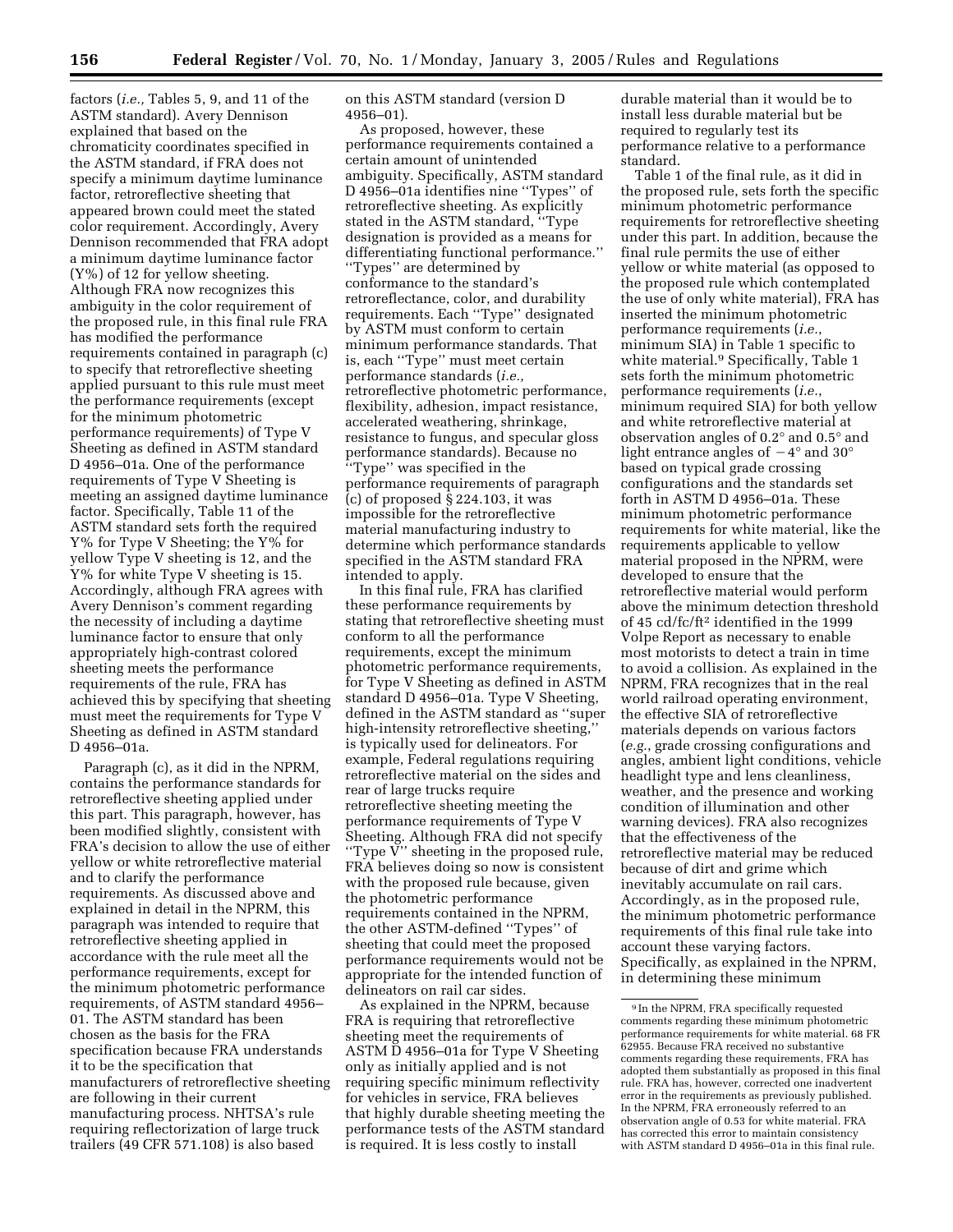factors (*i.e.,* Tables 5, 9, and 11 of the ASTM standard). Avery Dennison explained that based on the chromaticity coordinates specified in the ASTM standard, if FRA does not specify a minimum daytime luminance factor, retroreflective sheeting that appeared brown could meet the stated color requirement. Accordingly, Avery Dennison recommended that FRA adopt a minimum daytime luminance factor (Y%) of 12 for yellow sheeting. Although FRA now recognizes this ambiguity in the color requirement of the proposed rule, in this final rule FRA has modified the performance requirements contained in paragraph (c) to specify that retroreflective sheeting applied pursuant to this rule must meet the performance requirements (except for the minimum photometric performance requirements) of Type V Sheeting as defined in ASTM standard D 4956–01a. One of the performance requirements of Type V Sheeting is meeting an assigned daytime luminance factor. Specifically, Table 11 of the ASTM standard sets forth the required Y% for Type V Sheeting; the Y% for yellow Type V sheeting is 12, and the Y% for white Type V sheeting is 15. Accordingly, although FRA agrees with Avery Dennison's comment regarding the necessity of including a daytime luminance factor to ensure that only appropriately high-contrast colored sheeting meets the performance requirements of the rule, FRA has achieved this by specifying that sheeting must meet the requirements for Type V Sheeting as defined in ASTM standard D 4956–01a.

Paragraph (c), as it did in the NPRM, contains the performance standards for retroreflective sheeting applied under this part. This paragraph, however, has been modified slightly, consistent with FRA's decision to allow the use of either yellow or white retroreflective material and to clarify the performance requirements. As discussed above and explained in detail in the NPRM, this paragraph was intended to require that retroreflective sheeting applied in accordance with the rule meet all the performance requirements, except for the minimum photometric performance requirements, of ASTM standard 4956–01. The ASTM standard has been chosen as the basis for the FRA specification because FRA understands it to be the specification that manufacturers of retroreflective sheeting are following in their current manufacturing process. NHTSA's rule requiring reflectorization of large truck trailers (49 CFR 571.108) is also based on this ASTM standard (version D 4956–01).

As proposed, however, these performance requirements contained a certain amount of unintended ambiguity. Specifically, ASTM standard D 4956–01a identifies nine ''Types'' of retroreflective sheeting. As explicitly stated in the ASTM standard, ''Type designation is provided as a means for differentiating functional performance.'' ''Types'' are determined by conformance to the standard's retroreflectance, color, and durability requirements. Each ''Type'' designated by ASTM must conform to certain minimum performance standards. That is, each ''Type'' must meet certain performance standards (*i.e.,* retroreflective photometric performance, flexibility, adhesion, impact resistance, accelerated weathering, shrinkage, resistance to fungus, and specular gloss performance standards). Because no ''Type'' was specified in the performance requirements of paragraph (c) of proposed § 224.103, it was impossible for the retroreflective material manufacturing industry to determine which performance standards specified in the ASTM standard FRA intended to apply.

In this final rule, FRA has clarified these performance requirements by stating that retroreflective sheeting must conform to all the performance requirements, except the minimum photometric performance requirements, for Type V Sheeting as defined in ASTM standard D 4956–01a. Type V Sheeting, defined in the ASTM standard as ''super high-intensity retroreflective sheeting,'' is typically used for delineators. For example, Federal regulations requiring retroreflective material on the sides and rear of large trucks require retroreflective sheeting meeting the performance requirements of Type V Sheeting. Although FRA did not specify ''Type V'' sheeting in the proposed rule, FRA believes doing so now is consistent with the proposed rule because, given the photometric performance requirements contained in the NPRM, the other ASTM-defined ''Types'' of sheeting that could meet the proposed performance requirements would not be appropriate for the intended function of delineators on rail car sides.

As explained in the NPRM, because FRA is requiring that retroreflective sheeting meet the requirements of ASTM D 4956–01a for Type V Sheeting only as initially applied and is not requiring specific minimum reflectivity for vehicles in service, FRA believes that highly durable sheeting meeting the performance tests of the ASTM standard is required. It is less costly to install durable material than it would be to install less durable material but be required to regularly test its performance relative to a performance standard.

Table 1 of the final rule, as it did in the proposed rule, sets forth the specific minimum photometric performance requirements for retroreflective sheeting under this part. In addition, because the final rule permits the use of either yellow or white material (as opposed to the proposed rule which contemplated the use of only white material), FRA has inserted the minimum photometric performance requirements (*i.e.*, minimum SIA) in Table 1 specific to white material.[9] Specifically, Table 1 sets forth the minimum photometric performance requirements (*i.e.*, minimum required SIA) for both yellow and white retroreflective material at observation angles of 0.2° and 0.5° and light entrance angles of −4° and 30° based on typical grade crossing configurations and the standards set forth in ASTM D 4956–01a. These minimum photometric performance requirements for white material, like the requirements applicable to yellow material proposed in the NPRM, were developed to ensure that the retroreflective material would perform above the minimum detection threshold of 45 cd/fc/ft² identified in the 1999 Volpe Report as necessary to enable most motorists to detect a train in time to avoid a collision. As explained in the NPRM, FRA recognizes that in the real world railroad operating environment, the effective SIA of retroreflective materials depends on various factors (*e.g.*, grade crossing configurations and angles, ambient light conditions, vehicle headlight type and lens cleanliness, weather, and the presence and working condition of illumination and other warning devices). FRA also recognizes that the effectiveness of the retroreflective material may be reduced because of dirt and grime which inevitably accumulate on rail cars. Accordingly, as in the proposed rule, the minimum photometric performance requirements of this final rule take into account these varying factors. Specifically, as explained in the NPRM, in determining these minimum

[9] In the NPRM, FRA specifically requested comments regarding these minimum photometric performance requirements for white material. 68 FR 62955. Because FRA received no substantive comments regarding these requirements, FRA has adopted them substantially as proposed in this final rule. FRA has, however, corrected one inadvertent error in the requirements as previously published. In the NPRM, FRA erroneously referred to an observation angle of 0.53 for white material. FRA has corrected this error to maintain consistency with ASTM standard D 4956–01a in this final rule.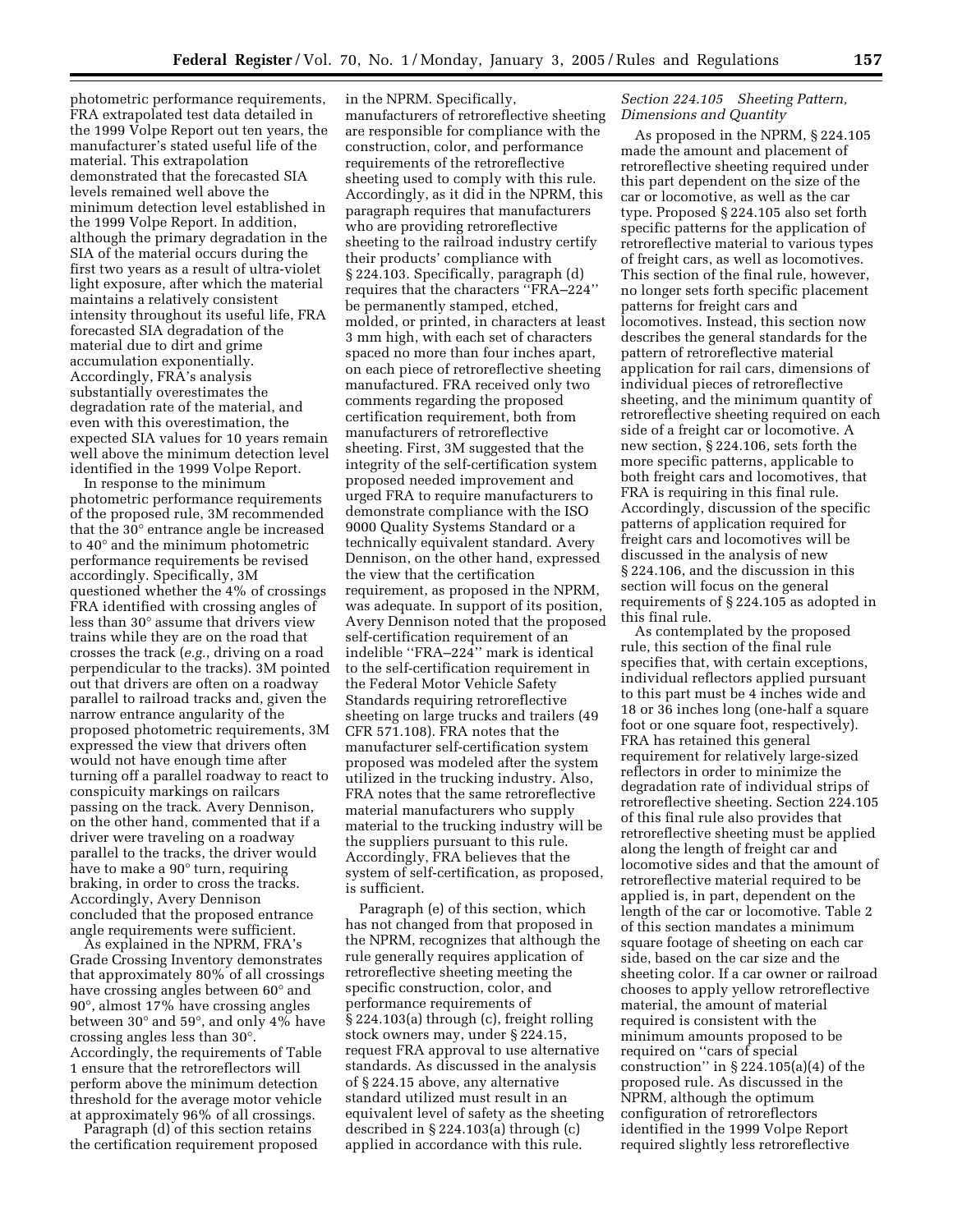photometric performance requirements, FRA extrapolated test data detailed in the 1999 Volpe Report out ten years, the manufacturer's stated useful life of the material. This extrapolation demonstrated that the forecasted SIA levels remained well above the minimum detection level established in the 1999 Volpe Report. In addition, although the primary degradation in the SIA of the material occurs during the first two years as a result of ultra-violet light exposure, after which the material maintains a relatively consistent intensity throughout its useful life, FRA forecasted SIA degradation of the material due to dirt and grime accumulation exponentially. Accordingly, FRA's analysis substantially overestimates the degradation rate of the material, and even with this overestimation, the expected SIA values for 10 years remain well above the minimum detection level identified in the 1999 Volpe Report.

In response to the minimum photometric performance requirements of the proposed rule, 3M recommended that the 30° entrance angle be increased to 40° and the minimum photometric performance requirements be revised accordingly. Specifically, 3M questioned whether the 4% of crossings FRA identified with crossing angles of less than 30° assume that drivers view trains while they are on the road that crosses the track (*e.g.*, driving on a road perpendicular to the tracks). 3M pointed out that drivers are often on a roadway parallel to railroad tracks and, given the narrow entrance angularity of the proposed photometric requirements, 3M expressed the view that drivers often would not have enough time after turning off a parallel roadway to react to conspicuity markings on railcars passing on the track. Avery Dennison, on the other hand, commented that if a driver were traveling on a roadway parallel to the tracks, the driver would have to make a 90° turn, requiring braking, in order to cross the tracks. Accordingly, Avery Dennison concluded that the proposed entrance angle requirements were sufficient.

As explained in the NPRM, FRA's Grade Crossing Inventory demonstrates that approximately 80% of all crossings have crossing angles between 60° and 90°, almost 17% have crossing angles between 30° and 59°, and only 4% have crossing angles less than 30°. Accordingly, the requirements of Table 1 ensure that the retroreflectors will perform above the minimum detection threshold for the average motor vehicle at approximately 96% of all crossings.

Paragraph (d) of this section retains the certification requirement proposed in the NPRM. Specifically, manufacturers of retroreflective sheeting are responsible for compliance with the construction, color, and performance requirements of the retroreflective sheeting used to comply with this rule. Accordingly, as it did in the NPRM, this paragraph requires that manufacturers who are providing retroreflective sheeting to the railroad industry certify their products' compliance with § 224.103. Specifically, paragraph (d) requires that the characters ''FRA–224'' be permanently stamped, etched, molded, or printed, in characters at least 3 mm high, with each set of characters spaced no more than four inches apart, on each piece of retroreflective sheeting manufactured. FRA received only two comments regarding the proposed certification requirement, both from manufacturers of retroreflective sheeting. First, 3M suggested that the integrity of the self-certification system proposed needed improvement and urged FRA to require manufacturers to demonstrate compliance with the ISO 9000 Quality Systems Standard or a technically equivalent standard. Avery Dennison, on the other hand, expressed the view that the certification requirement, as proposed in the NPRM, was adequate. In support of its position, Avery Dennison noted that the proposed self-certification requirement of an indelible ''FRA–224'' mark is identical to the self-certification requirement in the Federal Motor Vehicle Safety Standards requiring retroreflective sheeting on large trucks and trailers (49 CFR 571.108). FRA notes that the manufacturer self-certification system proposed was modeled after the system utilized in the trucking industry. Also, FRA notes that the same retroreflective material manufacturers who supply material to the trucking industry will be the suppliers pursuant to this rule. Accordingly, FRA believes that the system of self-certification, as proposed, is sufficient.

Paragraph (e) of this section, which has not changed from that proposed in the NPRM, recognizes that although the rule generally requires application of retroreflective sheeting meeting the specific construction, color, and performance requirements of § 224.103(a) through (c), freight rolling stock owners may, under § 224.15, request FRA approval to use alternative standards. As discussed in the analysis of § 224.15 above, any alternative standard utilized must result in an equivalent level of safety as the sheeting described in § 224.103(a) through (c) applied in accordance with this rule.

*Section 224.105 Sheeting Pattern, Dimensions and Quantity*

As proposed in the NPRM, § 224.105 made the amount and placement of retroreflective sheeting required under this part dependent on the size of the car or locomotive, as well as the car type. Proposed § 224.105 also set forth specific patterns for the application of retroreflective material to various types of freight cars, as well as locomotives. This section of the final rule, however, no longer sets forth specific placement patterns for freight cars and locomotives. Instead, this section now describes the general standards for the pattern of retroreflective material application for rail cars, dimensions of individual pieces of retroreflective sheeting, and the minimum quantity of retroreflective sheeting required on each side of a freight car or locomotive. A new section, § 224.106, sets forth the more specific patterns, applicable to both freight cars and locomotives, that FRA is requiring in this final rule. Accordingly, discussion of the specific patterns of application required for freight cars and locomotives will be discussed in the analysis of new § 224.106, and the discussion in this section will focus on the general requirements of § 224.105 as adopted in this final rule.

As contemplated by the proposed rule, this section of the final rule specifies that, with certain exceptions, individual reflectors applied pursuant to this part must be 4 inches wide and 18 or 36 inches long (one-half a square foot or one square foot, respectively). FRA has retained this general requirement for relatively large-sized reflectors in order to minimize the degradation rate of individual strips of retroreflective sheeting. Section 224.105 of this final rule also provides that retroreflective sheeting must be applied along the length of freight car and locomotive sides and that the amount of retroreflective material required to be applied is, in part, dependent on the length of the car or locomotive. Table 2 of this section mandates a minimum square footage of sheeting on each car side, based on the car size and the sheeting color. If a car owner or railroad chooses to apply yellow retroreflective material, the amount of material required is consistent with the minimum amounts proposed to be required on ''cars of special construction'' in § 224.105(a)(4) of the proposed rule. As discussed in the NPRM, although the optimum configuration of retroreflectors identified in the 1999 Volpe Report required slightly less retroreflective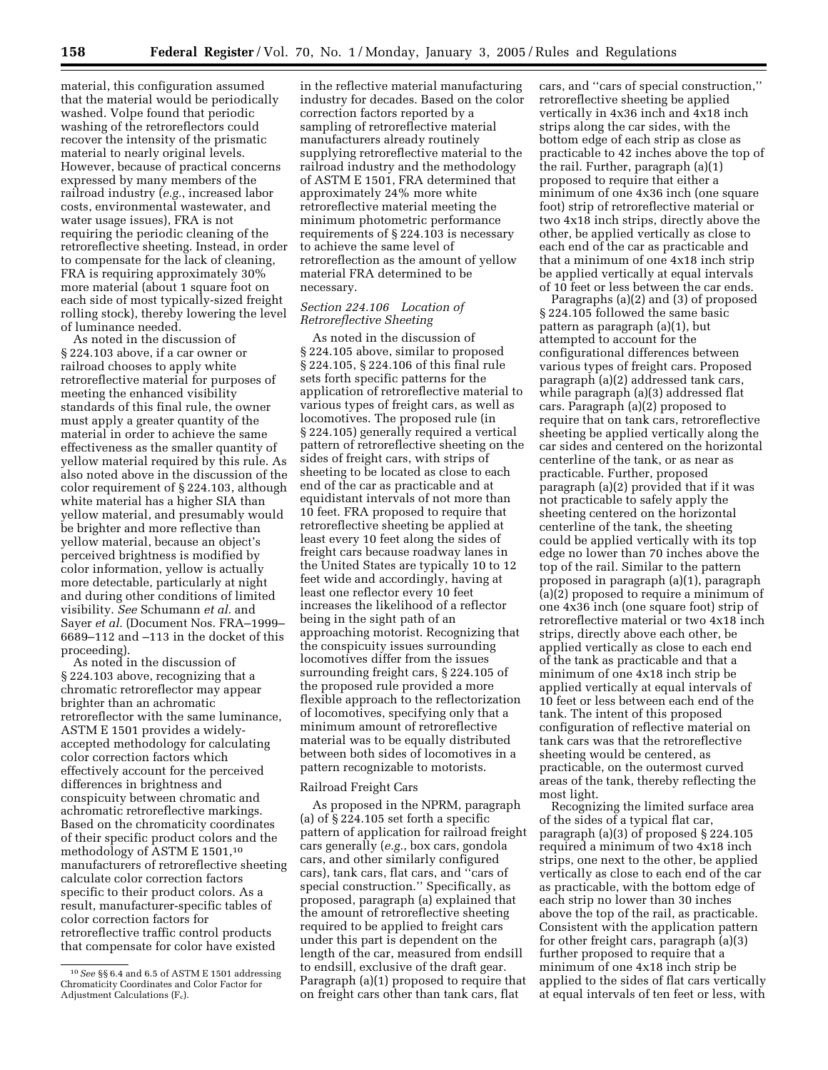material, this configuration assumed that the material would be periodically washed. Volpe found that periodic washing of the retroreflectors could recover the intensity of the prismatic material to nearly original levels. However, because of practical concerns expressed by many members of the railroad industry (*e.g.*, increased labor costs, environmental wastewater, and water usage issues), FRA is not requiring the periodic cleaning of the retroreflective sheeting. Instead, in order to compensate for the lack of cleaning, FRA is requiring approximately 30% more material (about 1 square foot on each side of most typically-sized freight rolling stock), thereby lowering the level of luminance needed.

As noted in the discussion of § 224.103 above, if a car owner or railroad chooses to apply white retroreflective material for purposes of meeting the enhanced visibility standards of this final rule, the owner must apply a greater quantity of the material in order to achieve the same effectiveness as the smaller quantity of yellow material required by this rule. As also noted above in the discussion of the color requirement of § 224.103, although white material has a higher SIA than yellow material, and presumably would be brighter and more reflective than yellow material, because an object's perceived brightness is modified by color information, yellow is actually more detectable, particularly at night and during other conditions of limited visibility. *See* Schumann *et al.* and Sayer *et al.* (Document Nos. FRA–1999–6689–112 and –113 in the docket of this proceeding).

As noted in the discussion of § 224.103 above, recognizing that a chromatic retroreflector may appear brighter than an achromatic retroreflector with the same luminance, ASTM E 1501 provides a widely-accepted methodology for calculating color correction factors which effectively account for the perceived differences in brightness and conspicuity between chromatic and achromatic retroreflective markings. Based on the chromaticity coordinates of their specific product colors and the methodology of ASTM E 1501,[10] manufacturers of retroreflective sheeting calculate color correction factors specific to their product colors. As a result, manufacturer-specific tables of color correction factors for retroreflective traffic control products that compensate for color have existed in the reflective material manufacturing industry for decades. Based on the color correction factors reported by a sampling of retroreflective material manufacturers already routinely supplying retroreflective material to the railroad industry and the methodology of ASTM E 1501, FRA determined that approximately 24% more white retroreflective material meeting the minimum photometric performance requirements of § 224.103 is necessary to achieve the same level of retroreflection as the amount of yellow material FRA determined to be necessary.

### *Section 224.106 Location of Retroreflective Sheeting*

As noted in the discussion of § 224.105 above, similar to proposed § 224.105, § 224.106 of this final rule sets forth specific patterns for the application of retroreflective material to various types of freight cars, as well as locomotives. The proposed rule (in § 224.105) generally required a vertical pattern of retroreflective sheeting on the sides of freight cars, with strips of sheeting to be located as close to each end of the car as practicable and at equidistant intervals of not more than 10 feet. FRA proposed to require that retroreflective sheeting be applied at least every 10 feet along the sides of freight cars because roadway lanes in the United States are typically 10 to 12 feet wide and accordingly, having at least one reflector every 10 feet increases the likelihood of a reflector being in the sight path of an approaching motorist. Recognizing that the conspicuity issues surrounding locomotives differ from the issues surrounding freight cars, § 224.105 of the proposed rule provided a more flexible approach to the reflectorization of locomotives, specifying only that a minimum amount of retroreflective material was to be equally distributed between both sides of locomotives in a pattern recognizable to motorists.

#### Railroad Freight Cars

As proposed in the NPRM, paragraph (a) of § 224.105 set forth a specific pattern of application for railroad freight cars generally (*e.g.*, box cars, gondola cars, and other similarly configured cars), tank cars, flat cars, and "cars of special construction." Specifically, as proposed, paragraph (a) explained that the amount of retroreflective sheeting required to be applied to freight cars under this part is dependent on the length of the car, measured from endsill to endsill, exclusive of the draft gear. Paragraph (a)(1) proposed to require that on freight cars other than tank cars, flat cars, and "cars of special construction," retroreflective sheeting be applied vertically in 4x36 inch and 4x18 inch strips along the car sides, with the bottom edge of each strip as close as practicable to 42 inches above the top of the rail. Further, paragraph (a)(1) proposed to require that either a minimum of one 4x36 inch (one square foot) strip of retroreflective material or two 4x18 inch strips, directly above the other, be applied vertically as close to each end of the car as practicable and that a minimum of one 4x18 inch strip be applied vertically at equal intervals of 10 feet or less between the car ends.

Paragraphs (a)(2) and (3) of proposed § 224.105 followed the same basic pattern as paragraph (a)(1), but attempted to account for the configurational differences between various types of freight cars. Proposed paragraph (a)(2) addressed tank cars, while paragraph (a)(3) addressed flat cars. Paragraph (a)(2) proposed to require that on tank cars, retroreflective sheeting be applied vertically along the car sides and centered on the horizontal centerline of the tank, or as near as practicable. Further, proposed paragraph (a)(2) provided that if it was not practicable to safely apply the sheeting centered on the horizontal centerline of the tank, the sheeting could be applied vertically with its top edge no lower than 70 inches above the top of the rail. Similar to the pattern proposed in paragraph (a)(1), paragraph (a)(2) proposed to require a minimum of one 4x36 inch (one square foot) strip of retroreflective material or two 4x18 inch strips, directly above each other, be applied vertically as close to each end of the tank as practicable and that a minimum of one 4x18 inch strip be applied vertically at equal intervals of 10 feet or less between each end of the tank. The intent of this proposed configuration of reflective material on tank cars was that the retroreflective sheeting would be centered, as practicable, on the outermost curved areas of the tank, thereby reflecting the most light.

Recognizing the limited surface area of the sides of a typical flat car, paragraph (a)(3) of proposed § 224.105 required a minimum of two 4x18 inch strips, one next to the other, be applied vertically as close to each end of the car as practicable, with the bottom edge of each strip no lower than 30 inches above the top of the rail, as practicable. Consistent with the application pattern for other freight cars, paragraph (a)(3) further proposed to require that a minimum of one 4x18 inch strip be applied to the sides of flat cars vertically at equal intervals of ten feet or less, with

---

[10] *See* §§ 6.4 and 6.5 of ASTM E 1501 addressing Chromaticity Coordinates and Color Factor for Adjustment Calculations ($F_c$).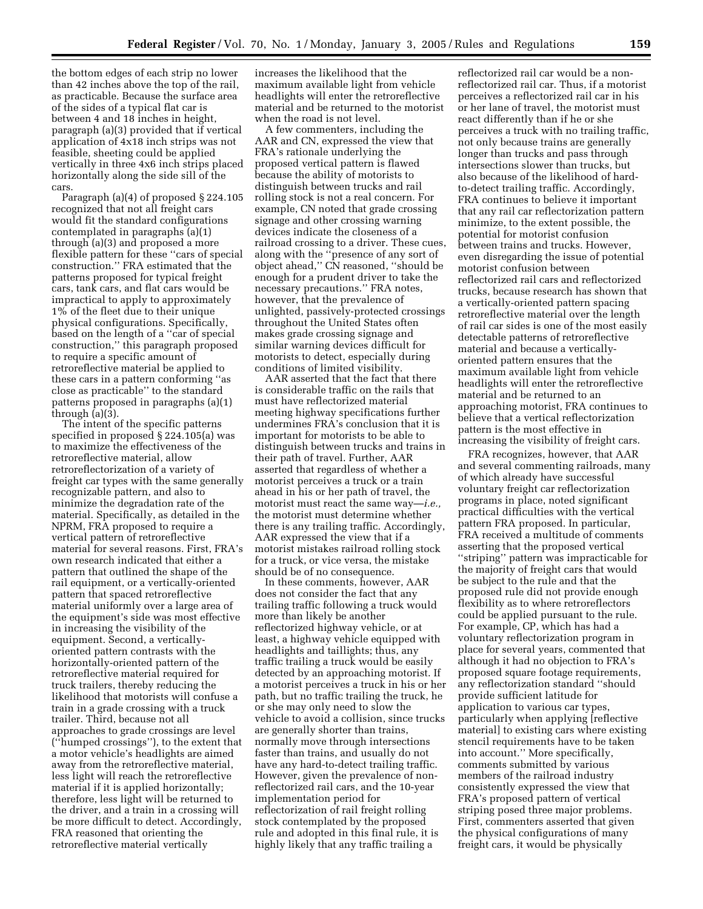the bottom edges of each strip no lower than 42 inches above the top of the rail, as practicable. Because the surface area of the sides of a typical flat car is between 4 and 18 inches in height, paragraph (a)(3) provided that if vertical application of 4x18 inch strips was not feasible, sheeting could be applied vertically in three 4x6 inch strips placed horizontally along the side sill of the cars.

Paragraph (a)(4) of proposed § 224.105 recognized that not all freight cars would fit the standard configurations contemplated in paragraphs (a)(1) through (a)(3) and proposed a more flexible pattern for these ''cars of special construction.'' FRA estimated that the patterns proposed for typical freight cars, tank cars, and flat cars would be impractical to apply to approximately 1% of the fleet due to their unique physical configurations. Specifically, based on the length of a ''car of special construction,'' this paragraph proposed to require a specific amount of retroreflective material be applied to these cars in a pattern conforming ''as close as practicable'' to the standard patterns proposed in paragraphs (a)(1) through (a)(3).

The intent of the specific patterns specified in proposed § 224.105(a) was to maximize the effectiveness of the retroreflective material, allow retroreflectorization of a variety of freight car types with the same generally recognizable pattern, and also to minimize the degradation rate of the material. Specifically, as detailed in the NPRM, FRA proposed to require a vertical pattern of retroreflective material for several reasons. First, FRA's own research indicated that either a pattern that outlined the shape of the rail equipment, or a vertically-oriented pattern that spaced retroreflective material uniformly over a large area of the equipment's side was most effective in increasing the visibility of the equipment. Second, a vertically-oriented pattern contrasts with the horizontally-oriented pattern of the retroreflective material required for truck trailers, thereby reducing the likelihood that motorists will confuse a train in a grade crossing with a truck trailer. Third, because not all approaches to grade crossings are level (''humped crossings''), to the extent that a motor vehicle's headlights are aimed away from the retroreflective material, less light will reach the retroreflective material if it is applied horizontally; therefore, less light will be returned to the driver, and a train in a crossing will be more difficult to detect. Accordingly, FRA reasoned that orienting the retroreflective material vertically increases the likelihood that the maximum available light from vehicle headlights will enter the retroreflective material and be returned to the motorist when the road is not level.

A few commenters, including the AAR and CN, expressed the view that FRA's rationale underlying the proposed vertical pattern is flawed because the ability of motorists to distinguish between trucks and rail rolling stock is not a real concern. For example, CN noted that grade crossing signage and other crossing warning devices indicate the closeness of a railroad crossing to a driver. These cues, along with the ''presence of any sort of object ahead,'' CN reasoned, ''should be enough for a prudent driver to take the necessary precautions.'' FRA notes, however, that the prevalence of unlighted, passively-protected crossings throughout the United States often makes grade crossing signage and similar warning devices difficult for motorists to detect, especially during conditions of limited visibility.

AAR asserted that the fact that there is considerable traffic on the rails that must have reflectorized material meeting highway specifications further undermines FRA's conclusion that it is important for motorists to be able to distinguish between trucks and trains in their path of travel. Further, AAR asserted that regardless of whether a motorist perceives a truck or a train ahead in his or her path of travel, the motorist must react the same way—*i.e.,* the motorist must determine whether there is any trailing traffic. Accordingly, AAR expressed the view that if a motorist mistakes railroad rolling stock for a truck, or vice versa, the mistake should be of no consequence.

In these comments, however, AAR does not consider the fact that any trailing traffic following a truck would more than likely be another reflectorized highway vehicle, or at least, a highway vehicle equipped with headlights and taillights; thus, any traffic trailing a truck would be easily detected by an approaching motorist. If a motorist perceives a truck in his or her path, but no traffic trailing the truck, he or she may only need to slow the vehicle to avoid a collision, since trucks are generally shorter than trains, normally move through intersections faster than trains, and usually do not have any hard-to-detect trailing traffic. However, given the prevalence of non-reflectorized rail cars, and the 10-year implementation period for reflectorization of rail freight rolling stock contemplated by the proposed rule and adopted in this final rule, it is highly likely that any traffic trailing a reflectorized rail car would be a non-reflectorized rail car. Thus, if a motorist perceives a reflectorized rail car in his or her lane of travel, the motorist must react differently than if he or she perceives a truck with no trailing traffic, not only because trains are generally longer than trucks and pass through intersections slower than trucks, but also because of the likelihood of hard-to-detect trailing traffic. Accordingly, FRA continues to believe it important that any rail car reflectorization pattern minimize, to the extent possible, the potential for motorist confusion between trains and trucks. However, even disregarding the issue of potential motorist confusion between reflectorized rail cars and reflectorized trucks, because research has shown that a vertically-oriented pattern spacing retroreflective material over the length of rail car sides is one of the most easily detectable patterns of retroreflective material and because a vertically-oriented pattern ensures that the maximum available light from vehicle headlights will enter the retroreflective material and be returned to an approaching motorist, FRA continues to believe that a vertical reflectorization pattern is the most effective in increasing the visibility of freight cars.

FRA recognizes, however, that AAR and several commenting railroads, many of which already have successful voluntary freight car reflectorization programs in place, noted significant practical difficulties with the vertical pattern FRA proposed. In particular, FRA received a multitude of comments asserting that the proposed vertical ''striping'' pattern was impracticable for the majority of freight cars that would be subject to the rule and that the proposed rule did not provide enough flexibility as to where retroreflectors could be applied pursuant to the rule. For example, CP, which has had a voluntary reflectorization program in place for several years, commented that although it had no objection to FRA's proposed square footage requirements, any reflectorization standard ''should provide sufficient latitude for application to various car types, particularly when applying [reflective material] to existing cars where existing stencil requirements have to be taken into account.'' More specifically, comments submitted by various members of the railroad industry consistently expressed the view that FRA's proposed pattern of vertical striping posed three major problems. First, commenters asserted that given the physical configurations of many freight cars, it would be physically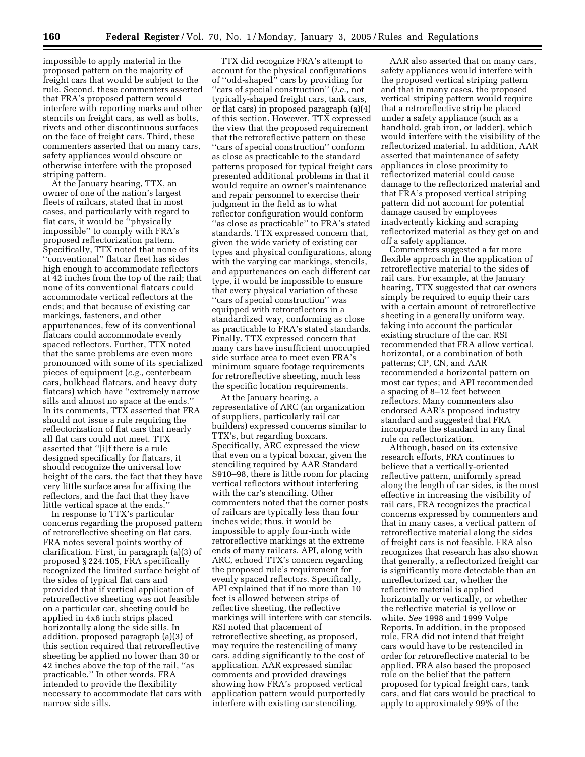impossible to apply material in the proposed pattern on the majority of freight cars that would be subject to the rule. Second, these commenters asserted that FRA's proposed pattern would interfere with reporting marks and other stencils on freight cars, as well as bolts, rivets and other discontinuous surfaces on the face of freight cars. Third, these commenters asserted that on many cars, safety appliances would obscure or otherwise interfere with the proposed striping pattern.

At the January hearing, TTX, an owner of one of the nation's largest fleets of railcars, stated that in most cases, and particularly with regard to flat cars, it would be ''physically impossible'' to comply with FRA's proposed reflectorization pattern. Specifically, TTX noted that none of its ''conventional'' flatcar fleet has sides high enough to accommodate reflectors at 42 inches from the top of the rail; that none of its conventional flatcars could accommodate vertical reflectors at the ends; and that because of existing car markings, fasteners, and other appurtenances, few of its conventional flatcars could accommodate evenly spaced reflectors. Further, TTX noted that the same problems are even more pronounced with some of its specialized pieces of equipment (*e.g.,* centerbeam cars, bulkhead flatcars, and heavy duty flatcars) which have ''extremely narrow sills and almost no space at the ends.'' In its comments, TTX asserted that FRA should not issue a rule requiring the reflectorization of flat cars that nearly all flat cars could not meet. TTX asserted that ''[i]f there is a rule designed specifically for flatcars, it should recognize the universal low height of the cars, the fact that they have very little surface area for affixing the reflectors, and the fact that they have little vertical space at the ends.''

In response to TTX's particular concerns regarding the proposed pattern of retroreflective sheeting on flat cars, FRA notes several points worthy of clarification. First, in paragraph (a)(3) of proposed § 224.105, FRA specifically recognized the limited surface height of the sides of typical flat cars and provided that if vertical application of retroreflective sheeting was not feasible on a particular car, sheeting could be applied in 4x6 inch strips placed horizontally along the side sills. In addition, proposed paragraph (a)(3) of this section required that retroreflective sheeting be applied no lower than 30 or 42 inches above the top of the rail, ''as practicable.'' In other words, FRA intended to provide the flexibility necessary to accommodate flat cars with narrow side sills.

TTX did recognize FRA's attempt to account for the physical configurations of ''odd-shaped'' cars by providing for ''cars of special construction'' (*i.e.,* not typically-shaped freight cars, tank cars, or flat cars) in proposed paragraph (a)(4) of this section. However, TTX expressed the view that the proposed requirement that the retroreflective pattern on these ''cars of special construction'' conform as close as practicable to the standard patterns proposed for typical freight cars presented additional problems in that it would require an owner's maintenance and repair personnel to exercise their judgment in the field as to what reflector configuration would conform ''as close as practicable'' to FRA's stated standards. TTX expressed concern that, given the wide variety of existing car types and physical configurations, along with the varying car markings, stencils, and appurtenances on each different car type, it would be impossible to ensure that every physical variation of these ''cars of special construction'' was equipped with retroreflectors in a standardized way, conforming as close as practicable to FRA's stated standards. Finally, TTX expressed concern that many cars have insufficient unoccupied side surface area to meet even FRA's minimum square footage requirements for retroreflective sheeting, much less the specific location requirements.

At the January hearing, a representative of ARC (an organization of suppliers, particularly rail car builders) expressed concerns similar to TTX's, but regarding boxcars. Specifically, ARC expressed the view that even on a typical boxcar, given the stenciling required by AAR Standard S910–98, there is little room for placing vertical reflectors without interfering with the car's stenciling. Other commenters noted that the corner posts of railcars are typically less than four inches wide; thus, it would be impossible to apply four-inch wide retroreflective markings at the extreme ends of many railcars. API, along with ARC, echoed TTX's concern regarding the proposed rule's requirement for evenly spaced reflectors. Specifically, API explained that if no more than 10 feet is allowed between strips of reflective sheeting, the reflective markings will interfere with car stencils. RSI noted that placement of retroreflective sheeting, as proposed, may require the restenciling of many cars, adding significantly to the cost of application. AAR expressed similar comments and provided drawings showing how FRA's proposed vertical application pattern would purportedly interfere with existing car stenciling.

AAR also asserted that on many cars, safety appliances would interfere with the proposed vertical striping pattern and that in many cases, the proposed vertical striping pattern would require that a retroreflective strip be placed under a safety appliance (such as a handhold, grab iron, or ladder), which would interfere with the visibility of the reflectorized material. In addition, AAR asserted that maintenance of safety appliances in close proximity to reflectorized material could cause damage to the reflectorized material and that FRA's proposed vertical striping pattern did not account for potential damage caused by employees inadvertently kicking and scraping reflectorized material as they get on and off a safety appliance.

Commenters suggested a far more flexible approach in the application of retroreflective material to the sides of rail cars. For example, at the January hearing, TTX suggested that car owners simply be required to equip their cars with a certain amount of retroreflective sheeting in a generally uniform way, taking into account the particular existing structure of the car. RSI recommended that FRA allow vertical, horizontal, or a combination of both patterns; CP, CN, and AAR recommended a horizontal pattern on most car types; and API recommended a spacing of 8–12 feet between reflectors. Many commenters also endorsed AAR's proposed industry standard and suggested that FRA incorporate the standard in any final rule on reflectorization.

Although, based on its extensive research efforts, FRA continues to believe that a vertically-oriented reflective pattern, uniformly spread along the length of car sides, is the most effective in increasing the visibility of rail cars, FRA recognizes the practical concerns expressed by commenters and that in many cases, a vertical pattern of retroreflective material along the sides of freight cars is not feasible. FRA also recognizes that research has also shown that generally, a reflectorized freight car is significantly more detectable than an unreflectorized car, whether the reflective material is applied horizontally or vertically, or whether the reflective material is yellow or white. *See* 1998 and 1999 Volpe Reports. In addition, in the proposed rule, FRA did not intend that freight cars would have to be restenciled in order for retroreflective material to be applied. FRA also based the proposed rule on the belief that the pattern proposed for typical freight cars, tank cars, and flat cars would be practical to apply to approximately 99% of the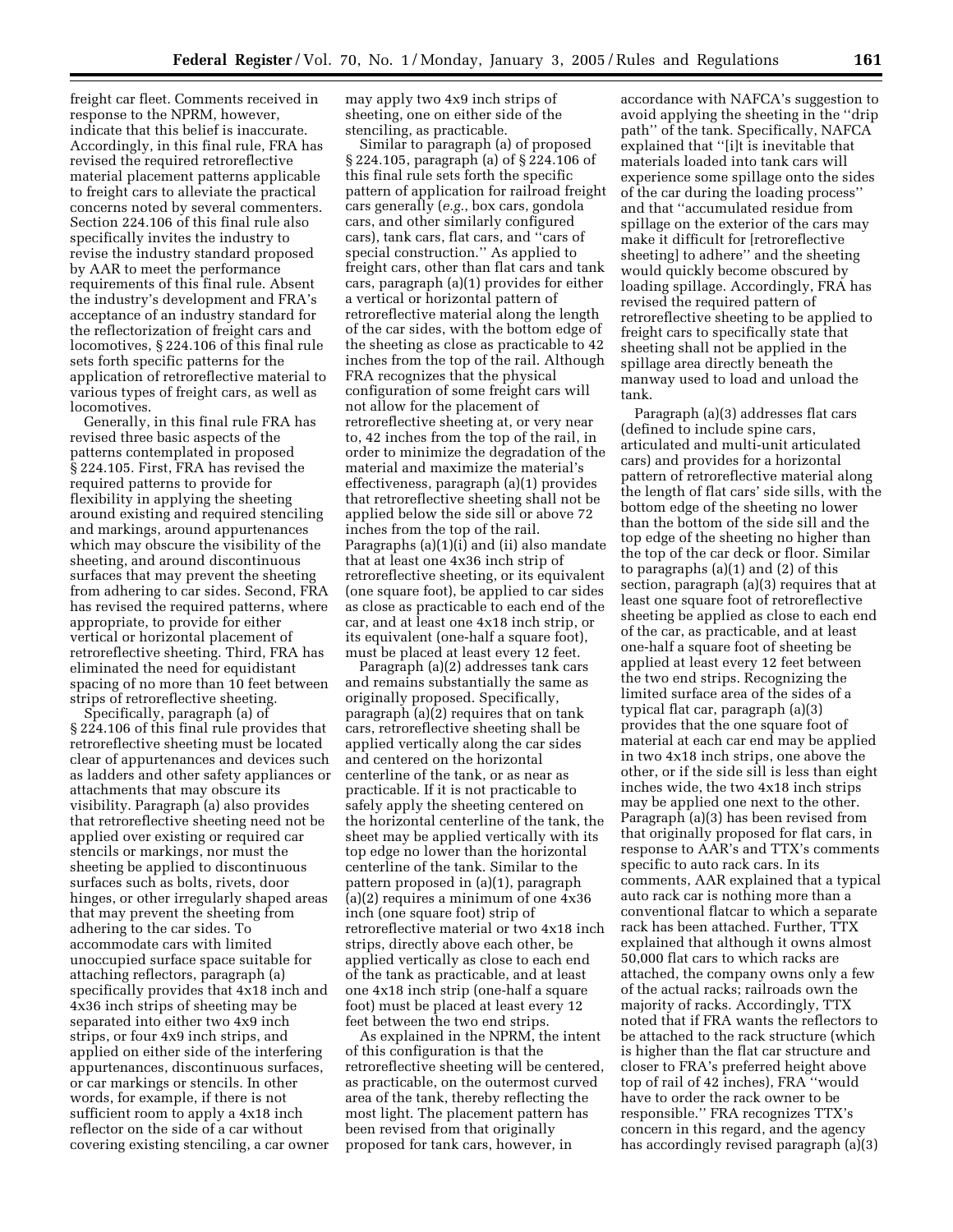freight car fleet. Comments received in response to the NPRM, however, indicate that this belief is inaccurate. Accordingly, in this final rule, FRA has revised the required retroreflective material placement patterns applicable to freight cars to alleviate the practical concerns noted by several commenters. Section 224.106 of this final rule also specifically invites the industry to revise the industry standard proposed by AAR to meet the performance requirements of this final rule. Absent the industry's development and FRA's acceptance of an industry standard for the reflectorization of freight cars and locomotives, § 224.106 of this final rule sets forth specific patterns for the application of retroreflective material to various types of freight cars, as well as locomotives.

Generally, in this final rule FRA has revised three basic aspects of the patterns contemplated in proposed § 224.105. First, FRA has revised the required patterns to provide for flexibility in applying the sheeting around existing and required stenciling and markings, around appurtenances which may obscure the visibility of the sheeting, and around discontinuous surfaces that may prevent the sheeting from adhering to car sides. Second, FRA has revised the required patterns, where appropriate, to provide for either vertical or horizontal placement of retroreflective sheeting. Third, FRA has eliminated the need for equidistant spacing of no more than 10 feet between strips of retroreflective sheeting.

Specifically, paragraph (a) of § 224.106 of this final rule provides that retroreflective sheeting must be located clear of appurtenances and devices such as ladders and other safety appliances or attachments that may obscure its visibility. Paragraph (a) also provides that retroreflective sheeting need not be applied over existing or required car stencils or markings, nor must the sheeting be applied to discontinuous surfaces such as bolts, rivets, door hinges, or other irregularly shaped areas that may prevent the sheeting from adhering to the car sides. To accommodate cars with limited unoccupied surface space suitable for attaching reflectors, paragraph (a) specifically provides that 4x18 inch and 4x36 inch strips of sheeting may be separated into either two 4x9 inch strips, or four 4x9 inch strips, and applied on either side of the interfering appurtenances, discontinuous surfaces, or car markings or stencils. In other words, for example, if there is not sufficient room to apply a 4x18 inch reflector on the side of a car without covering existing stenciling, a car owner may apply two 4x9 inch strips of sheeting, one on either side of the stenciling, as practicable.

Similar to paragraph (a) of proposed § 224.105, paragraph (a) of § 224.106 of this final rule sets forth the specific pattern of application for railroad freight cars generally (*e.g.*, box cars, gondola cars, and other similarly configured cars), tank cars, flat cars, and "cars of special construction." As applied to freight cars, other than flat cars and tank cars, paragraph (a)(1) provides for either a vertical or horizontal pattern of retroreflective material along the length of the car sides, with the bottom edge of the sheeting as close as practicable to 42 inches from the top of the rail. Although FRA recognizes that the physical configuration of some freight cars will not allow for the placement of retroreflective sheeting at, or very near to, 42 inches from the top of the rail, in order to minimize the degradation of the material and maximize the material's effectiveness, paragraph (a)(1) provides that retroreflective sheeting shall not be applied below the side sill or above 72 inches from the top of the rail. Paragraphs (a)(1)(i) and (ii) also mandate that at least one 4x36 inch strip of retroreflective sheeting, or its equivalent (one square foot), be applied to car sides as close as practicable to each end of the car, and at least one 4x18 inch strip, or its equivalent (one-half a square foot), must be placed at least every 12 feet.

Paragraph (a)(2) addresses tank cars and remains substantially the same as originally proposed. Specifically, paragraph (a)(2) requires that on tank cars, retroreflective sheeting shall be applied vertically along the car sides and centered on the horizontal centerline of the tank, or as near as practicable. If it is not practicable to safely apply the sheeting centered on the horizontal centerline of the tank, the sheet may be applied vertically with its top edge no lower than the horizontal centerline of the tank. Similar to the pattern proposed in (a)(1), paragraph (a)(2) requires a minimum of one 4x36 inch (one square foot) strip of retroreflective material or two 4x18 inch strips, directly above each other, be applied vertically as close to each end of the tank as practicable, and at least one 4x18 inch strip (one-half a square foot) must be placed at least every 12 feet between the two end strips.

As explained in the NPRM, the intent of this configuration is that the retroreflective sheeting will be centered, as practicable, on the outermost curved area of the tank, thereby reflecting the most light. The placement pattern has been revised from that originally proposed for tank cars, however, in accordance with NAFCA's suggestion to avoid applying the sheeting in the "drip path" of the tank. Specifically, NAFCA explained that "[i]t is inevitable that materials loaded into tank cars will experience some spillage onto the sides of the car during the loading process" and that "accumulated residue from spillage on the exterior of the cars may make it difficult for [retroreflective sheeting] to adhere" and the sheeting would quickly become obscured by loading spillage. Accordingly, FRA has revised the required pattern of retroreflective sheeting to be applied to freight cars to specifically state that sheeting shall not be applied in the spillage area directly beneath the manway used to load and unload the tank.

Paragraph (a)(3) addresses flat cars (defined to include spine cars, articulated and multi-unit articulated cars) and provides for a horizontal pattern of retroreflective material along the length of flat cars' side sills, with the bottom edge of the sheeting no lower than the bottom of the side sill and the top edge of the sheeting no higher than the top of the car deck or floor. Similar to paragraphs (a)(1) and (2) of this section, paragraph (a)(3) requires that at least one square foot of retroreflective sheeting be applied as close to each end of the car, as practicable, and at least one-half a square foot of sheeting be applied at least every 12 feet between the two end strips. Recognizing the limited surface area of the sides of a typical flat car, paragraph (a)(3) provides that the one square foot of material at each car end may be applied in two 4x18 inch strips, one above the other, or if the side sill is less than eight inches wide, the two 4x18 inch strips may be applied one next to the other. Paragraph (a)(3) has been revised from that originally proposed for flat cars, in response to AAR's and TTX's comments specific to auto rack cars. In its comments, AAR explained that a typical auto rack car is nothing more than a conventional flatcar to which a separate rack has been attached. Further, TTX explained that although it owns almost 50,000 flat cars to which racks are attached, the company owns only a few of the actual racks; railroads own the majority of racks. Accordingly, TTX noted that if FRA wants the reflectors to be attached to the rack structure (which is higher than the flat car structure and closer to FRA's preferred height above top of rail of 42 inches), FRA "would have to order the rack owner to be responsible." FRA recognizes TTX's concern in this regard, and the agency has accordingly revised paragraph (a)(3)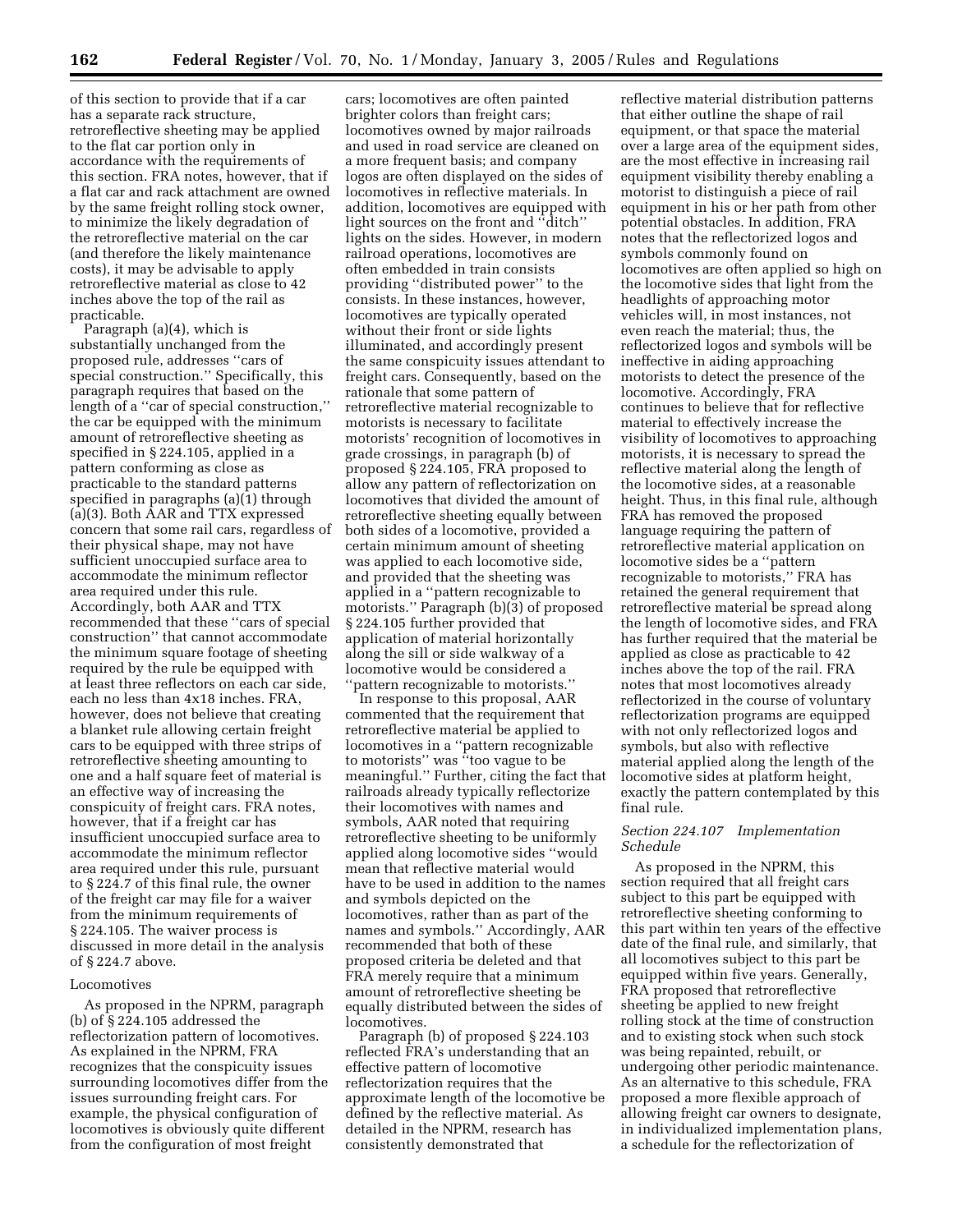of this section to provide that if a car has a separate rack structure, retroreflective sheeting may be applied to the flat car portion only in accordance with the requirements of this section. FRA notes, however, that if a flat car and rack attachment are owned by the same freight rolling stock owner, to minimize the likely degradation of the retroreflective material on the car (and therefore the likely maintenance costs), it may be advisable to apply retroreflective material as close to 42 inches above the top of the rail as practicable.

Paragraph (a)(4), which is substantially unchanged from the proposed rule, addresses ''cars of special construction.'' Specifically, this paragraph requires that based on the length of a ''car of special construction,'' the car be equipped with the minimum amount of retroreflective sheeting as specified in § 224.105, applied in a pattern conforming as close as practicable to the standard patterns specified in paragraphs (a)(1) through (a)(3). Both AAR and TTX expressed concern that some rail cars, regardless of their physical shape, may not have sufficient unoccupied surface area to accommodate the minimum reflector area required under this rule. Accordingly, both AAR and TTX recommended that these ''cars of special construction'' that cannot accommodate the minimum square footage of sheeting required by the rule be equipped with at least three reflectors on each car side, each no less than 4x18 inches. FRA, however, does not believe that creating a blanket rule allowing certain freight cars to be equipped with three strips of retroreflective sheeting amounting to one and a half square feet of material is an effective way of increasing the conspicuity of freight cars. FRA notes, however, that if a freight car has insufficient unoccupied surface area to accommodate the minimum reflector area required under this rule, pursuant to § 224.7 of this final rule, the owner of the freight car may file for a waiver from the minimum requirements of § 224.105. The waiver process is discussed in more detail in the analysis of § 224.7 above.

Locomotives

As proposed in the NPRM, paragraph (b) of § 224.105 addressed the reflectorization pattern of locomotives. As explained in the NPRM, FRA recognizes that the conspicuity issues surrounding locomotives differ from the issues surrounding freight cars. For example, the physical configuration of locomotives is obviously quite different from the configuration of most freight cars; locomotives are often painted brighter colors than freight cars; locomotives owned by major railroads and used in road service are cleaned on a more frequent basis; and company logos are often displayed on the sides of locomotives in reflective materials. In addition, locomotives are equipped with light sources on the front and ''ditch'' lights on the sides. However, in modern railroad operations, locomotives are often embedded in train consists providing ''distributed power'' to the consists. In these instances, however, locomotives are typically operated without their front or side lights illuminated, and accordingly present the same conspicuity issues attendant to freight cars. Consequently, based on the rationale that some pattern of retroreflective material recognizable to motorists is necessary to facilitate motorists' recognition of locomotives in grade crossings, in paragraph (b) of proposed § 224.105, FRA proposed to allow any pattern of reflectorization on locomotives that divided the amount of retroreflective sheeting equally between both sides of a locomotive, provided a certain minimum amount of sheeting was applied to each locomotive side, and provided that the sheeting was applied in a ''pattern recognizable to motorists.'' Paragraph (b)(3) of proposed § 224.105 further provided that application of material horizontally along the sill or side walkway of a locomotive would be considered a ''pattern recognizable to motorists.''

In response to this proposal, AAR commented that the requirement that retroreflective material be applied to locomotives in a ''pattern recognizable to motorists'' was ''too vague to be meaningful.'' Further, citing the fact that railroads already typically reflectorize their locomotives with names and symbols, AAR noted that requiring retroreflective sheeting to be uniformly applied along locomotive sides ''would mean that reflective material would have to be used in addition to the names and symbols depicted on the locomotives, rather than as part of the names and symbols.'' Accordingly, AAR recommended that both of these proposed criteria be deleted and that FRA merely require that a minimum amount of retroreflective sheeting be equally distributed between the sides of locomotives.

Paragraph (b) of proposed § 224.103 reflected FRA's understanding that an effective pattern of locomotive reflectorization requires that the approximate length of the locomotive be defined by the reflective material. As detailed in the NPRM, research has consistently demonstrated that reflective material distribution patterns that either outline the shape of rail equipment, or that space the material over a large area of the equipment sides, are the most effective in increasing rail equipment visibility thereby enabling a motorist to distinguish a piece of rail equipment in his or her path from other potential obstacles. In addition, FRA notes that the reflectorized logos and symbols commonly found on locomotives are often applied so high on the locomotive sides that light from the headlights of approaching motor vehicles will, in most instances, not even reach the material; thus, the reflectorized logos and symbols will be ineffective in aiding approaching motorists to detect the presence of the locomotive. Accordingly, FRA continues to believe that for reflective material to effectively increase the visibility of locomotives to approaching motorists, it is necessary to spread the reflective material along the length of the locomotive sides, at a reasonable height. Thus, in this final rule, although FRA has removed the proposed language requiring the pattern of retroreflective material application on locomotive sides be a ''pattern recognizable to motorists,'' FRA has retained the general requirement that retroreflective material be spread along the length of locomotive sides, and FRA has further required that the material be applied as close as practicable to 42 inches above the top of the rail. FRA notes that most locomotives already reflectorized in the course of voluntary reflectorization programs are equipped with not only reflectorized logos and symbols, but also with reflective material applied along the length of the locomotive sides at platform height, exactly the pattern contemplated by this final rule.

*Section 224.107 Implementation Schedule*

As proposed in the NPRM, this section required that all freight cars subject to this part be equipped with retroreflective sheeting conforming to this part within ten years of the effective date of the final rule, and similarly, that all locomotives subject to this part be equipped within five years. Generally, FRA proposed that retroreflective sheeting be applied to new freight rolling stock at the time of construction and to existing stock when such stock was being repainted, rebuilt, or undergoing other periodic maintenance. As an alternative to this schedule, FRA proposed a more flexible approach of allowing freight car owners to designate, in individualized implementation plans, a schedule for the reflectorization of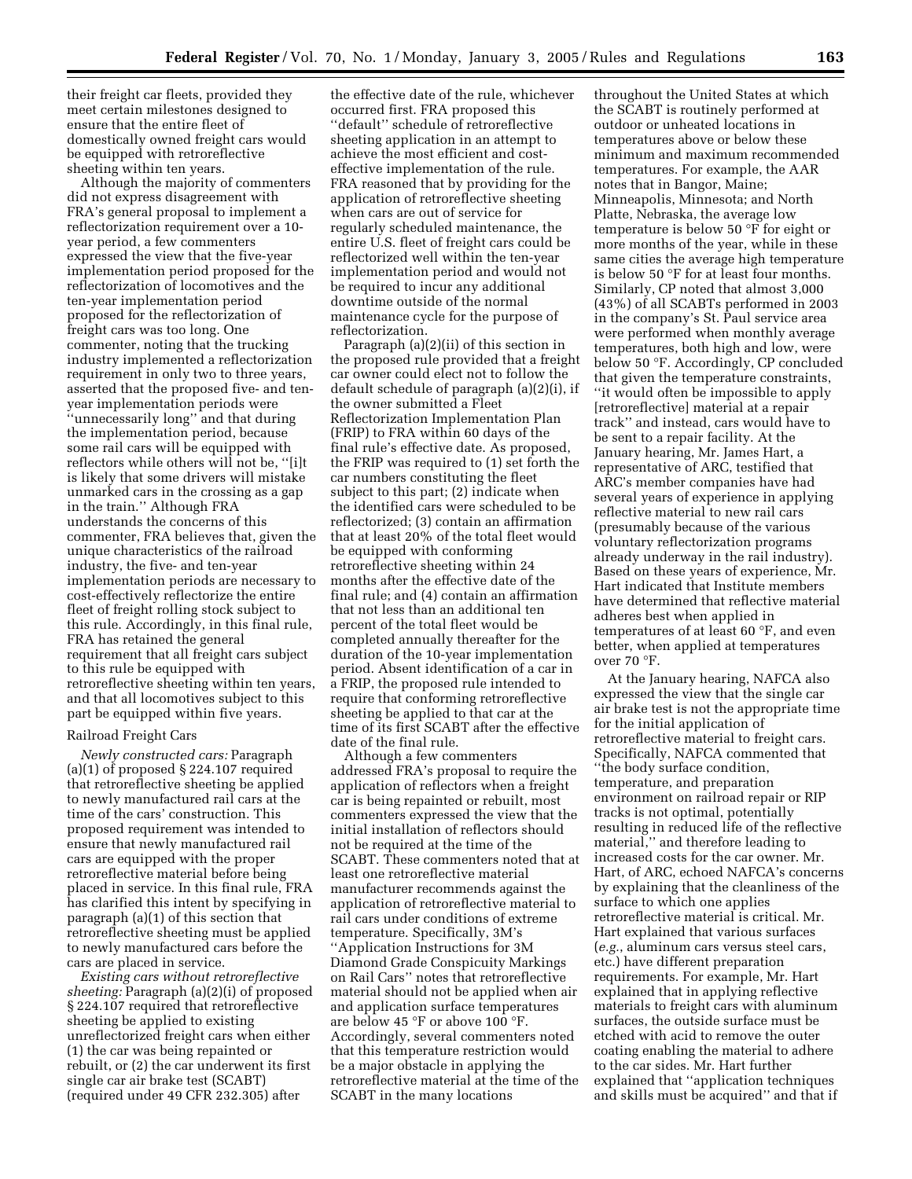their freight car fleets, provided they meet certain milestones designed to ensure that the entire fleet of domestically owned freight cars would be equipped with retroreflective sheeting within ten years.

Although the majority of commenters did not express disagreement with FRA's general proposal to implement a reflectorization requirement over a 10-year period, a few commenters expressed the view that the five-year implementation period proposed for the reflectorization of locomotives and the ten-year implementation period proposed for the reflectorization of freight cars was too long. One commenter, noting that the trucking industry implemented a reflectorization requirement in only two to three years, asserted that the proposed five- and ten-year implementation periods were ''unnecessarily long'' and that during the implementation period, because some rail cars will be equipped with reflectors while others will not be, ''[i]t is likely that some drivers will mistake unmarked cars in the crossing as a gap in the train.'' Although FRA understands the concerns of this commenter, FRA believes that, given the unique characteristics of the railroad industry, the five- and ten-year implementation periods are necessary to cost-effectively reflectorize the entire fleet of freight rolling stock subject to this rule. Accordingly, in this final rule, FRA has retained the general requirement that all freight cars subject to this rule be equipped with retroreflective sheeting within ten years, and that all locomotives subject to this part be equipped within five years.

## Railroad Freight Cars

*Newly constructed cars:* Paragraph (a)(1) of proposed § 224.107 required that retroreflective sheeting be applied to newly manufactured rail cars at the time of the cars' construction. This proposed requirement was intended to ensure that newly manufactured rail cars are equipped with the proper retroreflective material before being placed in service. In this final rule, FRA has clarified this intent by specifying in paragraph (a)(1) of this section that retroreflective sheeting must be applied to newly manufactured cars before the cars are placed in service.

*Existing cars without retroreflective sheeting:* Paragraph (a)(2)(i) of proposed § 224.107 required that retroreflective sheeting be applied to existing unreflectorized freight cars when either (1) the car was being repainted or rebuilt, or (2) the car underwent its first single car air brake test (SCABT) (required under 49 CFR 232.305) after the effective date of the rule, whichever occurred first. FRA proposed this ''default'' schedule of retroreflective sheeting application in an attempt to achieve the most efficient and cost-effective implementation of the rule. FRA reasoned that by providing for the application of retroreflective sheeting when cars are out of service for regularly scheduled maintenance, the entire U.S. fleet of freight cars could be reflectorized well within the ten-year implementation period and would not be required to incur any additional downtime outside of the normal maintenance cycle for the purpose of reflectorization.

Paragraph (a)(2)(ii) of this section in the proposed rule provided that a freight car owner could elect not to follow the default schedule of paragraph (a)(2)(i), if the owner submitted a Fleet Reflectorization Implementation Plan (FRIP) to FRA within 60 days of the final rule's effective date. As proposed, the FRIP was required to (1) set forth the car numbers constituting the fleet subject to this part; (2) indicate when the identified cars were scheduled to be reflectorized; (3) contain an affirmation that at least 20% of the total fleet would be equipped with conforming retroreflective sheeting within 24 months after the effective date of the final rule; and (4) contain an affirmation that not less than an additional ten percent of the total fleet would be completed annually thereafter for the duration of the 10-year implementation period. Absent identification of a car in a FRIP, the proposed rule intended to require that conforming retroreflective sheeting be applied to that car at the time of its first SCABT after the effective date of the final rule.

Although a few commenters addressed FRA's proposal to require the application of reflectors when a freight car is being repainted or rebuilt, most commenters expressed the view that the initial installation of reflectors should not be required at the time of the SCABT. These commenters noted that at least one retroreflective material manufacturer recommends against the application of retroreflective material to rail cars under conditions of extreme temperature. Specifically, 3M's ''Application Instructions for 3M Diamond Grade Conspicuity Markings on Rail Cars'' notes that retroreflective material should not be applied when air and application surface temperatures are below 45 °F or above 100 °F. Accordingly, several commenters noted that this temperature restriction would be a major obstacle in applying the retroreflective material at the time of the SCABT in the many locations throughout the United States at which the SCABT is routinely performed at outdoor or unheated locations in temperatures above or below these minimum and maximum recommended temperatures. For example, the AAR notes that in Bangor, Maine; Minneapolis, Minnesota; and North Platte, Nebraska, the average low temperature is below 50 °F for eight or more months of the year, while in these same cities the average high temperature is below 50 °F for at least four months. Similarly, CP noted that almost 3,000 (43%) of all SCABTs performed in 2003 in the company's St. Paul service area were performed when monthly average temperatures, both high and low, were below 50 °F. Accordingly, CP concluded that given the temperature constraints, ''it would often be impossible to apply [retroreflective] material at a repair track'' and instead, cars would have to be sent to a repair facility. At the January hearing, Mr. James Hart, a representative of ARC, testified that ARC's member companies have had several years of experience in applying reflective material to new rail cars (presumably because of the various voluntary reflectorization programs already underway in the rail industry). Based on these years of experience, Mr. Hart indicated that Institute members have determined that reflective material adheres best when applied in temperatures of at least 60 °F, and even better, when applied at temperatures over 70 °F.

At the January hearing, NAFCA also expressed the view that the single car air brake test is not the appropriate time for the initial application of retroreflective material to freight cars. Specifically, NAFCA commented that ''the body surface condition, temperature, and preparation environment on railroad repair or RIP tracks is not optimal, potentially resulting in reduced life of the reflective material,'' and therefore leading to increased costs for the car owner. Mr. Hart, of ARC, echoed NAFCA's concerns by explaining that the cleanliness of the surface to which one applies retroreflective material is critical. Mr. Hart explained that various surfaces (*e.g.*, aluminum cars versus steel cars, etc.) have different preparation requirements. For example, Mr. Hart explained that in applying reflective materials to freight cars with aluminum surfaces, the outside surface must be etched with acid to remove the outer coating enabling the material to adhere to the car sides. Mr. Hart further explained that ''application techniques and skills must be acquired'' and that if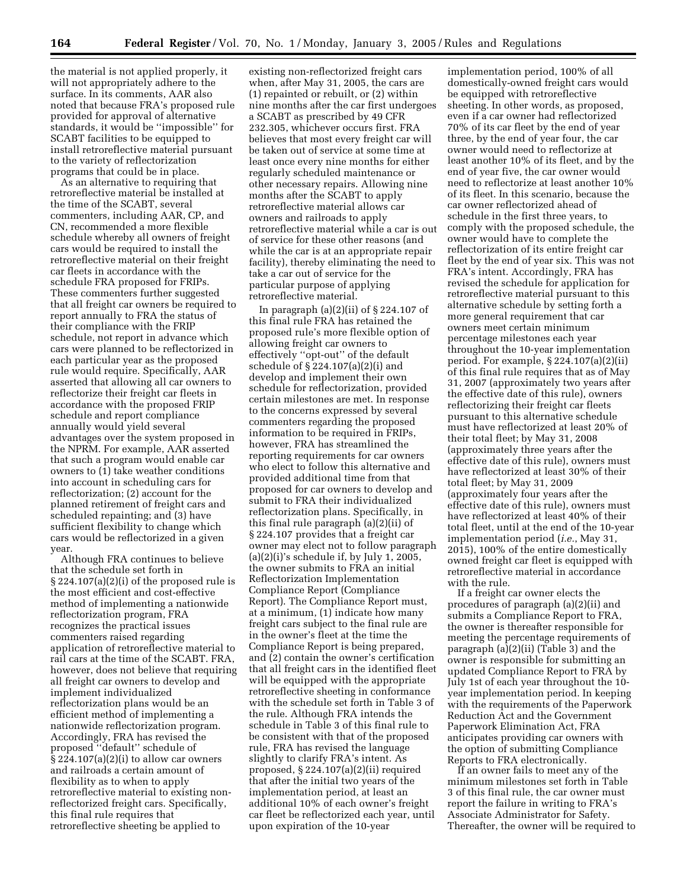the material is not applied properly, it will not appropriately adhere to the surface. In its comments, AAR also noted that because FRA's proposed rule provided for approval of alternative standards, it would be ''impossible'' for SCABT facilities to be equipped to install retroreflective material pursuant to the variety of reflectorization programs that could be in place.

As an alternative to requiring that retroreflective material be installed at the time of the SCABT, several commenters, including AAR, CP, and CN, recommended a more flexible schedule whereby all owners of freight cars would be required to install the retroreflective material on their freight car fleets in accordance with the schedule FRA proposed for FRIPs. These commenters further suggested that all freight car owners be required to report annually to FRA the status of their compliance with the FRIP schedule, not report in advance which cars were planned to be reflectorized in each particular year as the proposed rule would require. Specifically, AAR asserted that allowing all car owners to reflectorize their freight car fleets in accordance with the proposed FRIP schedule and report compliance annually would yield several advantages over the system proposed in the NPRM. For example, AAR asserted that such a program would enable car owners to (1) take weather conditions into account in scheduling cars for reflectorization; (2) account for the planned retirement of freight cars and scheduled repainting; and (3) have sufficient flexibility to change which cars would be reflectorized in a given year.

Although FRA continues to believe that the schedule set forth in § 224.107(a)(2)(i) of the proposed rule is the most efficient and cost-effective method of implementing a nationwide reflectorization program, FRA recognizes the practical issues commenters raised regarding application of retroreflective material to rail cars at the time of the SCABT. FRA, however, does not believe that requiring all freight car owners to develop and implement individualized reflectorization plans would be an efficient method of implementing a nationwide reflectorization program. Accordingly, FRA has revised the proposed ''default'' schedule of § 224.107(a)(2)(i) to allow car owners and railroads a certain amount of flexibility as to when to apply retroreflective material to existing non-reflectorized freight cars. Specifically, this final rule requires that retroreflective sheeting be applied to existing non-reflectorized freight cars when, after May 31, 2005, the cars are (1) repainted or rebuilt, or (2) within nine months after the car first undergoes a SCABT as prescribed by 49 CFR 232.305, whichever occurs first. FRA believes that most every freight car will be taken out of service at some time at least once every nine months for either regularly scheduled maintenance or other necessary repairs. Allowing nine months after the SCABT to apply retroreflective material allows car owners and railroads to apply retroreflective material while a car is out of service for these other reasons (and while the car is at an appropriate repair facility), thereby eliminating the need to take a car out of service for the particular purpose of applying retroreflective material.

In paragraph (a)(2)(ii) of § 224.107 of this final rule FRA has retained the proposed rule's more flexible option of allowing freight car owners to effectively ''opt-out'' of the default schedule of § 224.107(a)(2)(i) and develop and implement their own schedule for reflectorization, provided certain milestones are met. In response to the concerns expressed by several commenters regarding the proposed information to be required in FRIPs, however, FRA has streamlined the reporting requirements for car owners who elect to follow this alternative and provided additional time from that proposed for car owners to develop and submit to FRA their individualized reflectorization plans. Specifically, in this final rule paragraph (a)(2)(ii) of § 224.107 provides that a freight car owner may elect not to follow paragraph (a)(2)(i)'s schedule if, by July 1, 2005, the owner submits to FRA an initial Reflectorization Implementation Compliance Report (Compliance Report). The Compliance Report must, at a minimum, (1) indicate how many freight cars subject to the final rule are in the owner's fleet at the time the Compliance Report is being prepared, and (2) contain the owner's certification that all freight cars in the identified fleet will be equipped with the appropriate retroreflective sheeting in conformance with the schedule set forth in Table 3 of the rule. Although FRA intends the schedule in Table 3 of this final rule to be consistent with that of the proposed rule, FRA has revised the language slightly to clarify FRA's intent. As proposed, § 224.107(a)(2)(ii) required that after the initial two years of the implementation period, at least an additional 10% of each owner's freight car fleet be reflectorized each year, until upon expiration of the 10-year implementation period, 100% of all domestically-owned freight cars would be equipped with retroreflective sheeting. In other words, as proposed, even if a car owner had reflectorized 70% of its car fleet by the end of year three, by the end of year four, the car owner would need to reflectorize at least another 10% of its fleet, and by the end of year five, the car owner would need to reflectorize at least another 10% of its fleet. In this scenario, because the car owner reflectorized ahead of schedule in the first three years, to comply with the proposed schedule, the owner would have to complete the reflectorization of its entire freight car fleet by the end of year six. This was not FRA's intent. Accordingly, FRA has revised the schedule for application for retroreflective material pursuant to this alternative schedule by setting forth a more general requirement that car owners meet certain minimum percentage milestones each year throughout the 10-year implementation period. For example, § 224.107(a)(2)(ii) of this final rule requires that as of May 31, 2007 (approximately two years after the effective date of this rule), owners reflectorizing their freight car fleets pursuant to this alternative schedule must have reflectorized at least 20% of their total fleet; by May 31, 2008 (approximately three years after the effective date of this rule), owners must have reflectorized at least 30% of their total fleet; by May 31, 2009 (approximately four years after the effective date of this rule), owners must have reflectorized at least 40% of their total fleet, until at the end of the 10-year implementation period (*i.e.*, May 31, 2015), 100% of the entire domestically owned freight car fleet is equipped with retroreflective material in accordance with the rule.

If a freight car owner elects the procedures of paragraph (a)(2)(ii) and submits a Compliance Report to FRA, the owner is thereafter responsible for meeting the percentage requirements of paragraph (a)(2)(ii) (Table 3) and the owner is responsible for submitting an updated Compliance Report to FRA by July 1st of each year throughout the 10-year implementation period. In keeping with the requirements of the Paperwork Reduction Act and the Government Paperwork Elimination Act, FRA anticipates providing car owners with the option of submitting Compliance Reports to FRA electronically.

If an owner fails to meet any of the minimum milestones set forth in Table 3 of this final rule, the car owner must report the failure in writing to FRA's Associate Administrator for Safety. Thereafter, the owner will be required to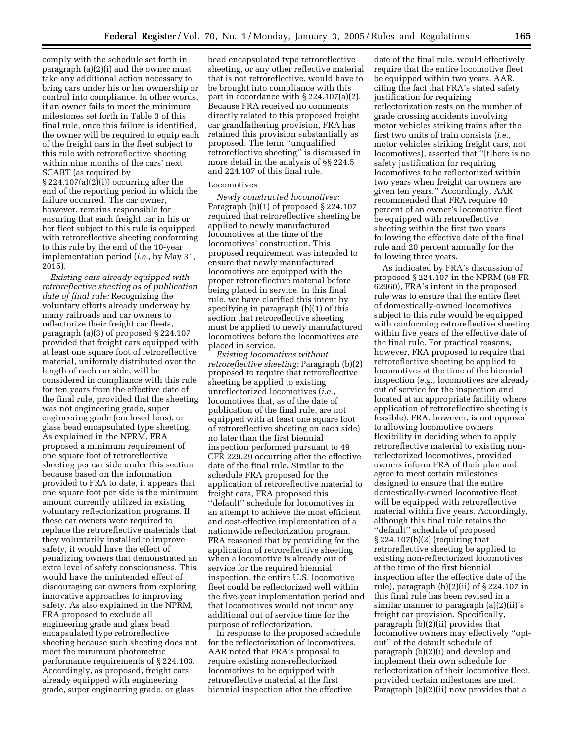comply with the schedule set forth in paragraph (a)(2)(i) and the owner must take any additional action necessary to bring cars under his or her ownership or control into compliance. In other words, if an owner fails to meet the minimum milestones set forth in Table 3 of this final rule, once this failure is identified, the owner will be required to equip each of the freight cars in the fleet subject to this rule with retroreflective sheeting within nine months of the cars' next SCABT (as required by § 224.107(a)(2)(i)) occurring after the end of the reporting period in which the failure occurred. The car owner, however, remains responsible for ensuring that each freight car in his or her fleet subject to this rule is equipped with retroreflective sheeting conforming to this rule by the end of the 10-year implementation period (*i.e.*, by May 31, 2015).

*Existing cars already equipped with retroreflective sheeting as of publication date of final rule:* Recognizing the voluntary efforts already underway by many railroads and car owners to reflectorize their freight car fleets, paragraph (a)(3) of proposed § 224.107 provided that freight cars equipped with at least one square foot of retroreflective material, uniformly distributed over the length of each car side, will be considered in compliance with this rule for ten years from the effective date of the final rule, provided that the sheeting was not engineering grade, super engineering grade (enclosed lens), or glass bead encapsulated type sheeting. As explained in the NPRM, FRA proposed a minimum requirement of one square foot of retroreflective sheeting per car side under this section because based on the information provided to FRA to date, it appears that one square foot per side is the minimum amount currently utilized in existing voluntary reflectorization programs. If these car owners were required to replace the retroreflective materials that they voluntarily installed to improve safety, it would have the effect of penalizing owners that demonstrated an extra level of safety consciousness. This would have the unintended effect of discouraging car owners from exploring innovative approaches to improving safety. As also explained in the NPRM, FRA proposed to exclude all engineering grade and glass bead encapsulated type retroreflective sheeting because such sheeting does not meet the minimum photometric performance requirements of § 224.103. Accordingly, as proposed, freight cars already equipped with engineering grade, super engineering grade, or glass bead encapsulated type retroreflective sheeting, or any other reflective material that is not retroreflective, would have to be brought into compliance with this part in accordance with § 224.107(a)(2). Because FRA received no comments directly related to this proposed freight car grandfathering provision, FRA has retained this provision substantially as proposed. The term ''unqualified retroreflective sheeting'' is discussed in more detail in the analysis of §§ 224.5 and 224.107 of this final rule.

Locomotives

*Newly constructed locomotives:* Paragraph (b)(1) of proposed § 224.107 required that retroreflective sheeting be applied to newly manufactured locomotives at the time of the locomotives' construction. This proposed requirement was intended to ensure that newly manufactured locomotives are equipped with the proper retroreflective material before being placed in service. In this final rule, we have clarified this intent by specifying in paragraph (b)(1) of this section that retroreflective sheeting must be applied to newly manufactured locomotives before the locomotives are placed in service.

*Existing locomotives without retroreflective sheeting:* Paragraph (b)(2) proposed to require that retroreflective sheeting be applied to existing unreflectorized locomotives (*i.e.*, locomotives that, as of the date of publication of the final rule, are not equipped with at least one square foot of retroreflective sheeting on each side) no later than the first biennial inspection performed pursuant to 49 CFR 229.29 occurring after the effective date of the final rule. Similar to the schedule FRA proposed for the application of retroreflective material to freight cars, FRA proposed this ''default'' schedule for locomotives in an attempt to achieve the most efficient and cost-effective implementation of a nationwide reflectorization program. FRA reasoned that by providing for the application of retroreflective sheeting when a locomotive is already out of service for the required biennial inspection, the entire U.S. locomotive fleet could be reflectorized well within the five-year implementation period and that locomotives would not incur any additional out of service time for the purpose of reflectorization.

In response to the proposed schedule for the reflectorization of locomotives, AAR noted that FRA's proposal to require existing non-reflectorized locomotives to be equipped with retroreflective material at the first biennial inspection after the effective date of the final rule, would effectively require that the entire locomotive fleet be equipped within two years. AAR, citing the fact that FRA's stated safety justification for requiring reflectorization rests on the number of grade crossing accidents involving motor vehicles striking trains after the first two units of train consists (*i.e.*, motor vehicles striking freight cars, not locomotives), asserted that ''[t]here is no safety justification for requiring locomotives to be reflectorized within two years when freight car owners are given ten years.'' Accordingly, AAR recommended that FRA require 40 percent of an owner's locomotive fleet be equipped with retroreflective sheeting within the first two years following the effective date of the final rule and 20 percent annually for the following three years.

As indicated by FRA's discussion of proposed § 224.107 in the NPRM (68 FR 62960), FRA's intent in the proposed rule was to ensure that the entire fleet of domestically-owned locomotives subject to this rule would be equipped with conforming retroreflective sheeting within five years of the effective date of the final rule. For practical reasons, however, FRA proposed to require that retroreflective sheeting be applied to locomotives at the time of the biennial inspection (*e.g.*, locomotives are already out of service for the inspection and located at an appropriate facility where application of retroreflective sheeting is feasible). FRA, however, is not opposed to allowing locomotive owners flexibility in deciding when to apply retroreflective material to existing non-reflectorized locomotives, provided owners inform FRA of their plan and agree to meet certain milestones designed to ensure that the entire domestically-owned locomotive fleet will be equipped with retroreflective material within five years. Accordingly, although this final rule retains the ''default'' schedule of proposed § 224.107(b)(2) (requiring that retroreflective sheeting be applied to existing non-reflectorized locomotives at the time of the first biennial inspection after the effective date of the rule), paragraph (b)(2)(ii) of § 224.107 in this final rule has been revised in a similar manner to paragraph (a)(2)(ii)'s freight car provision. Specifically, paragraph (b)(2)(ii) provides that locomotive owners may effectively ''opt-out'' of the default schedule of paragraph (b)(2)(i) and develop and implement their own schedule for reflectorization of their locomotive fleet, provided certain milestones are met. Paragraph (b)(2)(ii) now provides that a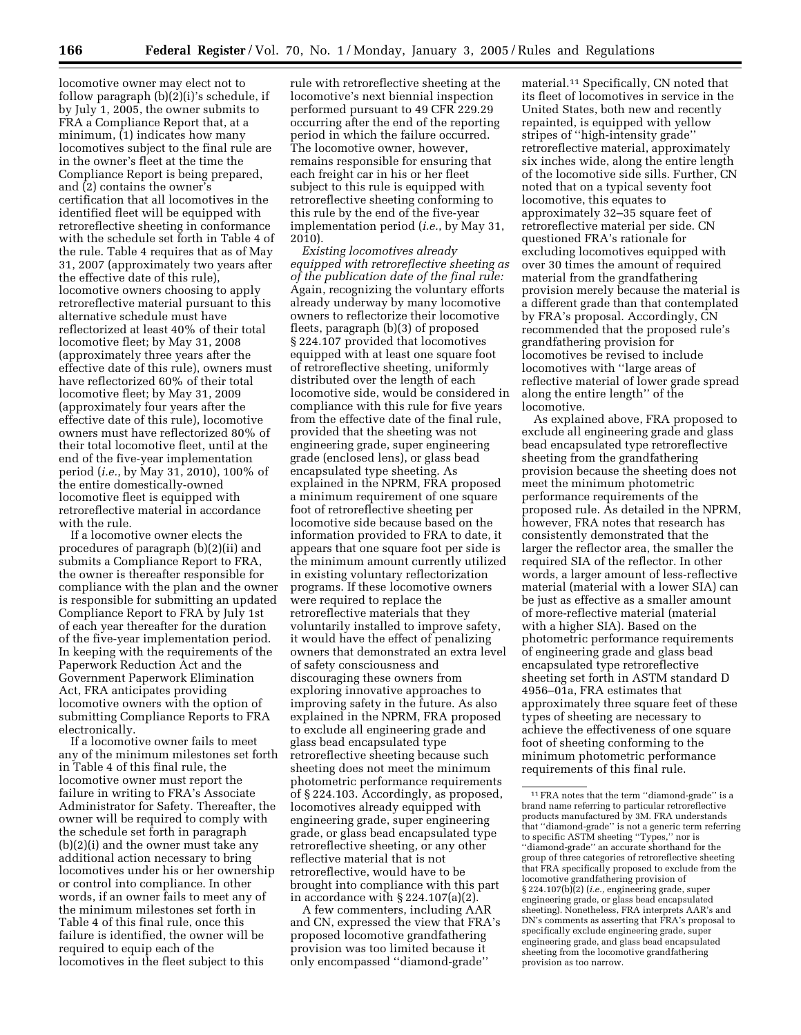locomotive owner may elect not to follow paragraph (b)(2)(i)'s schedule, if by July 1, 2005, the owner submits to FRA a Compliance Report that, at a minimum, (1) indicates how many locomotives subject to the final rule are in the owner's fleet at the time the Compliance Report is being prepared, and (2) contains the owner's certification that all locomotives in the identified fleet will be equipped with retroreflective sheeting in conformance with the schedule set forth in Table 4 of the rule. Table 4 requires that as of May 31, 2007 (approximately two years after the effective date of this rule), locomotive owners choosing to apply retroreflective material pursuant to this alternative schedule must have reflectorized at least 40% of their total locomotive fleet; by May 31, 2008 (approximately three years after the effective date of this rule), owners must have reflectorized 60% of their total locomotive fleet; by May 31, 2009 (approximately four years after the effective date of this rule), locomotive owners must have reflectorized 80% of their total locomotive fleet, until at the end of the five-year implementation period (*i.e.*, by May 31, 2010), 100% of the entire domestically-owned locomotive fleet is equipped with retroreflective material in accordance with the rule.

If a locomotive owner elects the procedures of paragraph (b)(2)(ii) and submits a Compliance Report to FRA, the owner is thereafter responsible for compliance with the plan and the owner is responsible for submitting an updated Compliance Report to FRA by July 1st of each year thereafter for the duration of the five-year implementation period. In keeping with the requirements of the Paperwork Reduction Act and the Government Paperwork Elimination Act, FRA anticipates providing locomotive owners with the option of submitting Compliance Reports to FRA electronically.

If a locomotive owner fails to meet any of the minimum milestones set forth in Table 4 of this final rule, the locomotive owner must report the failure in writing to FRA's Associate Administrator for Safety. Thereafter, the owner will be required to comply with the schedule set forth in paragraph (b)(2)(i) and the owner must take any additional action necessary to bring locomotives under his or her ownership or control into compliance. In other words, if an owner fails to meet any of the minimum milestones set forth in Table 4 of this final rule, once this failure is identified, the owner will be required to equip each of the locomotives in the fleet subject to this rule with retroreflective sheeting at the locomotive's next biennial inspection performed pursuant to 49 CFR 229.29 occurring after the end of the reporting period in which the failure occurred. The locomotive owner, however, remains responsible for ensuring that each freight car in his or her fleet subject to this rule is equipped with retroreflective sheeting conforming to this rule by the end of the five-year implementation period (*i.e.*, by May 31, 2010).

*Existing locomotives already equipped with retroreflective sheeting as of the publication date of the final rule:* Again, recognizing the voluntary efforts already underway by many locomotive owners to reflectorize their locomotive fleets, paragraph (b)(3) of proposed § 224.107 provided that locomotives equipped with at least one square foot of retroreflective sheeting, uniformly distributed over the length of each locomotive side, would be considered in compliance with this rule for five years from the effective date of the final rule, provided that the sheeting was not engineering grade, super engineering grade (enclosed lens), or glass bead encapsulated type sheeting. As explained in the NPRM, FRA proposed a minimum requirement of one square foot of retroreflective sheeting per locomotive side because based on the information provided to FRA to date, it appears that one square foot per side is the minimum amount currently utilized in existing voluntary reflectorization programs. If these locomotive owners were required to replace the retroreflective materials that they voluntarily installed to improve safety, it would have the effect of penalizing owners that demonstrated an extra level of safety consciousness and discouraging these owners from exploring innovative approaches to improving safety in the future. As also explained in the NPRM, FRA proposed to exclude all engineering grade and glass bead encapsulated type retroreflective sheeting because such sheeting does not meet the minimum photometric performance requirements of § 224.103. Accordingly, as proposed, locomotives already equipped with engineering grade, super engineering grade, or glass bead encapsulated type retroreflective sheeting, or any other reflective material that is not retroreflective, would have to be brought into compliance with this part in accordance with § 224.107(a)(2).

A few commenters, including AAR and CN, expressed the view that FRA's proposed locomotive grandfathering provision was too limited because it only encompassed ''diamond-grade'' material.[11] Specifically, CN noted that its fleet of locomotives in service in the United States, both new and recently repainted, is equipped with yellow stripes of ''high-intensity grade'' retroreflective material, approximately six inches wide, along the entire length of the locomotive side sills. Further, CN noted that on a typical seventy foot locomotive, this equates to approximately 32–35 square feet of retroreflective material per side. CN questioned FRA's rationale for excluding locomotives equipped with over 30 times the amount of required material from the grandfathering provision merely because the material is a different grade than that contemplated by FRA's proposal. Accordingly, CN recommended that the proposed rule's grandfathering provision for locomotives be revised to include locomotives with ''large areas of reflective material of lower grade spread along the entire length'' of the locomotive.

As explained above, FRA proposed to exclude all engineering grade and glass bead encapsulated type retroreflective sheeting from the grandfathering provision because the sheeting does not meet the minimum photometric performance requirements of the proposed rule. As detailed in the NPRM, however, FRA notes that research has consistently demonstrated that the larger the reflector area, the smaller the required SIA of the reflector. In other words, a larger amount of less-reflective material (material with a lower SIA) can be just as effective as a smaller amount of more-reflective material (material with a higher SIA). Based on the photometric performance requirements of engineering grade and glass bead encapsulated type retroreflective sheeting set forth in ASTM standard D 4956–01a, FRA estimates that approximately three square feet of these types of sheeting are necessary to achieve the effectiveness of one square foot of sheeting conforming to the minimum photometric performance requirements of this final rule.

[11] FRA notes that the term ''diamond-grade'' is a brand name referring to particular retroreflective products manufactured by 3M. FRA understands that ''diamond-grade'' is not a generic term referring to specific ASTM sheeting ''Types,'' nor is ''diamond-grade'' an accurate shorthand for the group of three categories of retroreflective sheeting that FRA specifically proposed to exclude from the locomotive grandfathering provision of § 224.107(b)(2) (*i.e.*, engineering grade, super engineering grade, or glass bead encapsulated sheeting). Nonetheless, FRA interprets AAR's and DN's comments as asserting that FRA's proposal to specifically exclude engineering grade, super engineering grade, and glass bead encapsulated sheeting from the locomotive grandfathering provision as too narrow.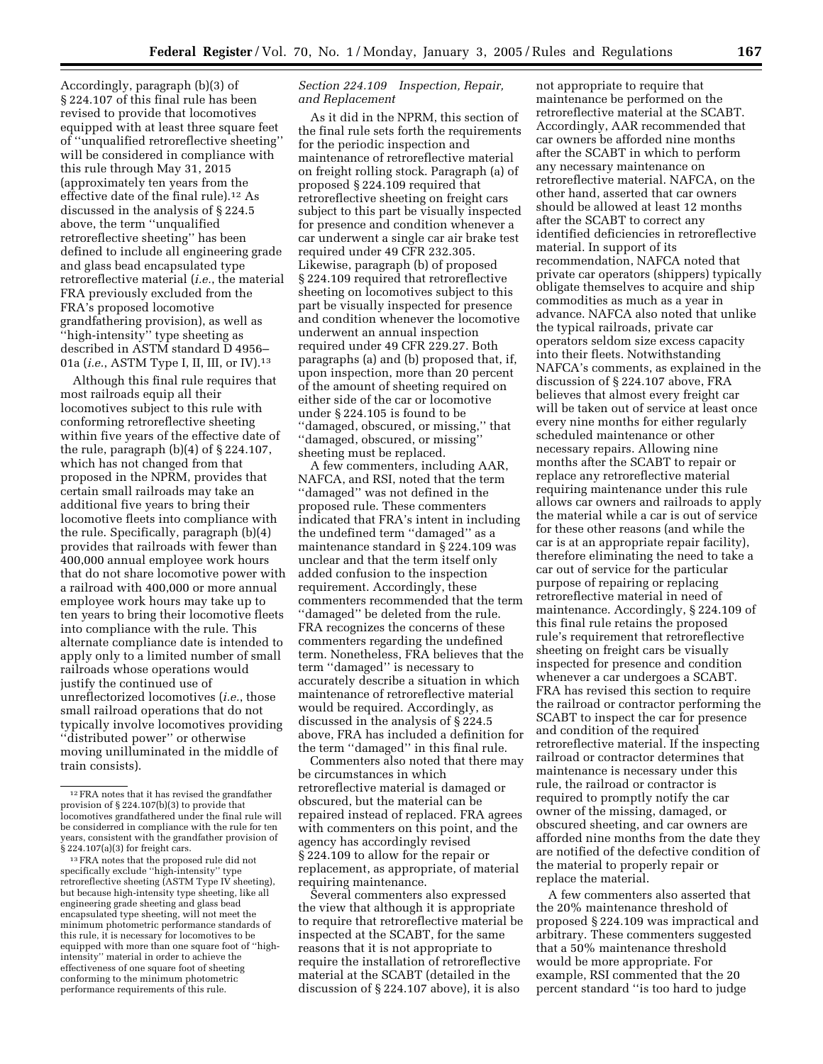Accordingly, paragraph (b)(3) of § 224.107 of this final rule has been revised to provide that locomotives equipped with at least three square feet of ''unqualified retroreflective sheeting'' will be considered in compliance with this rule through May 31, 2015 (approximately ten years from the effective date of the final rule).[12] As discussed in the analysis of § 224.5 above, the term ''unqualified retroreflective sheeting'' has been defined to include all engineering grade and glass bead encapsulated type retroreflective material (*i.e.*, the material FRA previously excluded from the FRA's proposed locomotive grandfathering provision), as well as ''high-intensity'' type sheeting as described in ASTM standard D 4956–01a (*i.e.*, ASTM Type I, II, III, or IV).[13]

Although this final rule requires that most railroads equip all their locomotives subject to this rule with conforming retroreflective sheeting within five years of the effective date of the rule, paragraph (b)(4) of § 224.107, which has not changed from that proposed in the NPRM, provides that certain small railroads may take an additional five years to bring their locomotive fleets into compliance with the rule. Specifically, paragraph (b)(4) provides that railroads with fewer than 400,000 annual employee work hours that do not share locomotive power with a railroad with 400,000 or more annual employee work hours may take up to ten years to bring their locomotive fleets into compliance with the rule. This alternate compliance date is intended to apply only to a limited number of small railroads whose operations would justify the continued use of unelectorized locomotives (*i.e.*, those small railroad operations that do not typically involve locomotives providing ''distributed power'' or otherwise moving unilluminated in the middle of train consists).

*Section 224.109 Inspection, Repair, and Replacement*

As it did in the NPRM, this section of the final rule sets forth the requirements for the periodic inspection and maintenance of retroreflective material on freight rolling stock. Paragraph (a) of proposed § 224.109 required that retroreflective sheeting on freight cars subject to this part be visually inspected for presence and condition whenever a car underwent a single car air brake test required under 49 CFR 232.305. Likewise, paragraph (b) of proposed § 224.109 required that retroreflective sheeting on locomotives subject to this part be visually inspected for presence and condition whenever the locomotive underwent an annual inspection required under 49 CFR 229.27. Both paragraphs (a) and (b) proposed that, if, upon inspection, more than 20 percent of the amount of sheeting required on either side of the car or locomotive under § 224.105 is found to be ''damaged, obscured, or missing,'' that ''damaged, obscured, or missing'' sheeting must be replaced.

A few commenters, including AAR, NAFCA, and RSI, noted that the term ''damaged'' was not defined in the proposed rule. These commenters indicated that FRA's intent in including the undefined term ''damaged'' as a maintenance standard in § 224.109 was unclear and that the term itself only added confusion to the inspection requirement. Accordingly, these commenters recommended that the term ''damaged'' be deleted from the rule. FRA recognizes the concerns of these commenters regarding the undefined term. Nonetheless, FRA believes that the term ''damaged'' is necessary to accurately describe a situation in which maintenance of retroreflective material would be required. Accordingly, as discussed in the analysis of § 224.5 above, FRA has included a definition for the term ''damaged'' in this final rule.

Commenters also noted that there may be circumstances in which retroreflective material is damaged or obscured, but the material can be repaired instead of replaced. FRA agrees with commenters on this point, and the agency has accordingly revised § 224.109 to allow for the repair or replacement, as appropriate, of material requiring maintenance.

Several commenters also expressed the view that although it is appropriate to require that retroreflective material be inspected at the SCABT, for the same reasons that it is not appropriate to require the installation of retroreflective material at the SCABT (detailed in the discussion of § 224.107 above), it is also not appropriate to require that maintenance be performed on the retroreflective material at the SCABT. Accordingly, AAR recommended that car owners be afforded nine months after the SCABT in which to perform any necessary maintenance on retroreflective material. NAFCA, on the other hand, asserted that car owners should be allowed at least 12 months after the SCABT to correct any identified deficiencies in retroreflective material. In support of its recommendation, NAFCA noted that private car operators (shippers) typically obligate themselves to acquire and ship commodities as much as a year in advance. NAFCA also noted that unlike the typical railroads, private car operators seldom size excess capacity into their fleets. Notwithstanding NAFCA's comments, as explained in the discussion of § 224.107 above, FRA believes that almost every freight car will be taken out of service at least once every nine months for either regularly scheduled maintenance or other necessary repairs. Allowing nine months after the SCABT to repair or replace any retroreflective material requiring maintenance under this rule allows car owners and railroads to apply the material while a car is out of service for these other reasons (and while the car is at an appropriate repair facility), therefore eliminating the need to take a car out of service for the particular purpose of repairing or replacing retroreflective material in need of maintenance. Accordingly, § 224.109 of this final rule retains the proposed rule's requirement that retroreflective sheeting on freight cars be visually inspected for presence and condition whenever a car undergoes a SCABT. FRA has revised this section to require the railroad or contractor performing the SCABT to inspect the car for presence and condition of the required retroreflective material. If the inspecting railroad or contractor determines that maintenance is necessary under this rule, the railroad or contractor is required to promptly notify the car owner of the missing, damaged, or obscured sheeting, and car owners are afforded nine months from the date they are notified of the defective condition of the material to properly repair or replace the material.

A few commenters also asserted that the 20% maintenance threshold of proposed § 224.109 was impractical and arbitrary. These commenters suggested that a 50% maintenance threshold would be more appropriate. For example, RSI commented that the 20 percent standard ''is too hard to judge

---

[12] FRA notes that it has revised the grandfather provision of § 224.107(b)(3) to provide that locomotives grandfathered under the final rule will be considerred in compliance with the rule for ten years, consistent with the grandfather provision of § 224.107(a)(3) for freight cars.

[13] FRA notes that the proposed rule did not specifically exclude ''high-intensity'' type retroreflective sheeting (ASTM Type IV sheeting), but because high-intensity type sheeting, like all engineering grade sheeting and glass bead encapsulated type sheeting, will not meet the minimum photometric performance standards of this rule, it is necessary for locomotives to be equipped with more than one square foot of ''high-intensity'' material in order to achieve the effectiveness of one square foot of sheeting conforming to the minimum photometric performance requirements of this rule.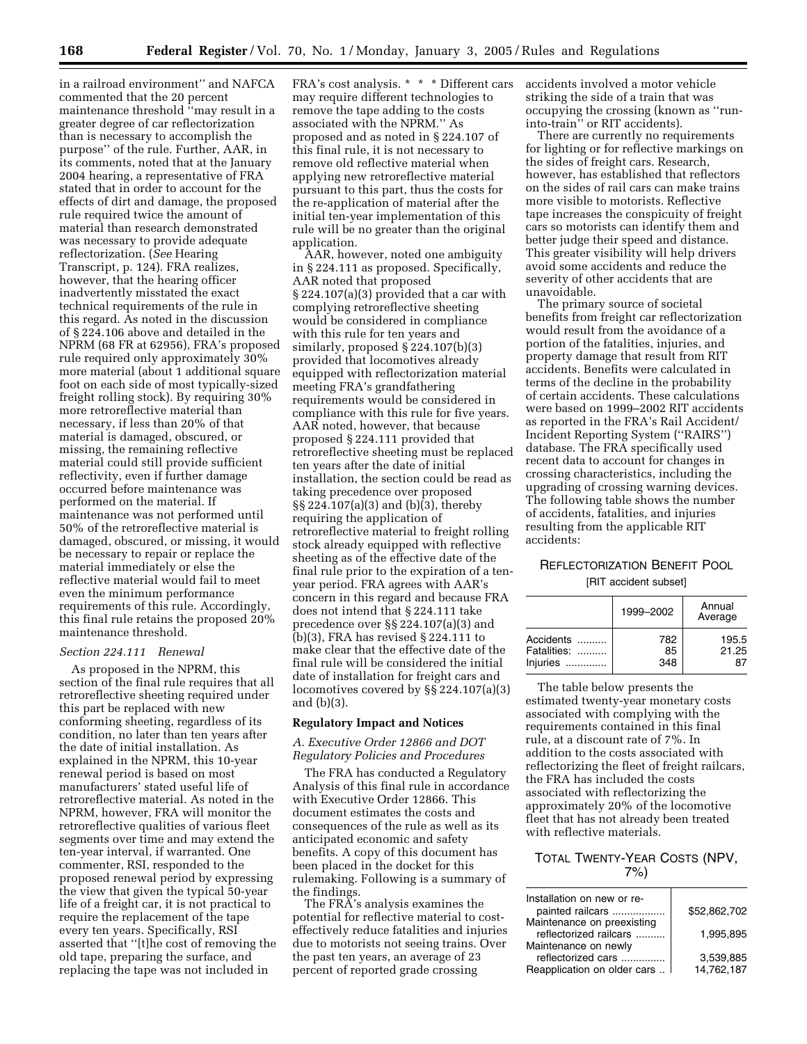in a railroad environment'' and NAFCA commented that the 20 percent maintenance threshold ''may result in a greater degree of car reflectorization than is necessary to accomplish the purpose'' of the rule. Further, AAR, in its comments, noted that at the January 2004 hearing, a representative of FRA stated that in order to account for the effects of dirt and damage, the proposed rule required twice the amount of material than research demonstrated was necessary to provide adequate reflectorization. (*See* Hearing Transcript, p. 124). FRA realizes, however, that the hearing officer inadvertently misstated the exact technical requirements of the rule in this regard. As noted in the discussion of § 224.106 above and detailed in the NPRM (68 FR at 62956), FRA's proposed rule required only approximately 30% more material (about 1 additional square foot on each side of most typically-sized freight rolling stock). By requiring 30% more retroreflective material than necessary, if less than 20% of that material is damaged, obscured, or missing, the remaining reflective material could still provide sufficient reflectivity, even if further damage occurred before maintenance was performed on the material. If maintenance was not performed until 50% of the retroreflective material is damaged, obscured, or missing, it would be necessary to repair or replace the material immediately or else the reflective material would fail to meet even the minimum performance requirements of this rule. Accordingly, this final rule retains the proposed 20% maintenance threshold.

*Section 224.111 Renewal*

As proposed in the NPRM, this section of the final rule requires that all retroreflective sheeting required under this part be replaced with new conforming sheeting, regardless of its condition, no later than ten years after the date of initial installation. As explained in the NPRM, this 10-year renewal period is based on most manufacturers' stated useful life of retroreflective material. As noted in the NPRM, however, FRA will monitor the retroreflective qualities of various fleet segments over time and may extend the ten-year interval, if warranted. One commenter, RSI, responded to the proposed renewal period by expressing the view that given the typical 50-year life of a freight car, it is not practical to require the replacement of the tape every ten years. Specifically, RSI asserted that ''[t]he cost of removing the old tape, preparing the surface, and replacing the tape was not included in FRA's cost analysis. * * * Different cars may require different technologies to remove the tape adding to the costs associated with the NPRM.'' As proposed and as noted in § 224.107 of this final rule, it is not necessary to remove old reflective material when applying new retroreflective material pursuant to this part, thus the costs for the re-application of material after the initial ten-year implementation of this rule will be no greater than the original application.

AAR, however, noted one ambiguity in § 224.111 as proposed. Specifically, AAR noted that proposed § 224.107(a)(3) provided that a car with complying retroreflective sheeting would be considered in compliance with this rule for ten years and similarly, proposed § 224.107(b)(3) provided that locomotives already equipped with reflectorization material meeting FRA's grandfathering requirements would be considered in compliance with this rule for five years. AAR noted, however, that because proposed § 224.111 provided that retroreflective sheeting must be replaced ten years after the date of initial installation, the section could be read as taking precedence over proposed §§ 224.107(a)(3) and (b)(3), thereby requiring the application of retroreflective material to freight rolling stock already equipped with reflective sheeting as of the effective date of the final rule prior to the expiration of a ten-year period. FRA agrees with AAR's concern in this regard and because FRA does not intend that § 224.111 take precedence over §§ 224.107(a)(3) and (b)(3), FRA has revised § 224.111 to make clear that the effective date of the final rule will be considered the initial date of installation for freight cars and locomotives covered by §§ 224.107(a)(3) and (b)(3).

## Regulatory Impact and Notices

### *A. Executive Order 12866 and DOT Regulatory Policies and Procedures*

The FRA has conducted a Regulatory Analysis of this final rule in accordance with Executive Order 12866. This document estimates the costs and consequences of the rule as well as its anticipated economic and safety benefits. A copy of this document has been placed in the docket for this rulemaking. Following is a summary of the findings.

The FRA's analysis examines the potential for reflective material to cost-effectively reduce fatalities and injuries due to motorists not seeing trains. Over the past ten years, an average of 23 percent of reported grade crossing accidents involved a motor vehicle striking the side of a train that was occupying the crossing (known as ''run-into-train'' or RIT accidents).

There are currently no requirements for lighting or for reflective markings on the sides of freight cars. Research, however, has established that reflectors on the sides of rail cars can make trains more visible to motorists. Reflective tape increases the conspicuity of freight cars so motorists can identify them and better judge their speed and distance. This greater visibility will help drivers avoid some accidents and reduce the severity of other accidents that are unavoidable.

The primary source of societal benefits from freight car reflectorization would result from the avoidance of a portion of the fatalities, injuries, and property damage that result from RIT accidents. Benefits were calculated in terms of the decline in the probability of certain accidents. These calculations were based on 1999–2002 RIT accidents as reported in the FRA's Rail Accident/Incident Reporting System (''RAIRS'') database. The FRA specifically used recent data to account for changes in crossing characteristics, including the upgrading of crossing warning devices. The following table shows the number of accidents, fatalities, and injuries resulting from the applicable RIT accidents:

REFLECTORIZATION BENEFIT POOL

[RIT accident subset]

| | 1999–2002 | Annual Average |
|---|---|---|
| Accidents | 782 | 195.5 |
| Fatalities: | 85 | 21.25 |
| Injuries | 348 | 87 |

The table below presents the estimated twenty-year monetary costs associated with complying with the requirements contained in this final rule, at a discount rate of 7%. In addition to the costs associated with reflectorizing the fleet of freight railcars, the FRA has included the costs associated with reflectorizing the approximately 20% of the locomotive fleet that has not already been treated with reflective materials.

TOTAL TWENTY-YEAR COSTS (NPV, 7%)

| | |
|---|---|
| Installation on new or re-painted railcars | $52,862,702 |
| Maintenance on preexisting reflectorized railcars | 1,995,895 |
| Maintenance on newly reflectorized cars | 3,539,885 |
| Reapplication on older cars | 14,762,187 |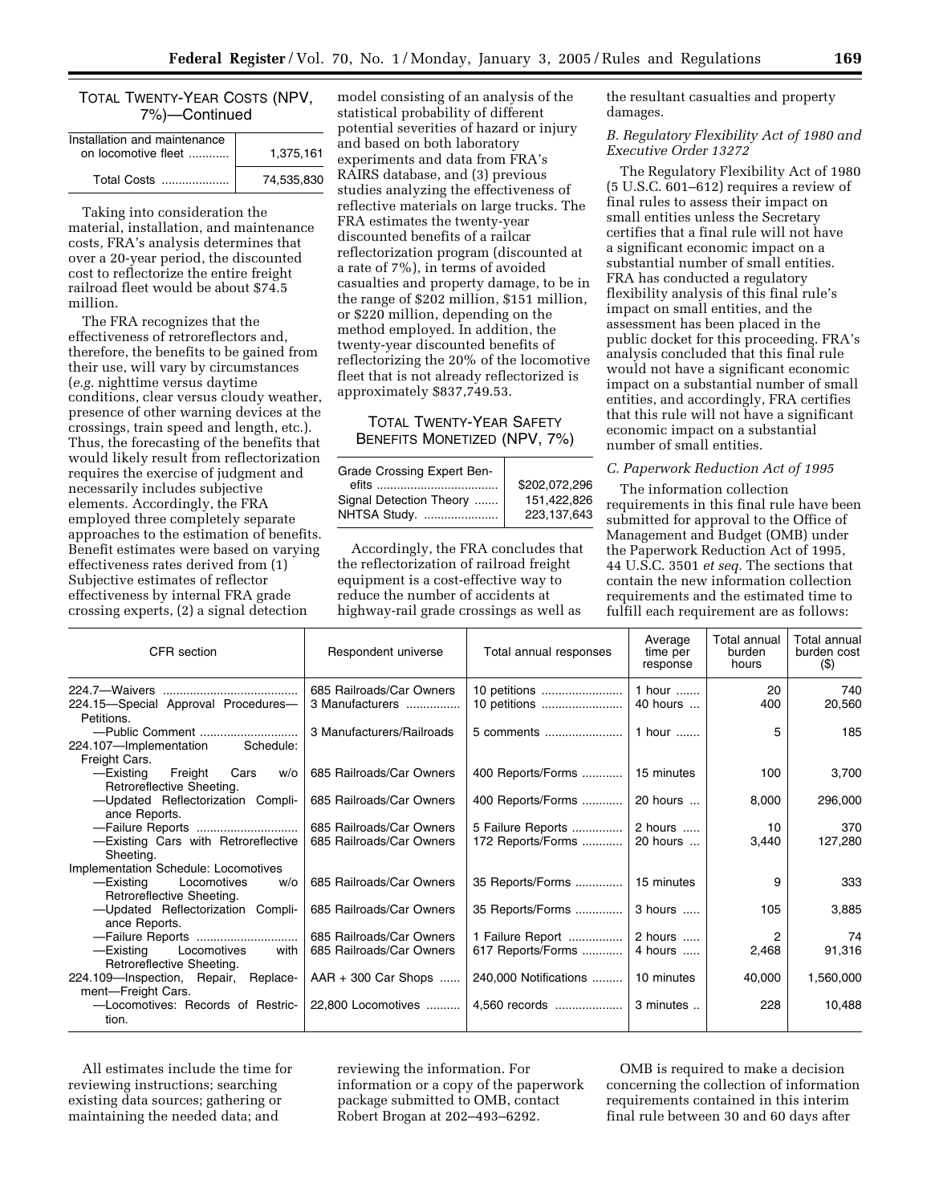TOTAL TWENTY-YEAR COSTS (NPV, 7%)—Continued

| | |
|---|---|
| Installation and maintenance on locomotive fleet ............ | 1,375,161 |
| Total Costs .................... | 74,535,830 |

Taking into consideration the material, installation, and maintenance costs, FRA's analysis determines that over a 20-year period, the discounted cost to reflectorize the entire freight railroad fleet would be about $74.5 million.

The FRA recognizes that the effectiveness of retroreflectors and, therefore, the benefits to be gained from their use, will vary by circumstances (*e.g.* nighttime versus daytime conditions, clear versus cloudy weather, presence of other warning devices at the crossings, train speed and length, etc.). Thus, the forecasting of the benefits that would likely result from reflectorization requires the exercise of judgment and necessarily includes subjective elements. Accordingly, the FRA employed three completely separate approaches to the estimation of benefits. Benefit estimates were based on varying effectiveness rates derived from (1) Subjective estimates of reflector effectiveness by internal FRA grade crossing experts, (2) a signal detection model consisting of an analysis of the statistical probability of different potential severities of hazard or injury and based on both laboratory experiments and data from FRA's RAIRS database, and (3) previous studies analyzing the effectiveness of reflective materials on large trucks. The FRA estimates the twenty-year discounted benefits of a railcar reflectorization program (discounted at a rate of 7%), in terms of avoided casualties and property damage, to be in the range of $202 million, $151 million, or $220 million, depending on the method employed. In addition, the twenty-year discounted benefits of reflectorizing the 20% of the locomotive fleet that is not already reflectorized is approximately $837,749.53.

TOTAL TWENTY-YEAR SAFETY BENEFITS MONETIZED (NPV, 7%)

| | |
|---|---|
| Grade Crossing Expert Benefits .................................... | $202,072,296 |
| Signal Detection Theory ....... | 151,422,826 |
| NHTSA Study. ...................... | 223,137,643 |

Accordingly, the FRA concludes that the reflectorization of railroad freight equipment is a cost-effective way to reduce the number of accidents at highway-rail grade crossings as well as the resultant casualties and property damages.

### *B. Regulatory Flexibility Act of 1980 and Executive Order 13272*

The Regulatory Flexibility Act of 1980 (5 U.S.C. 601–612) requires a review of final rules to assess their impact on small entities unless the Secretary certifies that a final rule will not have a significant economic impact on a substantial number of small entities. FRA has conducted a regulatory flexibility analysis of this final rule's impact on small entities, and the assessment has been placed in the public docket for this proceeding. FRA's analysis concluded that this final rule would not have a significant economic impact on a substantial number of small entities, and accordingly, FRA certifies that this rule will not have a significant economic impact on a substantial number of small entities.

### *C. Paperwork Reduction Act of 1995*

The information collection requirements in this final rule have been submitted for approval to the Office of Management and Budget (OMB) under the Paperwork Reduction Act of 1995, 44 U.S.C. 3501 *et seq.* The sections that contain the new information collection requirements and the estimated time to fulfill each requirement are as follows:

| CFR section | Respondent universe | Total annual responses | Average time per response | Total annual burden hours | Total annual burden cost ($) |
|---|---|---|---|---|---|
| 224.7—Waivers ........................................ | 685 Railroads/Car Owners | 10 petitions ........................ | 1 hour ....... | 20 | 740 |
| 224.15—Special Approval Procedures—Petitions. | 3 Manufacturers ............... | 10 petitions ........................ | 40 hours ... | 400 | 20,560 |
| —Public Comment ............................ | 3 Manufacturers/Railroads | 5 comments ....................... | 1 hour ....... | 5 | 185 |
| 224.107—Implementation Schedule: Freight Cars. | | | | | |
| —Existing Freight Cars w/o Retroreflective Sheeting. | 685 Railroads/Car Owners | 400 Reports/Forms ............ | 15 minutes | 100 | 3,700 |
| —Updated Reflectorization Compliance Reports. | 685 Railroads/Car Owners | 400 Reports/Forms ............ | 20 hours ... | 8,000 | 296,000 |
| —Failure Reports ............................. | 685 Railroads/Car Owners | 5 Failure Reports ............... | 2 hours ..... | 10 | 370 |
| —Existing Cars with Retroreflective Sheeting. | 685 Railroads/Car Owners | 172 Reports/Forms ............ | 20 hours ... | 3,440 | 127,280 |
| Implementation Schedule: Locomotives | | | | | |
| —Existing Locomotives w/o Retroreflective Sheeting. | 685 Railroads/Car Owners | 35 Reports/Forms .............. | 15 minutes | 9 | 333 |
| —Updated Reflectorization Compliance Reports. | 685 Railroads/Car Owners | 35 Reports/Forms .............. | 3 hours ..... | 105 | 3,885 |
| —Failure Reports ............................. | 685 Railroads/Car Owners | 1 Failure Report ................ | 2 hours ..... | 2 | 74 |
| —Existing Locomotives with Retroreflective Sheeting. | 685 Railroads/Car Owners | 617 Reports/Forms ............ | 4 hours ..... | 2,468 | 91,316 |
| 224.109—Inspection, Repair, Replacement—Freight Cars. | AAR + 300 Car Shops ...... | 240,000 Notifications ......... | 10 minutes | 40,000 | 1,560,000 |
| —Locomotives: Records of Restriction. | 22,800 Locomotives .......... | 4,560 records .................... | 3 minutes .. | 228 | 10,488 |

All estimates include the time for reviewing instructions; searching existing data sources; gathering or maintaining the needed data; and reviewing the information. For information or a copy of the paperwork package submitted to OMB, contact Robert Brogan at 202–493–6292.

OMB is required to make a decision concerning the collection of information requirements contained in this interim final rule between 30 and 60 days after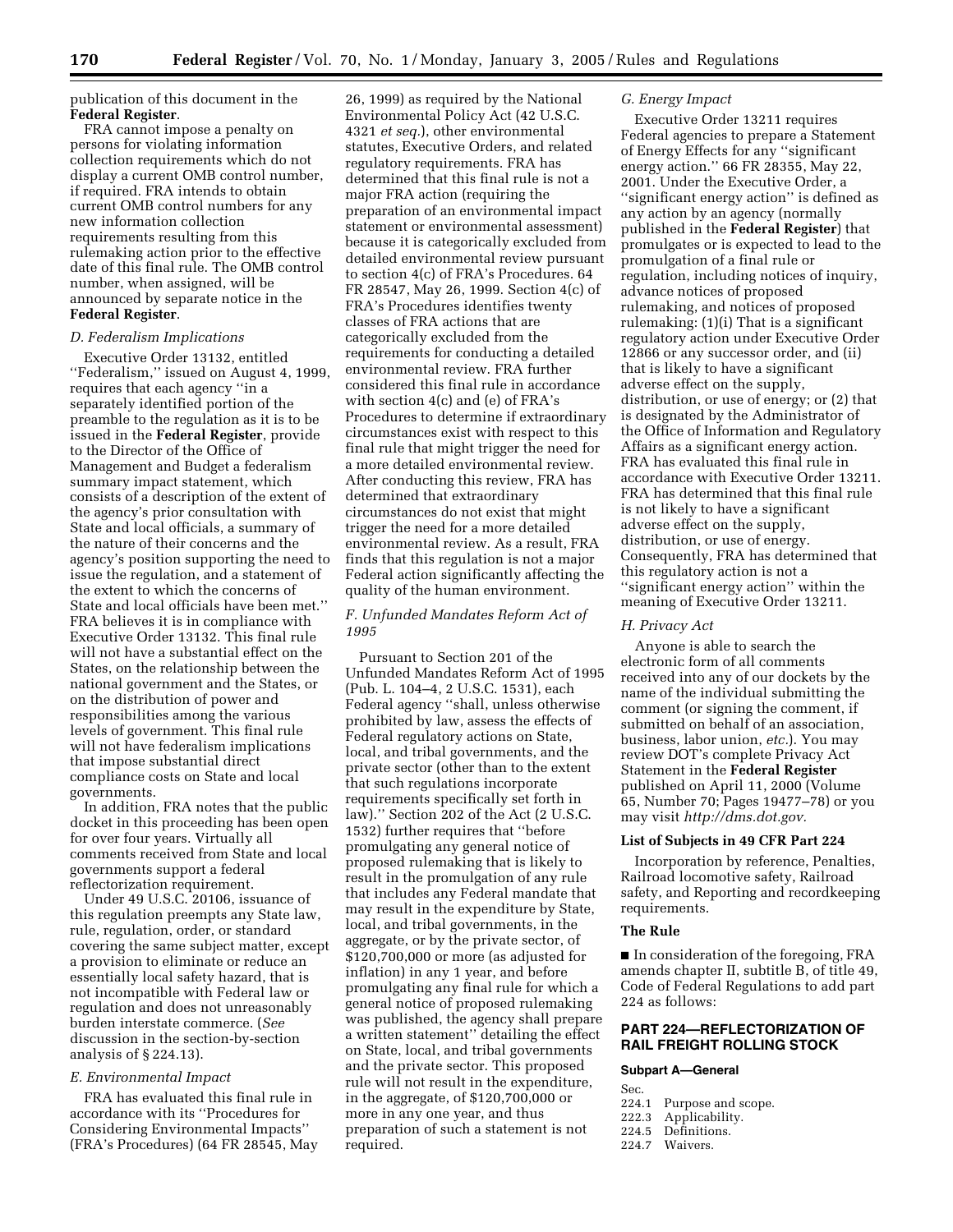publication of this document in the **Federal Register**.

FRA cannot impose a penalty on persons for violating information collection requirements which do not display a current OMB control number, if required. FRA intends to obtain current OMB control numbers for any new information collection requirements resulting from this rulemaking action prior to the effective date of this final rule. The OMB control number, when assigned, will be announced by separate notice in the **Federal Register**.

### *D. Federalism Implications*

Executive Order 13132, entitled ''Federalism,'' issued on August 4, 1999, requires that each agency ''in a separately identified portion of the preamble to the regulation as it is to be issued in the **Federal Register**, provide to the Director of the Office of Management and Budget a federalism summary impact statement, which consists of a description of the extent of the agency's prior consultation with State and local officials, a summary of the nature of their concerns and the agency's position supporting the need to issue the regulation, and a statement of the extent to which the concerns of State and local officials have been met.'' FRA believes it is in compliance with Executive Order 13132. This final rule will not have a substantial effect on the States, on the relationship between the national government and the States, or on the distribution of power and responsibilities among the various levels of government. This final rule will not have federalism implications that impose substantial direct compliance costs on State and local governments.

In addition, FRA notes that the public docket in this proceeding has been open for over four years. Virtually all comments received from State and local governments support a federal reflectorization requirement.

Under 49 U.S.C. 20106, issuance of this regulation preempts any State law, rule, regulation, order, or standard covering the same subject matter, except a provision to eliminate or reduce an essentially local safety hazard, that is not incompatible with Federal law or regulation and does not unreasonably burden interstate commerce. (*See* discussion in the section-by-section analysis of § 224.13).

### *E. Environmental Impact*

FRA has evaluated this final rule in accordance with its ''Procedures for Considering Environmental Impacts'' (FRA's Procedures) (64 FR 28545, May 26, 1999) as required by the National Environmental Policy Act (42 U.S.C. 4321 *et seq.*), other environmental statutes, Executive Orders, and related regulatory requirements. FRA has determined that this final rule is not a major FRA action (requiring the preparation of an environmental impact statement or environmental assessment) because it is categorically excluded from detailed environmental review pursuant to section 4(c) of FRA's Procedures. 64 FR 28547, May 26, 1999. Section 4(c) of FRA's Procedures identifies twenty classes of FRA actions that are categorically excluded from the requirements for conducting a detailed environmental review. FRA further considered this final rule in accordance with section 4(c) and (e) of FRA's Procedures to determine if extraordinary circumstances exist with respect to this final rule that might trigger the need for a more detailed environmental review. After conducting this review, FRA has determined that extraordinary circumstances do not exist that might trigger the need for a more detailed environmental review. As a result, FRA finds that this regulation is not a major Federal action significantly affecting the quality of the human environment.

### *F. Unfunded Mandates Reform Act of 1995*

Pursuant to Section 201 of the Unfunded Mandates Reform Act of 1995 (Pub. L. 104–4, 2 U.S.C. 1531), each Federal agency ''shall, unless otherwise prohibited by law, assess the effects of Federal regulatory actions on State, local, and tribal governments, and the private sector (other than to the extent that such regulations incorporate requirements specifically set forth in law).'' Section 202 of the Act (2 U.S.C. 1532) further requires that ''before promulgating any general notice of proposed rulemaking that is likely to result in the promulgation of any rule that includes any Federal mandate that may result in the expenditure by State, local, and tribal governments, in the aggregate, or by the private sector, of $120,700,000 or more (as adjusted for inflation) in any 1 year, and before promulgating any final rule for which a general notice of proposed rulemaking was published, the agency shall prepare a written statement'' detailing the effect on State, local, and tribal governments and the private sector. This proposed rule will not result in the expenditure, in the aggregate, of $120,700,000 or more in any one year, and thus preparation of such a statement is not required.

### *G. Energy Impact*

Executive Order 13211 requires Federal agencies to prepare a Statement of Energy Effects for any ''significant energy action.'' 66 FR 28355, May 22, 2001. Under the Executive Order, a ''significant energy action'' is defined as any action by an agency (normally published in the **Federal Register**) that promulgates or is expected to lead to the promulgation of a final rule or regulation, including notices of inquiry, advance notices of proposed rulemaking, and notices of proposed rulemaking: (1)(i) That is a significant regulatory action under Executive Order 12866 or any successor order, and (ii) that is likely to have a significant adverse effect on the supply, distribution, or use of energy; or (2) that is designated by the Administrator of the Office of Information and Regulatory Affairs as a significant energy action. FRA has evaluated this final rule in accordance with Executive Order 13211. FRA has determined that this final rule is not likely to have a significant adverse effect on the supply, distribution, or use of energy. Consequently, FRA has determined that this regulatory action is not a ''significant energy action'' within the meaning of Executive Order 13211.

### *H. Privacy Act*

Anyone is able to search the electronic form of all comments received into any of our dockets by the name of the individual submitting the comment (or signing the comment, if submitted on behalf of an association, business, labor union, *etc.*). You may review DOT's complete Privacy Act Statement in the **Federal Register** published on April 11, 2000 (Volume 65, Number 70; Pages 19477–78) or you may visit *http://dms.dot.gov.*

### List of Subjects in 49 CFR Part 224

Incorporation by reference, Penalties, Railroad locomotive safety, Railroad safety, and Reporting and recordkeeping requirements.

### The Rule

■ In consideration of the foregoing, FRA amends chapter II, subtitle B, of title 49, Code of Federal Regulations to add part 224 as follows:

## PART 224—REFLECTORIZATION OF RAIL FREIGHT ROLLING STOCK

#### Subpart A—General

Sec.
224.1 Purpose and scope.
222.3 Applicability.
224.5 Definitions.
224.7 Waivers.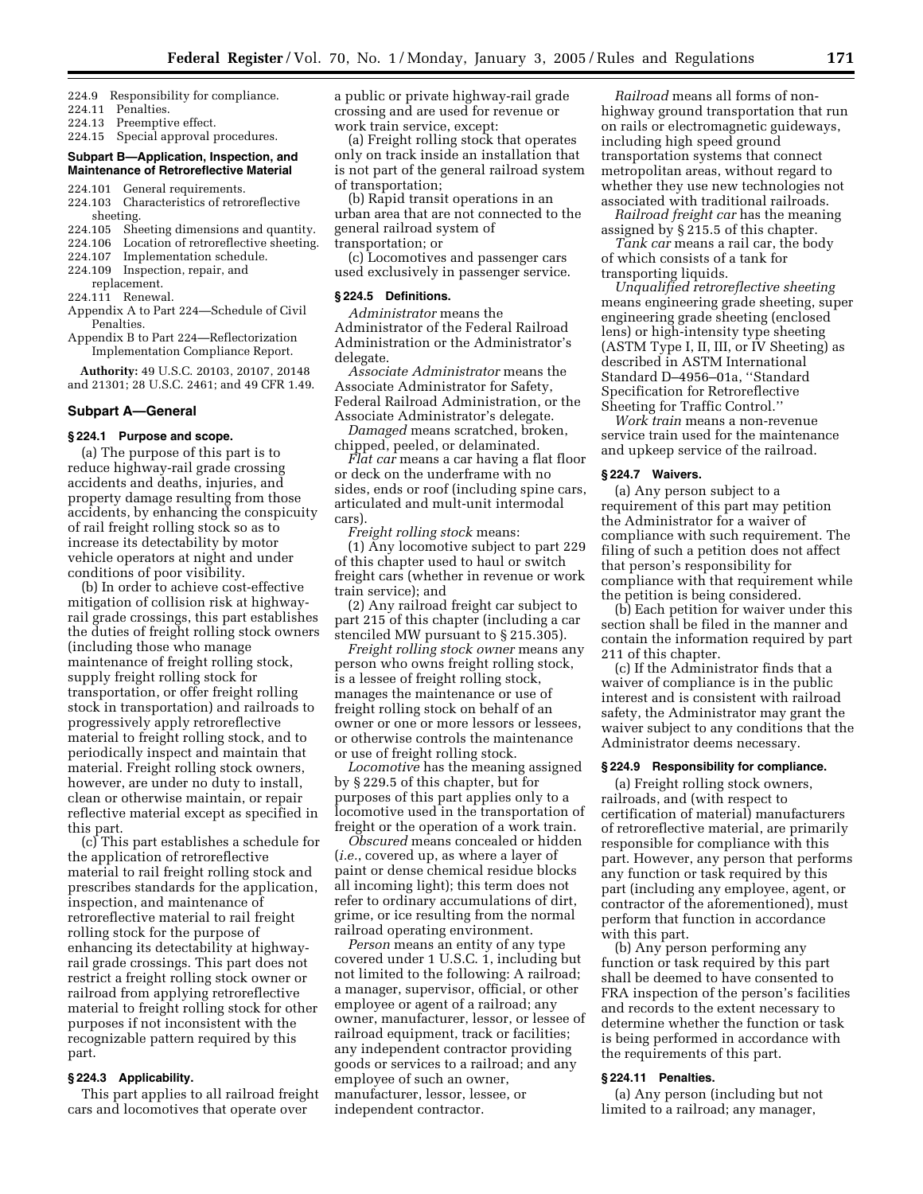224.9 Responsibility for compliance.
224.11 Penalties.
224.13 Preemptive effect.
224.15 Special approval procedures.

**Subpart B—Application, Inspection, and Maintenance of Retroreflective Material**

224.101 General requirements.
224.103 Characteristics of retroreflective sheeting.
224.105 Sheeting dimensions and quantity.
224.106 Location of retroreflective sheeting.
224.107 Implementation schedule.
224.109 Inspection, repair, and replacement.
224.111 Renewal.
Appendix A to Part 224—Schedule of Civil Penalties.
Appendix B to Part 224—Reflectorization Implementation Compliance Report.

**Authority:** 49 U.S.C. 20103, 20107, 20148 and 21301; 28 U.S.C. 2461; and 49 CFR 1.49.

### Subpart A—General

#### § 224.1 Purpose and scope.

(a) The purpose of this part is to reduce highway-rail grade crossing accidents and deaths, injuries, and property damage resulting from those accidents, by enhancing the conspicuity of rail freight rolling stock so as to increase its detectability by motor vehicle operators at night and under conditions of poor visibility.

(b) In order to achieve cost-effective mitigation of collision risk at highway-rail grade crossings, this part establishes the duties of freight rolling stock owners (including those who manage maintenance of freight rolling stock, supply freight rolling stock for transportation, or offer freight rolling stock in transportation) and railroads to progressively apply retroreflective material to freight rolling stock, and to periodically inspect and maintain that material. Freight rolling stock owners, however, are under no duty to install, clean or otherwise maintain, or repair reflective material except as specified in this part.

(c) This part establishes a schedule for the application of retroreflective material to rail freight rolling stock and prescribes standards for the application, inspection, and maintenance of retroreflective material to rail freight rolling stock for the purpose of enhancing its detectability at highway-rail grade crossings. This part does not restrict a freight rolling stock owner or railroad from applying retroreflective material to freight rolling stock for other purposes if not inconsistent with the recognizable pattern required by this part.

#### § 224.3 Applicability.

This part applies to all railroad freight cars and locomotives that operate over a public or private highway-rail grade crossing and are used for revenue or work train service, except:

(a) Freight rolling stock that operates only on track inside an installation that is not part of the general railroad system of transportation;

(b) Rapid transit operations in an urban area that are not connected to the general railroad system of transportation; or

(c) Locomotives and passenger cars used exclusively in passenger service.

#### § 224.5 Definitions.

*Administrator* means the Administrator of the Federal Railroad Administration or the Administrator's delegate.

*Associate Administrator* means the Associate Administrator for Safety, Federal Railroad Administration, or the Associate Administrator's delegate.

*Damaged* means scratched, broken, chipped, peeled, or delaminated.

*Flat car* means a car having a flat floor or deck on the underframe with no sides, ends or roof (including spine cars, articulated and mult-unit intermodal cars).

*Freight rolling stock* means:

(1) Any locomotive subject to part 229 of this chapter used to haul or switch freight cars (whether in revenue or work train service); and

(2) Any railroad freight car subject to part 215 of this chapter (including a car stenciled MW pursuant to § 215.305).

*Freight rolling stock owner* means any person who owns freight rolling stock, is a lessee of freight rolling stock, manages the maintenance or use of freight rolling stock on behalf of an owner or one or more lessors or lessees, or otherwise controls the maintenance or use of freight rolling stock.

*Locomotive* has the meaning assigned by § 229.5 of this chapter, but for purposes of this part applies only to a locomotive used in the transportation of freight or the operation of a work train.

*Obscured* means concealed or hidden (*i.e.*, covered up, as where a layer of paint or dense chemical residue blocks all incoming light); this term does not refer to ordinary accumulations of dirt, grime, or ice resulting from the normal railroad operating environment.

*Person* means an entity of any type covered under 1 U.S.C. 1, including but not limited to the following: A railroad; a manager, supervisor, official, or other employee or agent of a railroad; any owner, manufacturer, lessor, or lessee of railroad equipment, track or facilities; any independent contractor providing goods or services to a railroad; and any employee of such an owner, manufacturer, lessor, lessee, or independent contractor.

*Railroad* means all forms of non-highway ground transportation that run on rails or electromagnetic guideways, including high speed ground transportation systems that connect metropolitan areas, without regard to whether they use new technologies not associated with traditional railroads.

*Railroad freight car* has the meaning assigned by § 215.5 of this chapter.

*Tank car* means a rail car, the body of which consists of a tank for transporting liquids.

*Unqualified retroreflective sheeting* means engineering grade sheeting, super engineering grade sheeting (enclosed lens) or high-intensity type sheeting (ASTM Type I, II, III, or IV Sheeting) as described in ASTM International Standard D–4956–01a, "Standard Specification for Retroreflective Sheeting for Traffic Control."

*Work train* means a non-revenue service train used for the maintenance and upkeep service of the railroad.

#### § 224.7 Waivers.

(a) Any person subject to a requirement of this part may petition the Administrator for a waiver of compliance with such requirement. The filing of such a petition does not affect that person's responsibility for compliance with that requirement while the petition is being considered.

(b) Each petition for waiver under this section shall be filed in the manner and contain the information required by part 211 of this chapter.

(c) If the Administrator finds that a waiver of compliance is in the public interest and is consistent with railroad safety, the Administrator may grant the waiver subject to any conditions that the Administrator deems necessary.

#### § 224.9 Responsibility for compliance.

(a) Freight rolling stock owners, railroads, and (with respect to certification of material) manufacturers of retroreflective material, are primarily responsible for compliance with this part. However, any person that performs any function or task required by this part (including any employee, agent, or contractor of the aforementioned), must perform that function in accordance with this part.

(b) Any person performing any function or task required by this part shall be deemed to have consented to FRA inspection of the person's facilities and records to the extent necessary to determine whether the function or task is being performed in accordance with the requirements of this part.

#### § 224.11 Penalties.

(a) Any person (including but not limited to a railroad; any manager,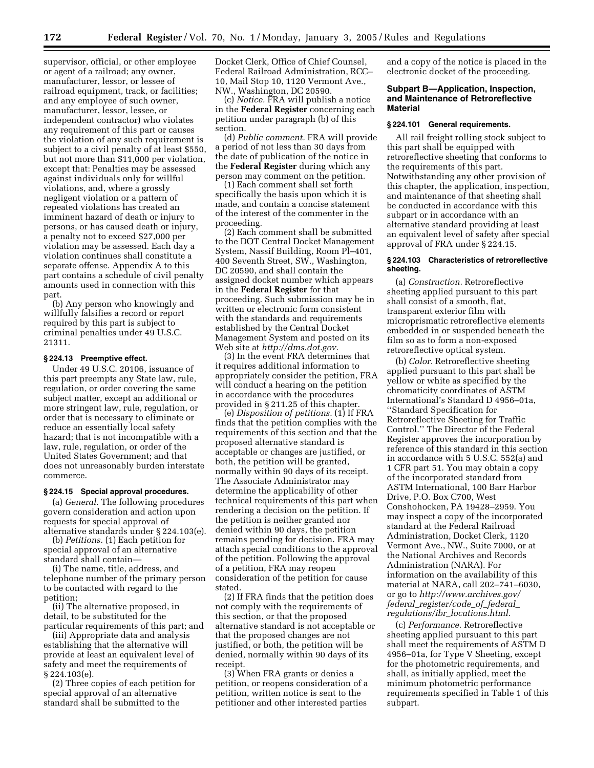supervisor, official, or other employee or agent of a railroad; any owner, manufacturer, lessor, or lessee of railroad equipment, track, or facilities; and any employee of such owner, manufacturer, lessor, lessee, or independent contractor) who violates any requirement of this part or causes the violation of any such requirement is subject to a civil penalty of at least $550, but not more than $11,000 per violation, except that: Penalties may be assessed against individuals only for willful violations, and, where a grossly negligent violation or a pattern of repeated violations has created an imminent hazard of death or injury to persons, or has caused death or injury, a penalty not to exceed $27,000 per violation may be assessed. Each day a violation continues shall constitute a separate offense. Appendix A to this part contains a schedule of civil penalty amounts used in connection with this part.

(b) Any person who knowingly and willfully falsifies a record or report required by this part is subject to criminal penalties under 49 U.S.C. 21311.

#### § 224.13 Preemptive effect.

Under 49 U.S.C. 20106, issuance of this part preempts any State law, rule, regulation, or order covering the same subject matter, except an additional or more stringent law, rule, regulation, or order that is necessary to eliminate or reduce an essentially local safety hazard; that is not incompatible with a law, rule, regulation, or order of the United States Government; and that does not unreasonably burden interstate commerce.

#### § 224.15 Special approval procedures.

(a) *General.* The following procedures govern consideration and action upon requests for special approval of alternative standards under § 224.103(e).

(b) *Petitions.* (1) Each petition for special approval of an alternative standard shall contain—

(i) The name, title, address, and telephone number of the primary person to be contacted with regard to the petition;

(ii) The alternative proposed, in detail, to be substituted for the particular requirements of this part; and

(iii) Appropriate data and analysis establishing that the alternative will provide at least an equivalent level of safety and meet the requirements of § 224.103(e).

(2) Three copies of each petition for special approval of an alternative standard shall be submitted to the Docket Clerk, Office of Chief Counsel, Federal Railroad Administration, RCC–10, Mail Stop 10, 1120 Vermont Ave., NW., Washington, DC 20590.

(c) *Notice.* FRA will publish a notice in the **Federal Register** concerning each petition under paragraph (b) of this section.

(d) *Public comment.* FRA will provide a period of not less than 30 days from the date of publication of the notice in the **Federal Register** during which any person may comment on the petition.

(1) Each comment shall set forth specifically the basis upon which it is made, and contain a concise statement of the interest of the commenter in the proceeding.

(2) Each comment shall be submitted to the DOT Central Docket Management System, Nassif Building, Room Pl–401, 400 Seventh Street, SW., Washington, DC 20590, and shall contain the assigned docket number which appears in the **Federal Register** for that proceeding. Such submission may be in written or electronic form consistent with the standards and requirements established by the Central Docket Management System and posted on its Web site at *http://dms.dot.gov.*

(3) In the event FRA determines that it requires additional information to appropriately consider the petition, FRA will conduct a hearing on the petition in accordance with the procedures provided in § 211.25 of this chapter.

(e) *Disposition of petitions.* (1) If FRA finds that the petition complies with the requirements of this section and that the proposed alternative standard is acceptable or changes are justified, or both, the petition will be granted, normally within 90 days of its receipt. The Associate Administrator may determine the applicability of other technical requirements of this part when rendering a decision on the petition. If the petition is neither granted nor denied within 90 days, the petition remains pending for decision. FRA may attach special conditions to the approval of the petition. Following the approval of a petition, FRA may reopen consideration of the petition for cause stated.

(2) If FRA finds that the petition does not comply with the requirements of this section, or that the proposed alternative standard is not acceptable or that the proposed changes are not justified, or both, the petition will be denied, normally within 90 days of its receipt.

(3) When FRA grants or denies a petition, or reopens consideration of a petition, written notice is sent to the petitioner and other interested parties and a copy of the notice is placed in the electronic docket of the proceeding.

### Subpart B—Application, Inspection, and Maintenance of Retroreflective Material

#### § 224.101 General requirements.

All rail freight rolling stock subject to this part shall be equipped with retroreflective sheeting that conforms to the requirements of this part. Notwithstanding any other provision of this chapter, the application, inspection, and maintenance of that sheeting shall be conducted in accordance with this subpart or in accordance with an alternative standard providing at least an equivalent level of safety after special approval of FRA under § 224.15.

#### § 224.103 Characteristics of retroreflective sheeting.

(a) *Construction.* Retroreflective sheeting applied pursuant to this part shall consist of a smooth, flat, transparent exterior film with microprismatic retroreflective elements embedded in or suspended beneath the film so as to form a non-exposed retroreflective optical system.

(b) *Color.* Retroreflective sheeting applied pursuant to this part shall be yellow or white as specified by the chromaticity coordinates of ASTM International's Standard D 4956–01a, ''Standard Specification for Retroreflective Sheeting for Traffic Control.'' The Director of the Federal Register approves the incorporation by reference of this standard in this section in accordance with 5 U.S.C. 552(a) and 1 CFR part 51. You may obtain a copy of the incorporated standard from ASTM International, 100 Barr Harbor Drive, P.O. Box C700, West Conshohocken, PA 19428–2959. You may inspect a copy of the incorporated standard at the Federal Railroad Administration, Docket Clerk, 1120 Vermont Ave., NW., Suite 7000, or at the National Archives and Records Administration (NARA). For information on the availability of this material at NARA, call 202–741–6030, or go to *http://www.archives.gov/federal_register/code_of_federal_regulations/ibr_locations.html.*

(c) *Performance.* Retroreflective sheeting applied pursuant to this part shall meet the requirements of ASTM D 4956–01a, for Type V Sheeting, except for the photometric requirements, and shall, as initially applied, meet the minimum photometric performance requirements specified in Table 1 of this subpart.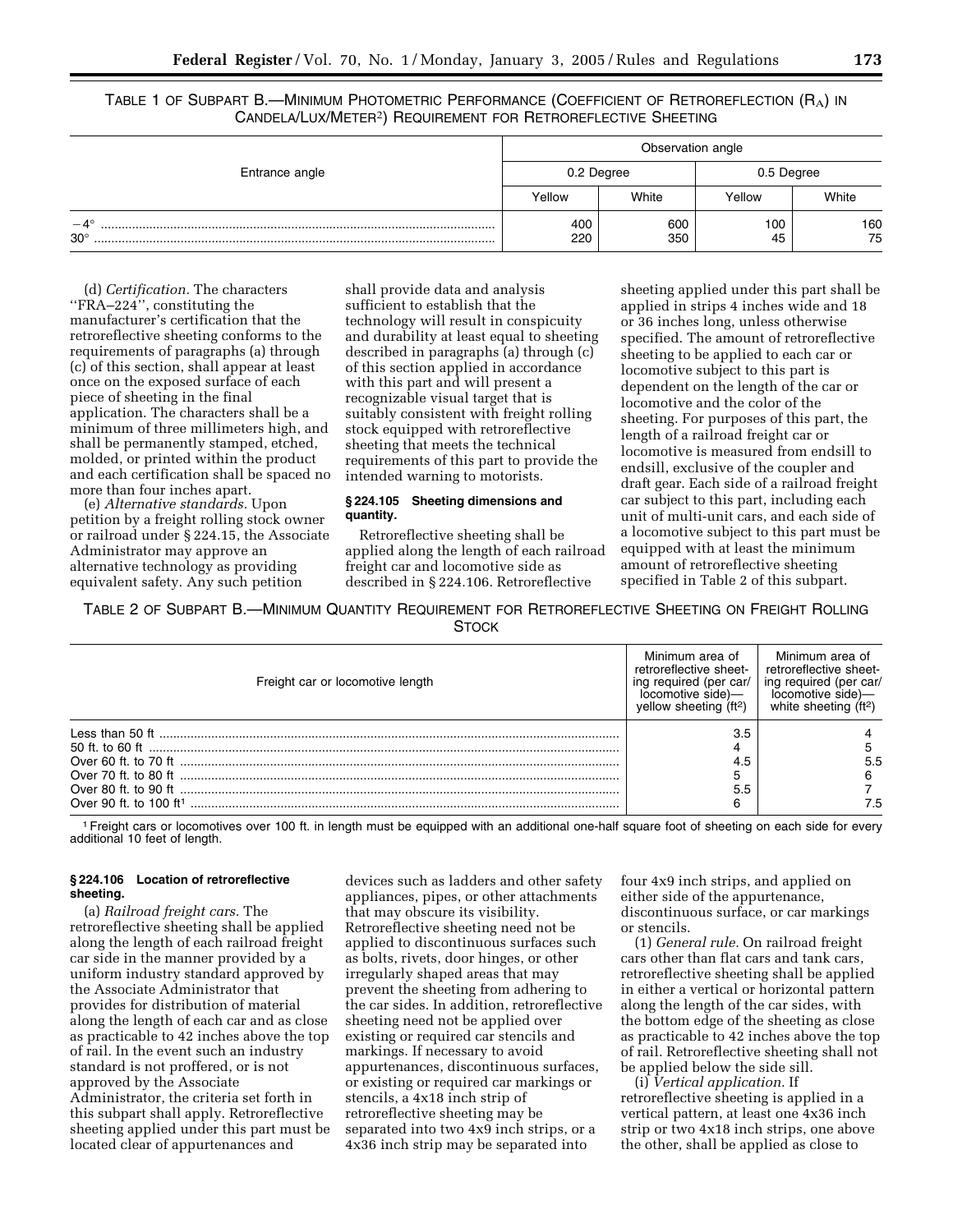TABLE 1 OF SUBPART B.—MINIMUM PHOTOMETRIC PERFORMANCE (COEFFICIENT OF RETROREFLECTION ($R_A$) IN CANDELA/LUX/METER$^2$) REQUIREMENT FOR RETROREFLECTIVE SHEETING

| Entrance angle | Observation angle | | | |
|---|---|---|---|---|
| | 0.2 Degree | | 0.5 Degree | |
| | Yellow | White | Yellow | White |
| −4° | 400 | 600 | 100 | 160 |
| 30° | 220 | 350 | 45 | 75 |

(d) *Certification.* The characters ''FRA–224'', constituting the manufacturer's certification that the retroreflective sheeting conforms to the requirements of paragraphs (a) through (c) of this section, shall appear at least once on the exposed surface of each piece of sheeting in the final application. The characters shall be a minimum of three millimeters high, and shall be permanently stamped, etched, molded, or printed within the product and each certification shall be spaced no more than four inches apart.

(e) *Alternative standards.* Upon petition by a freight rolling stock owner or railroad under § 224.15, the Associate Administrator may approve an alternative technology as providing equivalent safety. Any such petition shall provide data and analysis sufficient to establish that the technology will result in conspicuity and durability at least equal to sheeting described in paragraphs (a) through (c) of this section applied in accordance with this part and will present a recognizable visual target that is suitably consistent with freight rolling stock equipped with retroreflective sheeting that meets the technical requirements of this part to provide the intended warning to motorists.

### § 224.105 Sheeting dimensions and quantity.

Retroreflective sheeting shall be applied along the length of each railroad freight car and locomotive side as described in § 224.106. Retroreflective sheeting applied under this part shall be applied in strips 4 inches wide and 18 or 36 inches long, unless otherwise specified. The amount of retroreflective sheeting to be applied to each car or locomotive subject to this part is dependent on the length of the car or locomotive and the color of the sheeting. For purposes of this part, the length of a railroad freight car or locomotive is measured from endsill to endsill, exclusive of the coupler and draft gear. Each side of a railroad freight car subject to this part, including each unit of multi-unit cars, and each side of a locomotive subject to this part must be equipped with at least the minimum amount of retroreflective sheeting specified in Table 2 of this subpart.

TABLE 2 OF SUBPART B.—MINIMUM QUANTITY REQUIREMENT FOR RETROREFLECTIVE SHEETING ON FREIGHT ROLLING STOCK

| Freight car or locomotive length | Minimum area of retroreflective sheeting required (per car/locomotive side)—yellow sheeting (ft$^2$) | Minimum area of retroreflective sheeting required (per car/locomotive side)—white sheeting (ft$^2$) |
|---|---|---|
| Less than 50 ft | 3.5 | 4 |
| 50 ft. to 60 ft | 4 | 5 |
| Over 60 ft. to 70 ft | 4.5 | 5.5 |
| Over 70 ft. to 80 ft | 5 | 6 |
| Over 80 ft. to 90 ft | 5.5 | 7 |
| Over 90 ft. to 100 ft[1] | 6 | 7.5 |

[1] Freight cars or locomotives over 100 ft. in length must be equipped with an additional one-half square foot of sheeting on each side for every additional 10 feet of length.

### § 224.106 Location of retroreflective sheeting.

(a) *Railroad freight cars.* The retroreflective sheeting shall be applied along the length of each railroad freight car side in the manner provided by a uniform industry standard approved by the Associate Administrator that provides for distribution of material along the length of each car and as close as practicable to 42 inches above the top of rail. In the event such an industry standard is not proffered, or is not approved by the Associate Administrator, the criteria set forth in this subpart shall apply. Retroreflective sheeting applied under this part must be located clear of appurtenances and devices such as ladders and other safety appliances, pipes, or other attachments that may obscure its visibility. Retroreflective sheeting need not be applied to discontinuous surfaces such as bolts, rivets, door hinges, or other irregularly shaped areas that may prevent the sheeting from adhering to the car sides. In addition, retroreflective sheeting need not be applied over existing or required car stencils and markings. If necessary to avoid appurtenances, discontinuous surfaces, or existing or required car markings or stencils, a 4x18 inch strip of retroreflective sheeting may be separated into two 4x9 inch strips, or a 4x36 inch strip may be separated into four 4x9 inch strips, and applied on either side of the appurtenance, discontinuous surface, or car markings or stencils.

(1) *General rule.* On railroad freight cars other than flat cars and tank cars, retroreflective sheeting shall be applied in either a vertical or horizontal pattern along the length of the car sides, with the bottom edge of the sheeting as close as practicable to 42 inches above the top of rail. Retroreflective sheeting shall not be applied below the side sill.

(i) *Vertical application.* If retroreflective sheeting is applied in a vertical pattern, at least one 4x36 inch strip or two 4x18 inch strips, one above the other, shall be applied as close to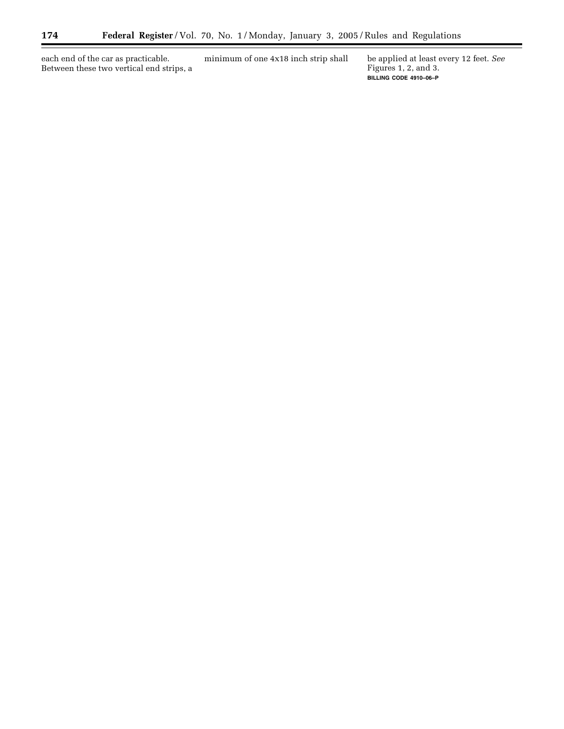each end of the car as practicable. Between these two vertical end strips, a minimum of one 4x18 inch strip shall be applied at least every 12 feet. *See* Figures 1, 2, and 3.

BILLING CODE 4910–06–P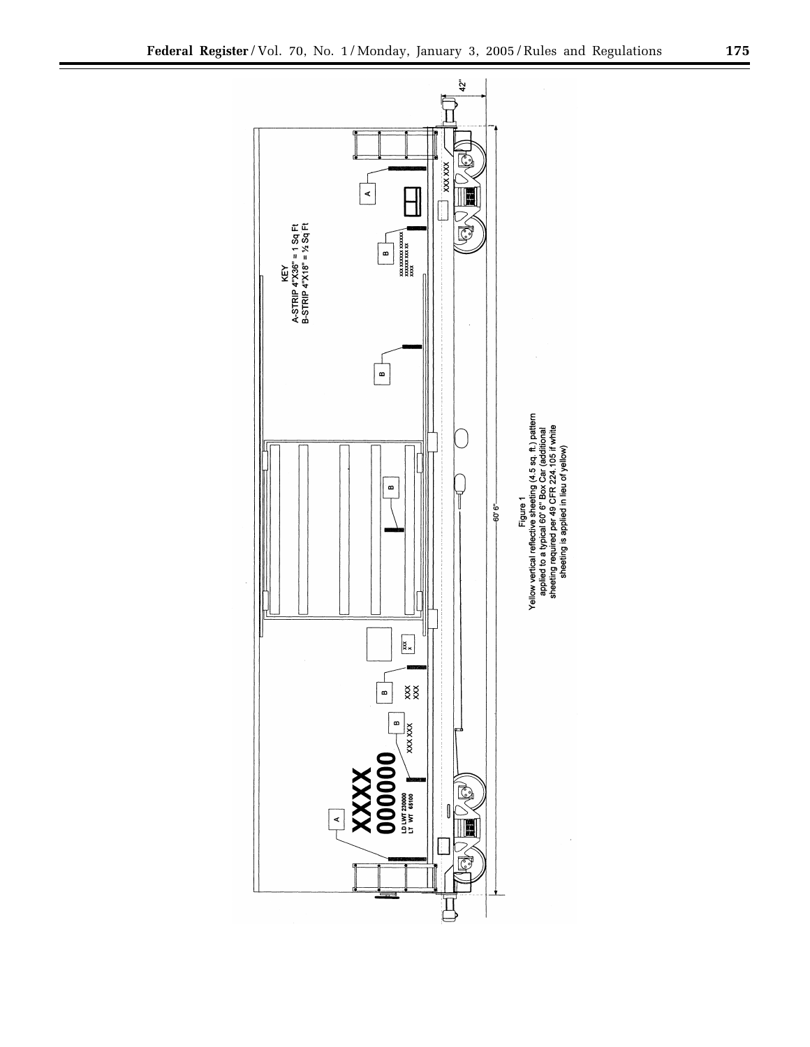KEY
A-STRIP 4"X36" = 1 Sq Ft
B-STRIP 4"X18" = ½ Sq Ft

60' 6"

42"

Figure 1
Yellow vertical reflective sheeting (4.5 sq. ft.) pattern applied to a typical 60' 6" Box Car (additional sheeting required per 49 CFR 224.105 if white sheeting is applied in lieu of yellow)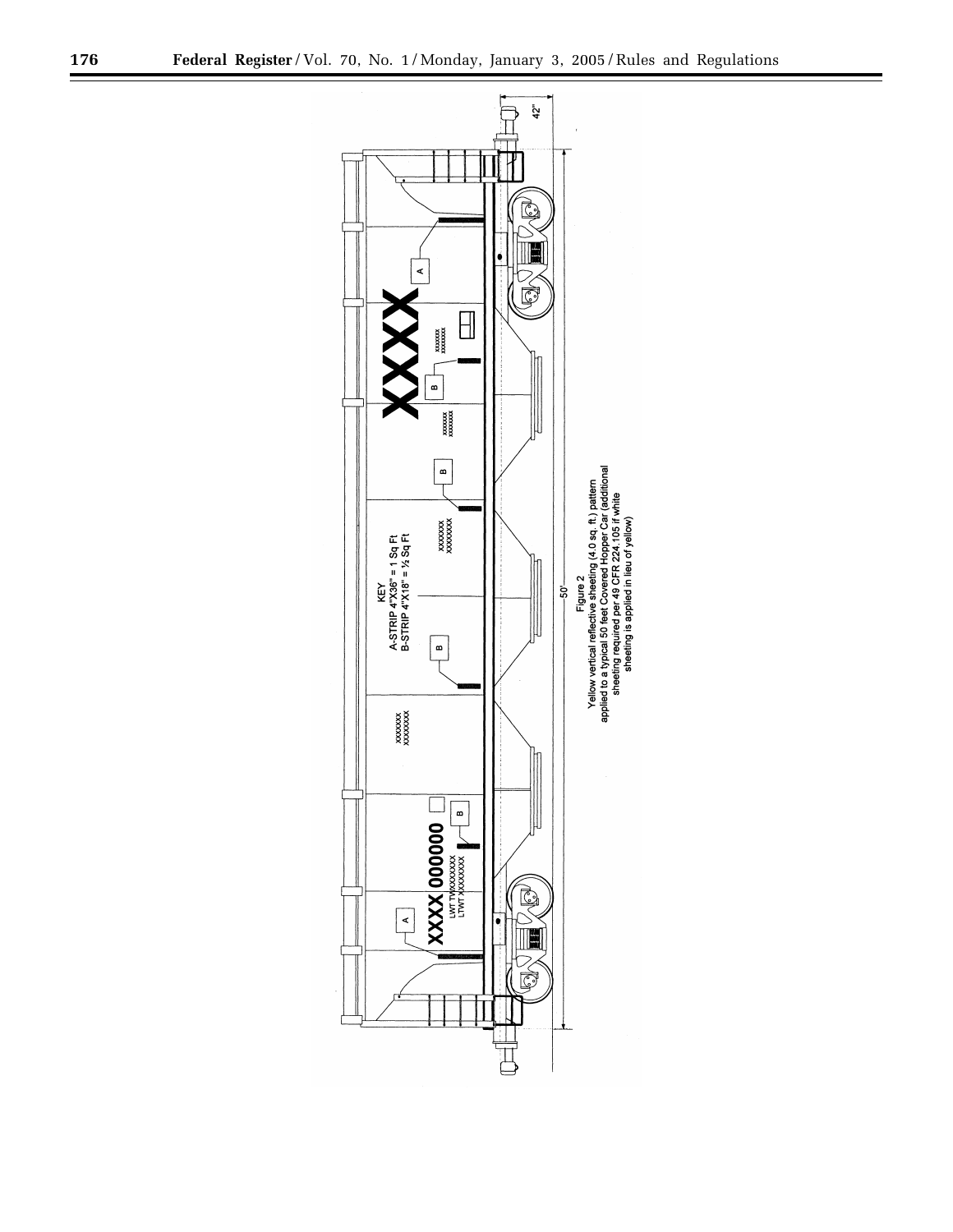KEY
A-STRIP 4"X36" = 1 Sq Ft
B-STRIP 4"X18" = ½ Sq Ft

50'

42"

Figure 2
Yellow vertical reflective sheeting (4.0 sq. ft.) pattern applied to a typical 50 feet Covered Hopper Car (additional sheeting required per 49 CFR 224.105 if white sheeting is applied in lieu of yellow)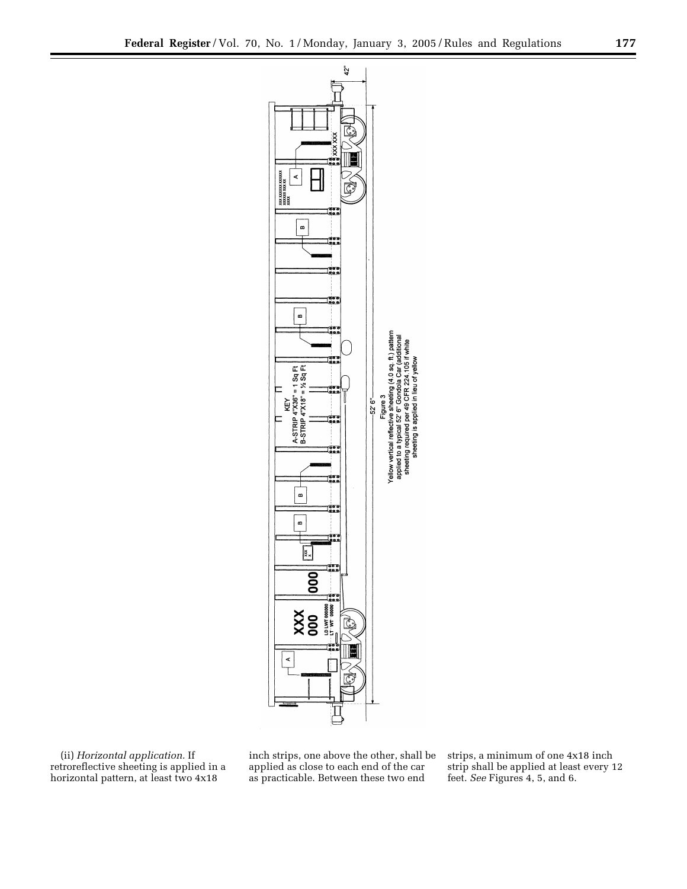KEY
A-STRIP 4"X36" = 1 Sq Ft
B-STRIP 4"X18" = ½ Sq Ft

Figure 3
Yellow vertical reflective sheeting (4.0 sq. ft.) pattern applied to a typical 52′ 6″ Gondola Car (additional sheeting required per 49 CFR 224.105 if white sheeting is applied in lieu of yellow

(ii) *Horizontal application.* If retroreflective sheeting is applied in a horizontal pattern, at least two 4x18 inch strips, one above the other, shall be applied as close to each end of the car as practicable. Between these two end strips, a minimum of one 4x18 inch strip shall be applied at least every 12 feet. *See* Figures 4, 5, and 6.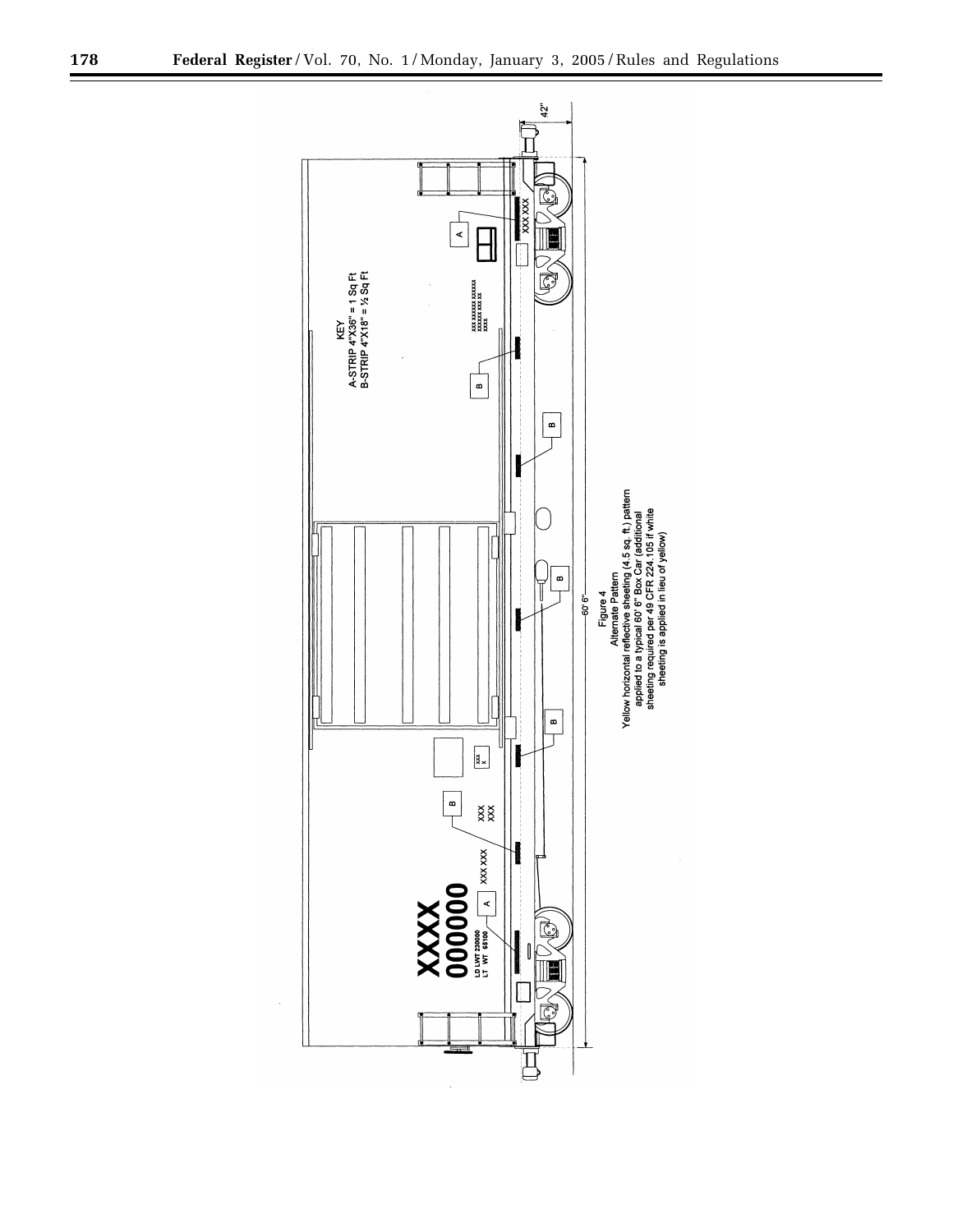KEY
A-STRIP 4"X36" = 1 Sq Ft
B-STRIP 4"X18" = ½ Sq Ft

Figure 4
Alternate Pattern
Yellow horizontal reflective sheeting (4.5 sq. ft.) pattern applied to a typical 60' 6" Box Car (additional sheeting required per 49 CFR 224.105 if white sheeting is applied in lieu of yellow)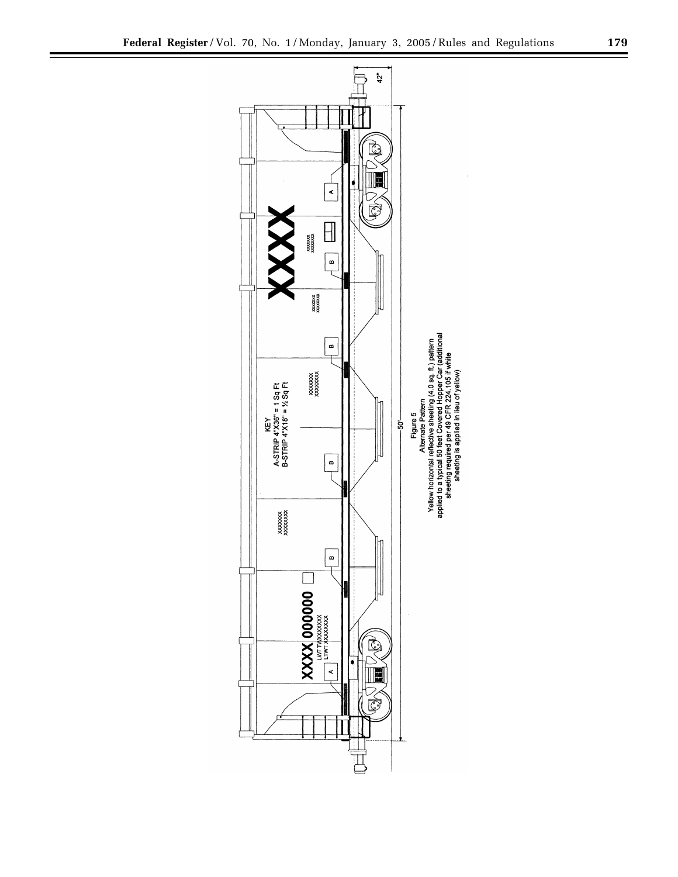KEY
A-STRIP 4"X36" = 1 Sq Ft
B-STRIP 4"X18" = ½ Sq Ft

Figure 5
Alternate Pattern
Yellow horizontal reflective sheeting (4.0 sq. ft.) pattern applied to a typical 50 feet Covered Hopper Car (additional sheeting required per 49 CFR 224.105 if white sheeting is applied in lieu of yellow)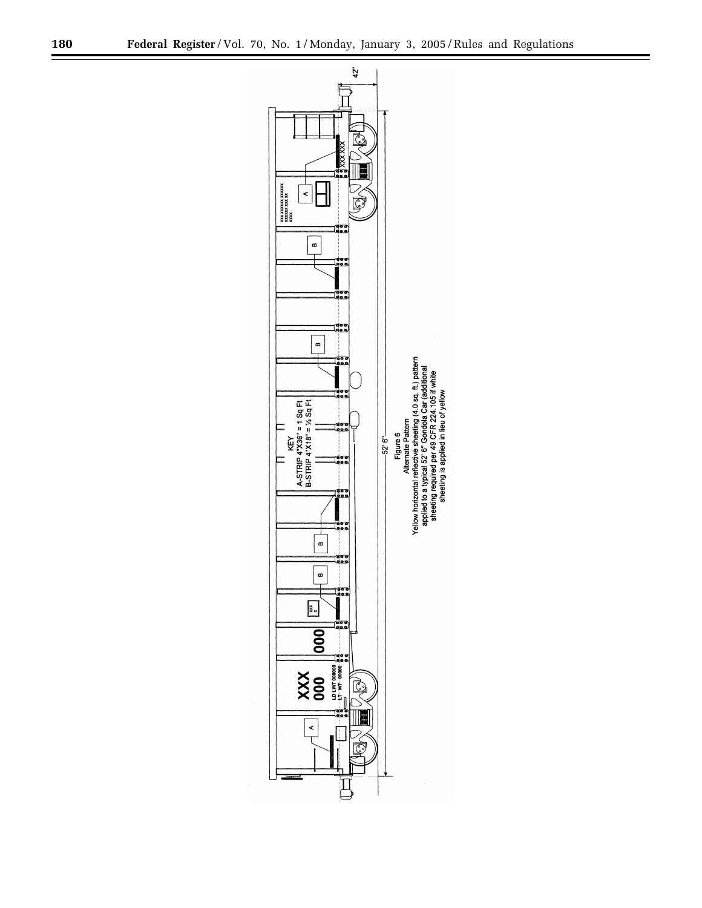KEY
A-STRIP 4"X36" = 1 Sq Ft
B-STRIP 4"X18" = ½ Sq Ft

52' 6"

42"

Figure 6
Alternate Pattern
Yellow horizontal reflective sheeting (4.0 sq. ft.) pattern applied to a typical 52' 6" Gondola Car (additional sheeting required per 49 CFR 224.105 if white sheeting is applied in lieu of yellow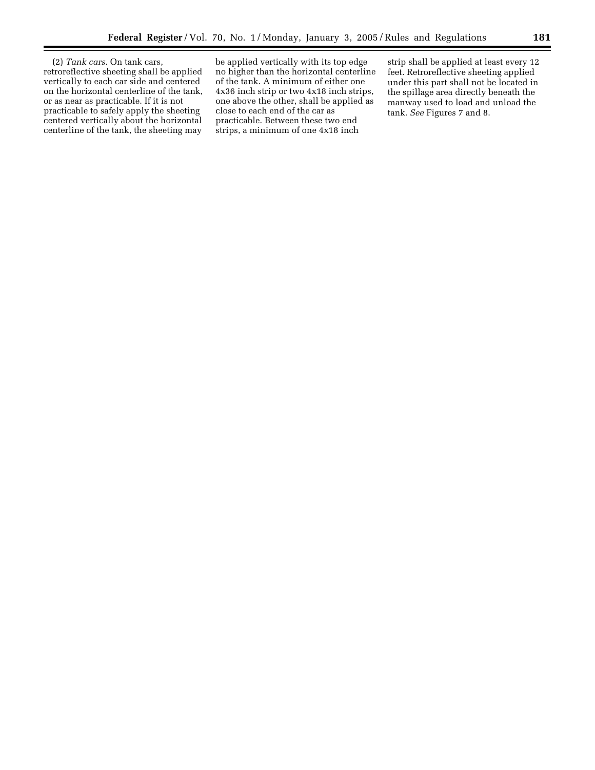(2) *Tank cars.* On tank cars, retroreflective sheeting shall be applied vertically to each car side and centered on the horizontal centerline of the tank, or as near as practicable. If it is not practicable to safely apply the sheeting centered vertically about the horizontal centerline of the tank, the sheeting may be applied vertically with its top edge no higher than the horizontal centerline of the tank. A minimum of either one 4x36 inch strip or two 4x18 inch strips, one above the other, shall be applied as close to each end of the car as practicable. Between these two end strips, a minimum of one 4x18 inch strip shall be applied at least every 12 feet. Retroreflective sheeting applied under this part shall not be located in the spillage area directly beneath the manway used to load and unload the tank. *See* Figures 7 and 8.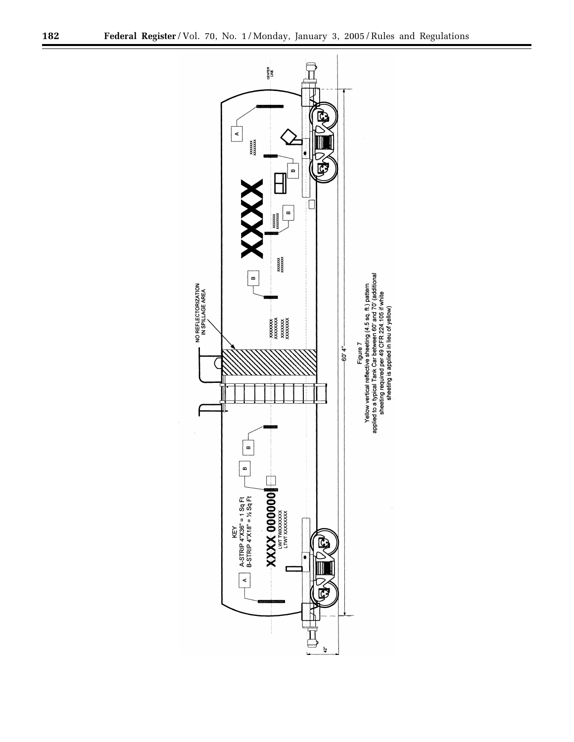KEY
A-STRIP 4"X36" = 1 Sq Ft
B-STRIP 4"X18" = ½ Sq Ft

NO REFLECTORIZATION IN SPILLAGE AREA

CENTER LINE

60' 4"

42"

Figure 7
Yellow vertical reflective sheeting (4.5 sq. ft.) pattern applied to a typical Tank Car between 60' and 70' (additional sheeting required per 49 CFR 224.105 if white sheeting is applied in lieu of yellow)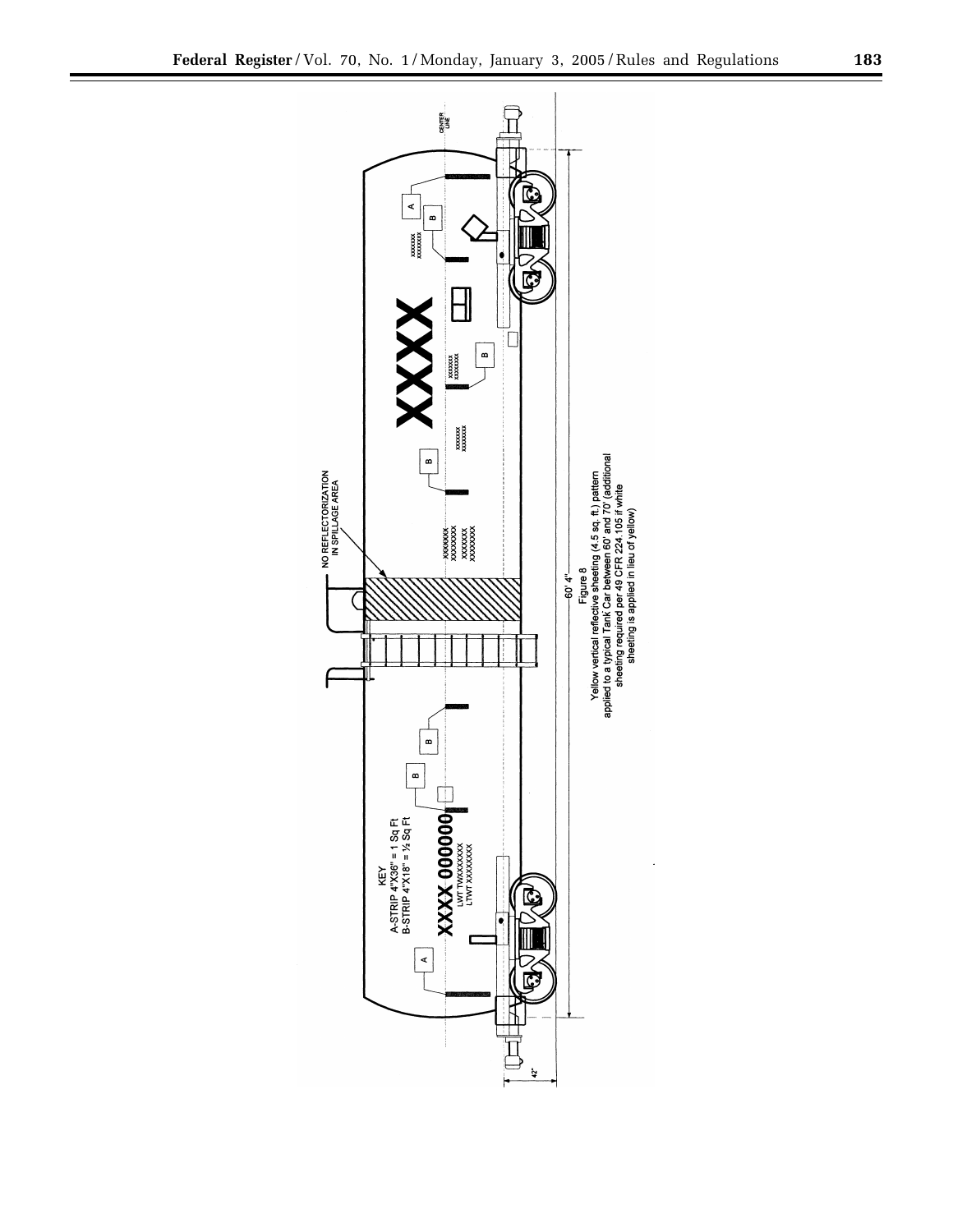KEY
A-STRIP 4"X36" = 1 Sq Ft
B-STRIP 4"X18" = ½ Sq Ft

NO REFLECTORIZATION IN SPILLAGE AREA

CENTER LINE

60' 4"

42"

Figure 8
Yellow vertical reflective sheeting (4.5 sq. ft.) pattern applied to a typical Tank Car between 60' and 70' (additional sheeting required per 49 CFR 224.105 if white sheeting is applied in lieu of yellow)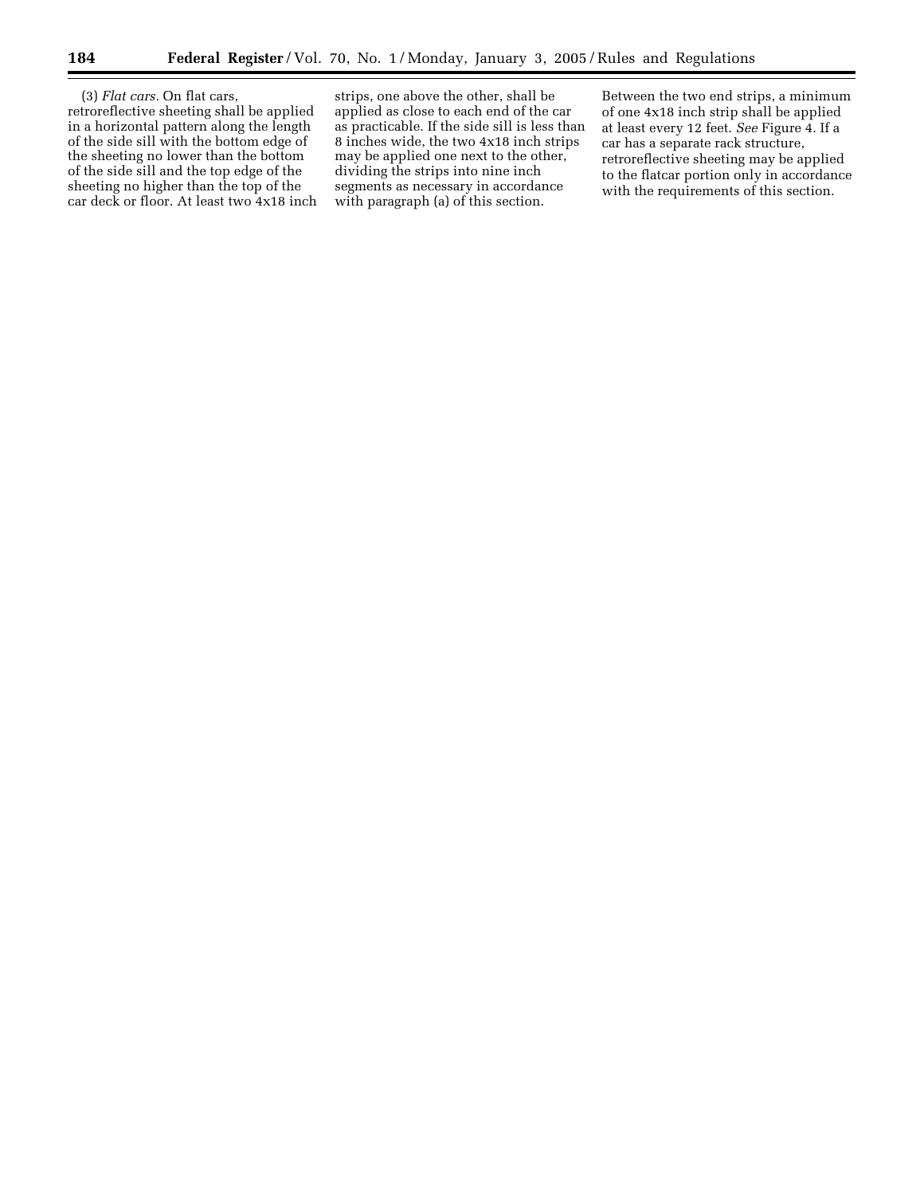(3) *Flat cars.* On flat cars, retroreflective sheeting shall be applied in a horizontal pattern along the length of the side sill with the bottom edge of the sheeting no lower than the bottom of the side sill and the top edge of the sheeting no higher than the top of the car deck or floor. At least two 4x18 inch strips, one above the other, shall be applied as close to each end of the car as practicable. If the side sill is less than 8 inches wide, the two 4x18 inch strips may be applied one next to the other, dividing the strips into nine inch segments as necessary in accordance with paragraph (a) of this section. Between the two end strips, a minimum of one 4x18 inch strip shall be applied at least every 12 feet. *See* Figure 4. If a car has a separate rack structure, retroreflective sheeting may be applied to the flatcar portion only in accordance with the requirements of this section.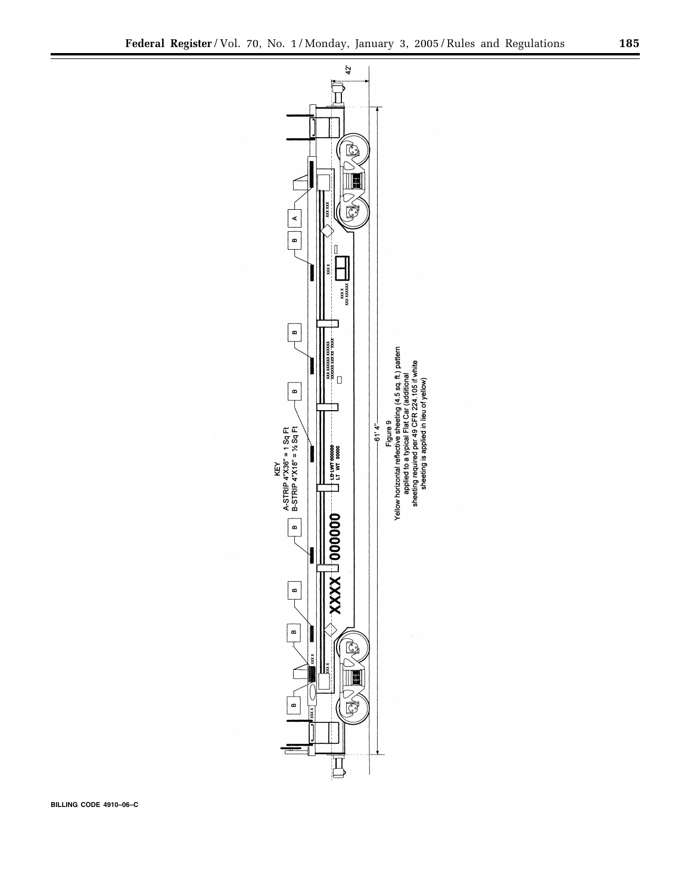KEY
A-STRIP 4"X36" = 1 Sq Ft
B-STRIP 4"X18" = ½ Sq Ft

61' 4"

42'

Figure 9
Yellow horizontal reflective sheeting (4.5 sq. ft.) pattern applied to a typical Flat Car (additional sheeting required per 49 CFR 224.105 if white sheeting is applied in lieu of yellow)

BILLING CODE 4910–06–C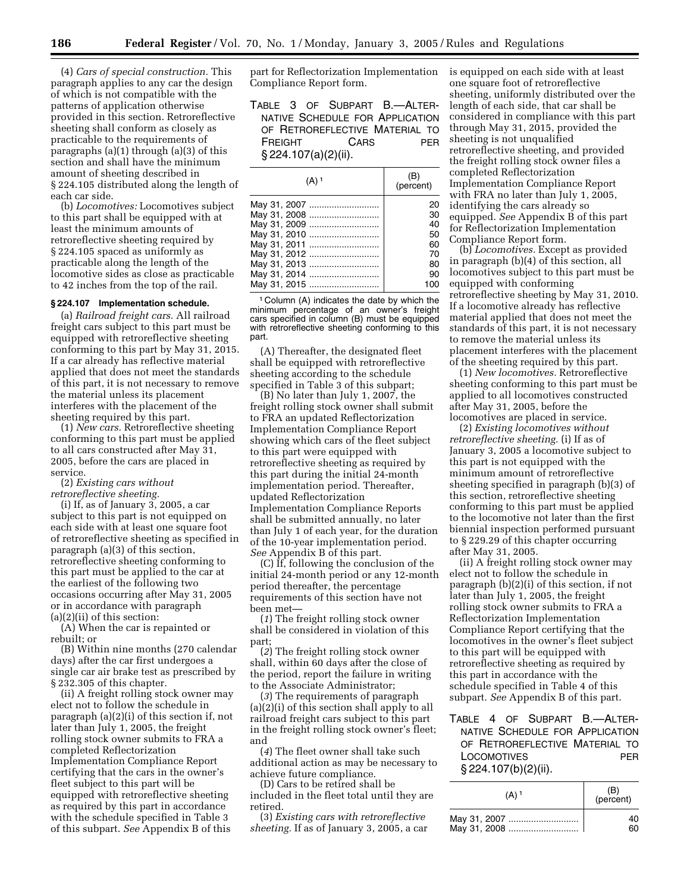(4) *Cars of special construction.* This paragraph applies to any car the design of which is not compatible with the patterns of application otherwise provided in this section. Retroreflective sheeting shall conform as closely as practicable to the requirements of paragraphs (a)(1) through (a)(3) of this section and shall have the minimum amount of sheeting described in § 224.105 distributed along the length of each car side.

(b) *Locomotives:* Locomotives subject to this part shall be equipped with at least the minimum amounts of retroreflective sheeting required by § 224.105 spaced as uniformly as practicable along the length of the locomotive sides as close as practicable to 42 inches from the top of the rail.

### § 224.107 Implementation schedule.

(a) *Railroad freight cars.* All railroad freight cars subject to this part must be equipped with retroreflective sheeting conforming to this part by May 31, 2015. If a car already has reflective material applied that does not meet the standards of this part, it is not necessary to remove the material unless its placement interferes with the placement of the sheeting required by this part.

(1) *New cars.* Retroreflective sheeting conforming to this part must be applied to all cars constructed after May 31, 2005, before the cars are placed in service.

(2) *Existing cars without retroreflective sheeting.*

(i) If, as of January 3, 2005, a car subject to this part is not equipped on each side with at least one square foot of retroreflective sheeting as specified in paragraph (a)(3) of this section, retroreflective sheeting conforming to this part must be applied to the car at the earliest of the following two occasions occurring after May 31, 2005 or in accordance with paragraph (a)(2)(ii) of this section:

(A) When the car is repainted or rebuilt; or

(B) Within nine months (270 calendar days) after the car first undergoes a single car air brake test as prescribed by § 232.305 of this chapter.

(ii) A freight rolling stock owner may elect not to follow the schedule in paragraph (a)(2)(i) of this section if, not later than July 1, 2005, the freight rolling stock owner submits to FRA a completed Reflectorization Implementation Compliance Report certifying that the cars in the owner's fleet subject to this part will be equipped with retroreflective sheeting as required by this part in accordance with the schedule specified in Table 3 of this subpart. *See* Appendix B of this part for Reflectorization Implementation Compliance Report form.

TABLE 3 OF SUBPART B.—ALTERNATIVE SCHEDULE FOR APPLICATION OF RETROREFLECTIVE MATERIAL TO FREIGHT CARS PER § 224.107(a)(2)(ii).

| (A) [1] | (B) (percent) |
|---|---|
| May 31, 2007 | 20 |
| May 31, 2008 | 30 |
| May 31, 2009 | 40 |
| May 31, 2010 | 50 |
| May 31, 2011 | 60 |
| May 31, 2012 | 70 |
| May 31, 2013 | 80 |
| May 31, 2014 | 90 |
| May 31, 2015 | 100 |

[1] Column (A) indicates the date by which the minimum percentage of an owner's freight cars specified in column (B) must be equipped with retroreflective sheeting conforming to this part.

(A) Thereafter, the designated fleet shall be equipped with retroreflective sheeting according to the schedule specified in Table 3 of this subpart;

(B) No later than July 1, 2007, the freight rolling stock owner shall submit to FRA an updated Reflectorization Implementation Compliance Report showing which cars of the fleet subject to this part were equipped with retroreflective sheeting as required by this part during the initial 24-month implementation period. Thereafter, updated Reflectorization Implementation Compliance Reports shall be submitted annually, no later than July 1 of each year, for the duration of the 10-year implementation period. *See* Appendix B of this part.

(C) If, following the conclusion of the initial 24-month period or any 12-month period thereafter, the percentage requirements of this section have not been met—

(*1*) The freight rolling stock owner shall be considered in violation of this part;

(*2*) The freight rolling stock owner shall, within 60 days after the close of the period, report the failure in writing to the Associate Administrator;

(*3*) The requirements of paragraph (a)(2)(i) of this section shall apply to all railroad freight cars subject to this part in the freight rolling stock owner's fleet; and

(*4*) The fleet owner shall take such additional action as may be necessary to achieve future compliance.

(D) Cars to be retired shall be included in the fleet total until they are retired.

(3) *Existing cars with retroreflective sheeting.* If as of January 3, 2005, a car is equipped on each side with at least one square foot of retroreflective sheeting, uniformly distributed over the length of each side, that car shall be considered in compliance with this part through May 31, 2015, provided the sheeting is not unqualified retroreflective sheeting, and provided the freight rolling stock owner files a completed Reflectorization Implementation Compliance Report with FRA no later than July 1, 2005, identifying the cars already so equipped. *See* Appendix B of this part for Reflectorization Implementation Compliance Report form.

(b) *Locomotives.* Except as provided in paragraph (b)(4) of this section, all locomotives subject to this part must be equipped with conforming retroreflective sheeting by May 31, 2010. If a locomotive already has reflective material applied that does not meet the standards of this part, it is not necessary to remove the material unless its placement interferes with the placement of the sheeting required by this part.

(1) *New locomotives.* Retroreflective sheeting conforming to this part must be applied to all locomotives constructed after May 31, 2005, before the locomotives are placed in service.

(2) *Existing locomotives without retroreflective sheeting.* (i) If as of January 3, 2005 a locomotive subject to this part is not equipped with the minimum amount of retroreflective sheeting specified in paragraph (b)(3) of this section, retroreflective sheeting conforming to this part must be applied to the locomotive not later than the first biennial inspection performed pursuant to § 229.29 of this chapter occurring after May 31, 2005.

(ii) A freight rolling stock owner may elect not to follow the schedule in paragraph (b)(2)(i) of this section, if not later than July 1, 2005, the freight rolling stock owner submits to FRA a Reflectorization Implementation Compliance Report certifying that the locomotives in the owner's fleet subject to this part will be equipped with retroreflective sheeting as required by this part in accordance with the schedule specified in Table 4 of this subpart. *See* Appendix B of this part.

TABLE 4 OF SUBPART B.—ALTERNATIVE SCHEDULE FOR APPLICATION OF RETROREFLECTIVE MATERIAL TO LOCOMOTIVES PER § 224.107(b)(2)(ii).

| (A) [1] | (B) (percent) |
|---|---|
| May 31, 2007 | 40 |
| May 31, 2008 | 60 |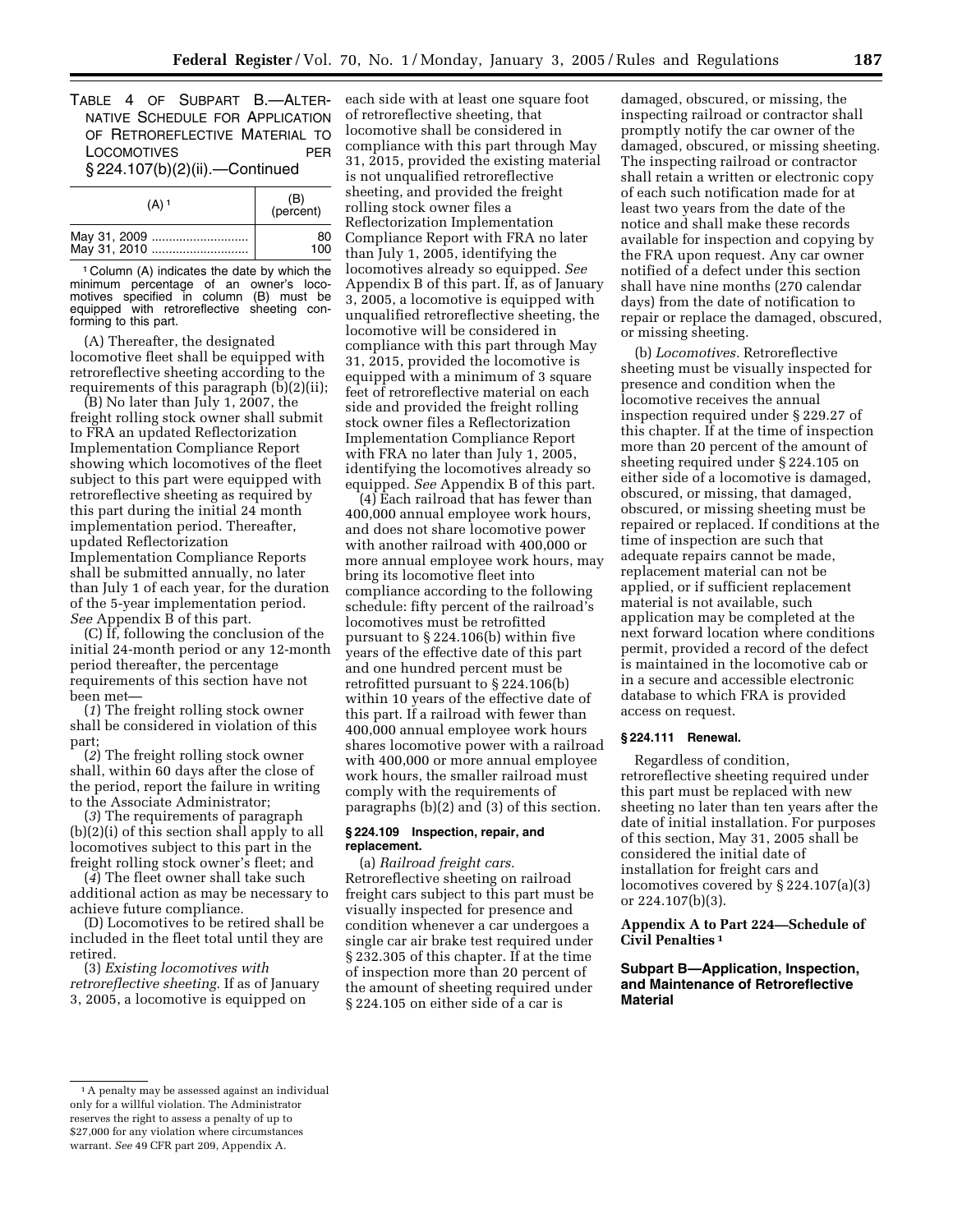TABLE 4 OF SUBPART B.—ALTERNATIVE SCHEDULE FOR APPLICATION OF RETROREFLECTIVE MATERIAL TO LOCOMOTIVES PER § 224.107(b)(2)(ii).—Continued

| (A) [1] | (B) (percent) |
| --- | --- |
| May 31, 2009 | 80 |
| May 31, 2010 | 100 |

[1] Column (A) indicates the date by which the minimum percentage of an owner's locomotives specified in column (B) must be equipped with retroreflective sheeting conforming to this part.

(A) Thereafter, the designated locomotive fleet shall be equipped with retroreflective sheeting according to the requirements of this paragraph (b)(2)(ii);

(B) No later than July 1, 2007, the freight rolling stock owner shall submit to FRA an updated Reflectorization Implementation Compliance Report showing which locomotives of the fleet subject to this part were equipped with retroreflective sheeting as required by this part during the initial 24 month implementation period. Thereafter, updated Reflectorization Implementation Compliance Reports shall be submitted annually, no later than July 1 of each year, for the duration of the 5-year implementation period. *See* Appendix B of this part.

(C) If, following the conclusion of the initial 24-month period or any 12-month period thereafter, the percentage requirements of this section have not been met—

(*1*) The freight rolling stock owner shall be considered in violation of this part;

(*2*) The freight rolling stock owner shall, within 60 days after the close of the period, report the failure in writing to the Associate Administrator;

(*3*) The requirements of paragraph (b)(2)(i) of this section shall apply to all locomotives subject to this part in the freight rolling stock owner's fleet; and

(*4*) The fleet owner shall take such additional action as may be necessary to achieve future compliance.

(D) Locomotives to be retired shall be included in the fleet total until they are retired.

(3) *Existing locomotives with retroreflective sheeting.* If as of January 3, 2005, a locomotive is equipped on each side with at least one square foot of retroreflective sheeting, that locomotive shall be considered in compliance with this part through May 31, 2015, provided the existing material is not unqualified retroreflective sheeting, and provided the freight rolling stock owner files a Reflectorization Implementation Compliance Report with FRA no later than July 1, 2005, identifying the locomotives already so equipped. *See* Appendix B of this part. If, as of January 3, 2005, a locomotive is equipped with unqualified retroreflective sheeting, the locomotive will be considered in compliance with this part through May 31, 2015, provided the locomotive is equipped with a minimum of 3 square feet of retroreflective material on each side and provided the freight rolling stock owner files a Reflectorization Implementation Compliance Report with FRA no later than July 1, 2005, identifying the locomotives already so equipped. *See* Appendix B of this part.

(4) Each railroad that has fewer than 400,000 annual employee work hours, and does not share locomotive power with another railroad with 400,000 or more annual employee work hours, may bring its locomotive fleet into compliance according to the following schedule: fifty percent of the railroad's locomotives must be retrofitted pursuant to § 224.106(b) within five years of the effective date of this part and one hundred percent must be retrofitted pursuant to § 224.106(b) within 10 years of the effective date of this part. If a railroad with fewer than 400,000 annual employee work hours shares locomotive power with a railroad with 400,000 or more annual employee work hours, the smaller railroad must comply with the requirements of paragraphs (b)(2) and (3) of this section.

#### § 224.109 Inspection, repair, and replacement.

(a) *Railroad freight cars.* Retroreflective sheeting on railroad freight cars subject to this part must be visually inspected for presence and condition whenever a car undergoes a single car air brake test required under § 232.305 of this chapter. If at the time of inspection more than 20 percent of the amount of sheeting required under § 224.105 on either side of a car is damaged, obscured, or missing, the inspecting railroad or contractor shall promptly notify the car owner of the damaged, obscured, or missing sheeting. The inspecting railroad or contractor shall retain a written or electronic copy of each such notification made for at least two years from the date of the notice and shall make these records available for inspection and copying by the FRA upon request. Any car owner notified of a defect under this section shall have nine months (270 calendar days) from the date of notification to repair or replace the damaged, obscured, or missing sheeting.

(b) *Locomotives.* Retroreflective sheeting must be visually inspected for presence and condition when the locomotive receives the annual inspection required under § 229.27 of this chapter. If at the time of inspection more than 20 percent of the amount of sheeting required under § 224.105 on either side of a locomotive is damaged, obscured, or missing, that damaged, obscured, or missing sheeting must be repaired or replaced. If conditions at the time of inspection are such that adequate repairs cannot be made, replacement material can not be applied, or if sufficient replacement material is not available, such application may be completed at the next forward location where conditions permit, provided a record of the defect is maintained in the locomotive cab or in a secure and accessible electronic database to which FRA is provided access on request.

#### § 224.111 Renewal.

Regardless of condition, retroreflective sheeting required under this part must be replaced with new sheeting no later than ten years after the date of initial installation. For purposes of this section, May 31, 2005 shall be considered the initial date of installation for freight cars and locomotives covered by § 224.107(a)(3) or 224.107(b)(3).

### Appendix A to Part 224—Schedule of Civil Penalties [1]

### Subpart B—Application, Inspection, and Maintenance of Retroreflective Material

[1] A penalty may be assessed against an individual only for a willful violation. The Administrator reserves the right to assess a penalty of up to $27,000 for any violation where circumstances warrant. *See* 49 CFR part 209, Appendix A.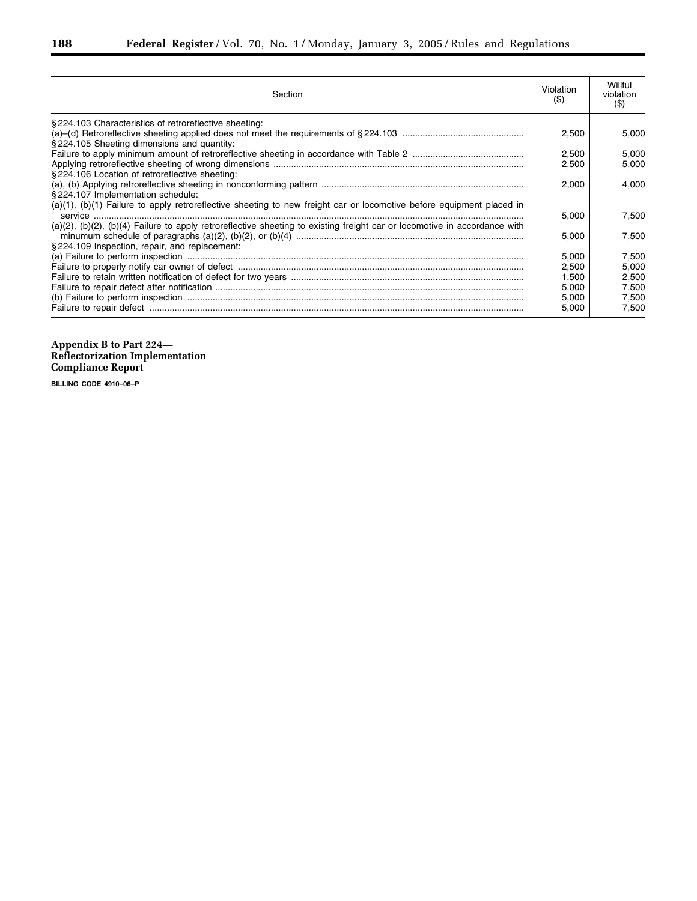| Section | Violation ($) | Willful violation ($) |
| --- | --- | --- |
| §224.103 Characteristics of retroreflective sheeting: | | |
| (a)–(d) Retroreflective sheeting applied does not meet the requirements of §224.103 | 2,500 | 5,000 |
| §224.105 Sheeting dimensions and quantity: | | |
| Failure to apply minimum amount of retroreflective sheeting in accordance with Table 2 | 2,500 | 5,000 |
| Applying retroreflective sheeting of wrong dimensions | 2,500 | 5,000 |
| §224.106 Location of retroreflective sheeting: | | |
| (a), (b) Applying retroreflective sheeting in nonconforming pattern | 2,000 | 4,000 |
| §224.107 Implementation schedule: | | |
| (a)(1), (b)(1) Failure to apply retroreflective sheeting to new freight car or locomotive before equipment placed in service | 5,000 | 7,500 |
| (a)(2), (b)(2), (b)(4) Failure to apply retroreflective sheeting to existing freight car or locomotive in accordance with minumum schedule of paragraphs (a)(2), (b)(2), or (b)(4) | 5,000 | 7,500 |
| §224.109 Inspection, repair, and replacement: | | |
| (a) Failure to perform inspection | 5,000 | 7,500 |
| Failure to properly notify car owner of defect | 2,500 | 5,000 |
| Failure to retain written notification of defect for two years | 1,500 | 2,500 |
| Failure to repair defect after notification | 5,000 | 7,500 |
| (b) Failure to perform inspection | 5,000 | 7,500 |
| Failure to repair defect | 5,000 | 7,500 |

## Appendix B to Part 224—Reflectorization Implementation Compliance Report

**BILLING CODE 4910–06–P**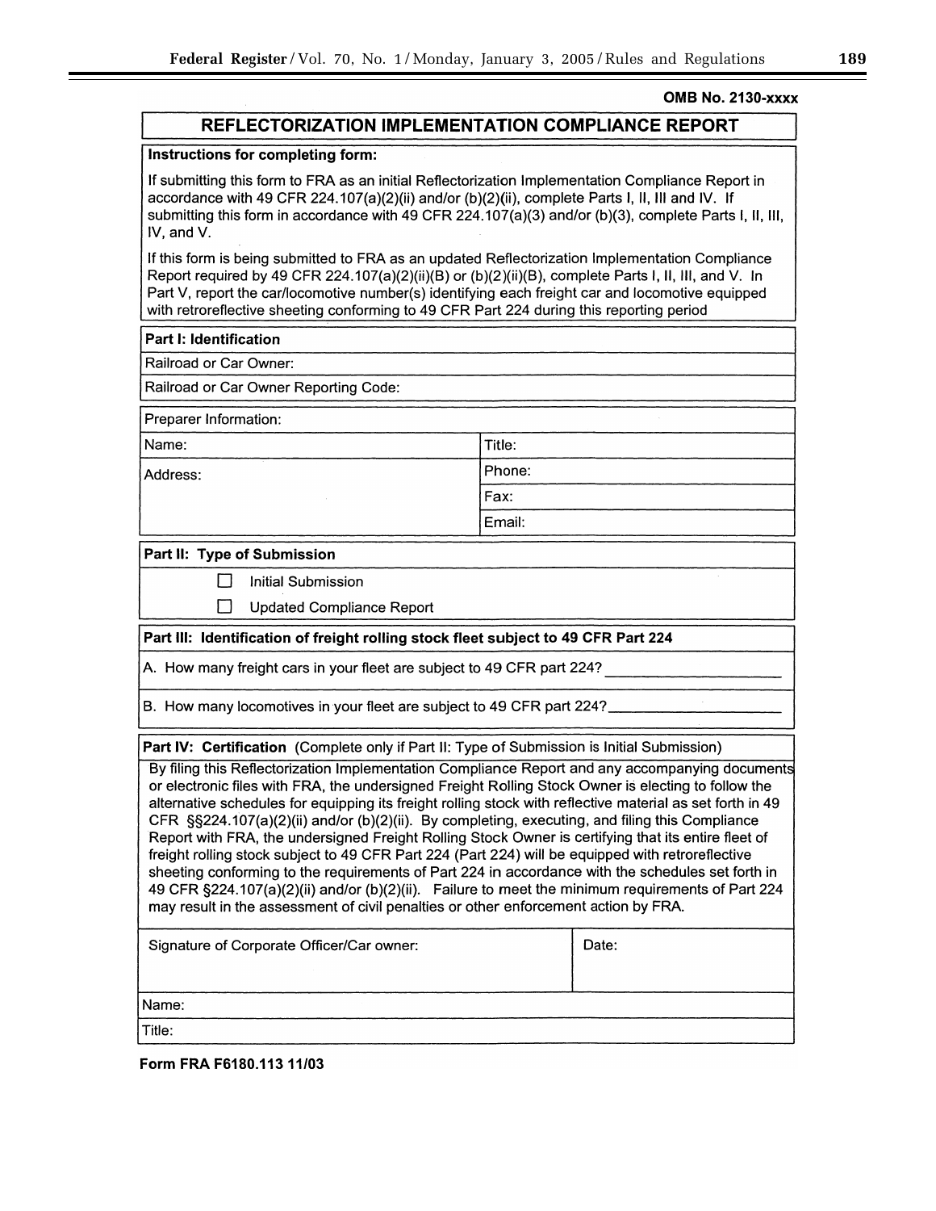**OMB No. 2130-xxxx**

# REFLECTORIZATION IMPLEMENTATION COMPLIANCE REPORT

**Instructions for completing form:**

If submitting this form to FRA as an initial Reflectorization Implementation Compliance Report in accordance with 49 CFR 224.107(a)(2)(ii) and/or (b)(2)(ii), complete Parts I, II, III and IV. If submitting this form in accordance with 49 CFR 224.107(a)(3) and/or (b)(3), complete Parts I, II, III, IV, and V.

If this form is being submitted to FRA as an updated Reflectorization Implementation Compliance Report required by 49 CFR 224.107(a)(2)(ii)(B) or (b)(2)(ii)(B), complete Parts I, II, III, and V. In Part V, report the car/locomotive number(s) identifying each freight car and locomotive equipped with retroreflective sheeting conforming to 49 CFR Part 224 during this reporting period

**Part I: Identification**

Railroad or Car Owner:

Railroad or Car Owner Reporting Code:

Preparer Information:

| Name: | Title: |
|---|---|
| Address: | Phone: |
| | Fax: |
| | Email: |

**Part II: Type of Submission**

☐ Initial Submission

☐ Updated Compliance Report

**Part III: Identification of freight rolling stock fleet subject to 49 CFR Part 224**

A. How many freight cars in your fleet are subject to 49 CFR part 224? ____________________

B. How many locomotives in your fleet are subject to 49 CFR part 224? ____________________

**Part IV: Certification** (Complete only if Part II: Type of Submission is Initial Submission)

By filing this Reflectorization Implementation Compliance Report and any accompanying documents or electronic files with FRA, the undersigned Freight Rolling Stock Owner is electing to follow the alternative schedules for equipping its freight rolling stock with reflective material as set forth in 49 CFR §§224.107(a)(2)(ii) and/or (b)(2)(ii). By completing, executing, and filing this Compliance Report with FRA, the undersigned Freight Rolling Stock Owner is certifying that its entire fleet of freight rolling stock subject to 49 CFR Part 224 (Part 224) will be equipped with retroreflective sheeting conforming to the requirements of Part 224 in accordance with the schedules set forth in 49 CFR §224.107(a)(2)(ii) and/or (b)(2)(ii). Failure to meet the minimum requirements of Part 224 may result in the assessment of civil penalties or other enforcement action by FRA.

| Signature of Corporate Officer/Car owner: | Date: |
|---|---|

Name:

Title:

**Form FRA F6180.113 11/03**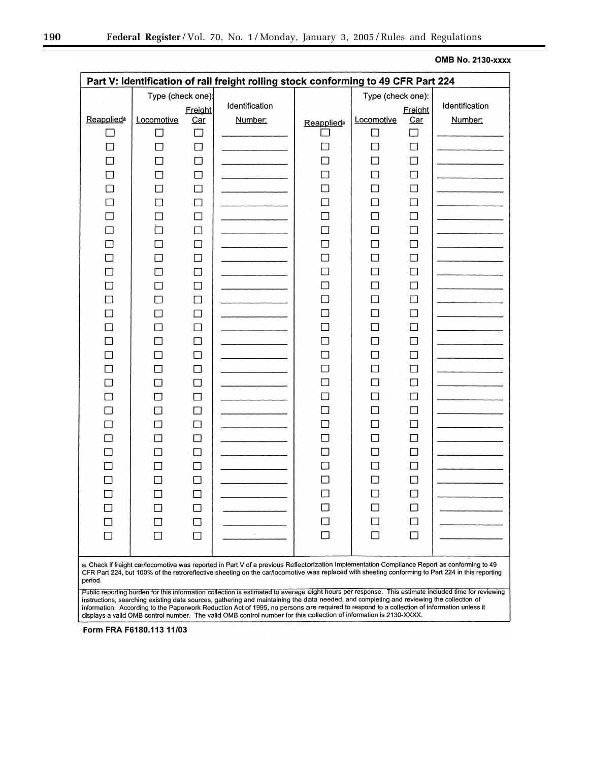OMB No. 2130-xxxx

## Part V: Identification of rail freight rolling stock conforming to 49 CFR Part 224

| Reapplied[a] | Type (check one): Locomotive | Freight Car | Identification Number: | Reapplied[a] | Type (check one): Locomotive | Freight Car | Identification Number: |
|---|---|---|---|---|---|---|---|
| ☐ | ☐ | ☐ | ________ | ☐ | ☐ | ☐ | ________ |
| ☐ | ☐ | ☐ | ________ | ☐ | ☐ | ☐ | ________ |
| ☐ | ☐ | ☐ | ________ | ☐ | ☐ | ☐ | ________ |
| ☐ | ☐ | ☐ | ________ | ☐ | ☐ | ☐ | ________ |
| ☐ | ☐ | ☐ | ________ | ☐ | ☐ | ☐ | ________ |
| ☐ | ☐ | ☐ | ________ | ☐ | ☐ | ☐ | ________ |
| ☐ | ☐ | ☐ | ________ | ☐ | ☐ | ☐ | ________ |
| ☐ | ☐ | ☐ | ________ | ☐ | ☐ | ☐ | ________ |
| ☐ | ☐ | ☐ | ________ | ☐ | ☐ | ☐ | ________ |
| ☐ | ☐ | ☐ | ________ | ☐ | ☐ | ☐ | ________ |
| ☐ | ☐ | ☐ | ________ | ☐ | ☐ | ☐ | ________ |
| ☐ | ☐ | ☐ | ________ | ☐ | ☐ | ☐ | ________ |
| ☐ | ☐ | ☐ | ________ | ☐ | ☐ | ☐ | ________ |
| ☐ | ☐ | ☐ | ________ | ☐ | ☐ | ☐ | ________ |
| ☐ | ☐ | ☐ | ________ | ☐ | ☐ | ☐ | ________ |
| ☐ | ☐ | ☐ | ________ | ☐ | ☐ | ☐ | ________ |
| ☐ | ☐ | ☐ | ________ | ☐ | ☐ | ☐ | ________ |
| ☐ | ☐ | ☐ | ________ | ☐ | ☐ | ☐ | ________ |
| ☐ | ☐ | ☐ | ________ | ☐ | ☐ | ☐ | ________ |
| ☐ | ☐ | ☐ | ________ | ☐ | ☐ | ☐ | ________ |
| ☐ | ☐ | ☐ | ________ | ☐ | ☐ | ☐ | ________ |
| ☐ | ☐ | ☐ | ________ | ☐ | ☐ | ☐ | ________ |
| ☐ | ☐ | ☐ | ________ | ☐ | ☐ | ☐ | ________ |
| ☐ | ☐ | ☐ | ________ | ☐ | ☐ | ☐ | ________ |
| ☐ | ☐ | ☐ | ________ | ☐ | ☐ | ☐ | ________ |
| ☐ | ☐ | ☐ | ________ | ☐ | ☐ | ☐ | ________ |
| ☐ | ☐ | ☐ | ________ | ☐ | ☐ | ☐ | ________ |
| ☐ | ☐ | ☐ | ________ | ☐ | ☐ | ☐ | ________ |
| ☐ | ☐ | ☐ | ________ | ☐ | ☐ | ☐ | ________ |
| ☐ | ☐ | ☐ | ________ | ☐ | ☐ | ☐ | ________ |

a. Check if freight car/locomotive was reported in Part V of a previous Reflectorization Implementation Compliance Report as conforming to 49 CFR Part 224, but 100% of the retroreflective sheeting on the car/locomotive was replaced with sheeting conforming to Part 224 in this reporting period.

Public reporting burden for this information collection is estimated to average eight hours per response. This estimate included time for reviewing instructions, searching existing data sources, gathering and maintaining the data needed, and completing and reviewing the collection of information. According to the Paperwork Reduction Act of 1995, no persons are required to respond to a collection of information unless it displays a valid OMB control number. The valid OMB control number for this collection of information is 2130-XXXX.

Form FRA F6180.113 11/03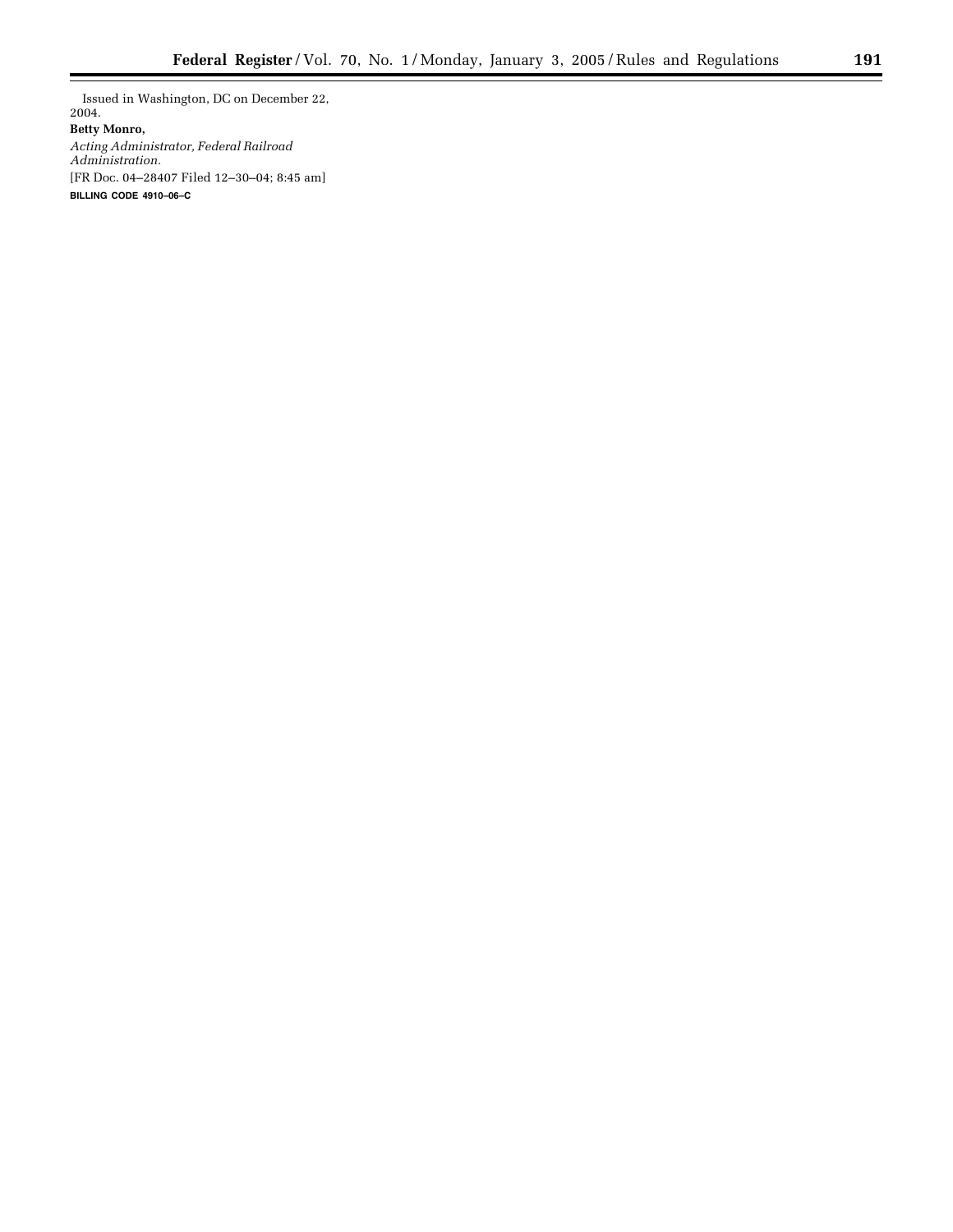Issued in Washington, DC on December 22, 2004.

**Betty Monro,**

*Acting Administrator, Federal Railroad Administration.*

[FR Doc. 04–28407 Filed 12–30–04; 8:45 am]

**BILLING CODE 4910–06–C**